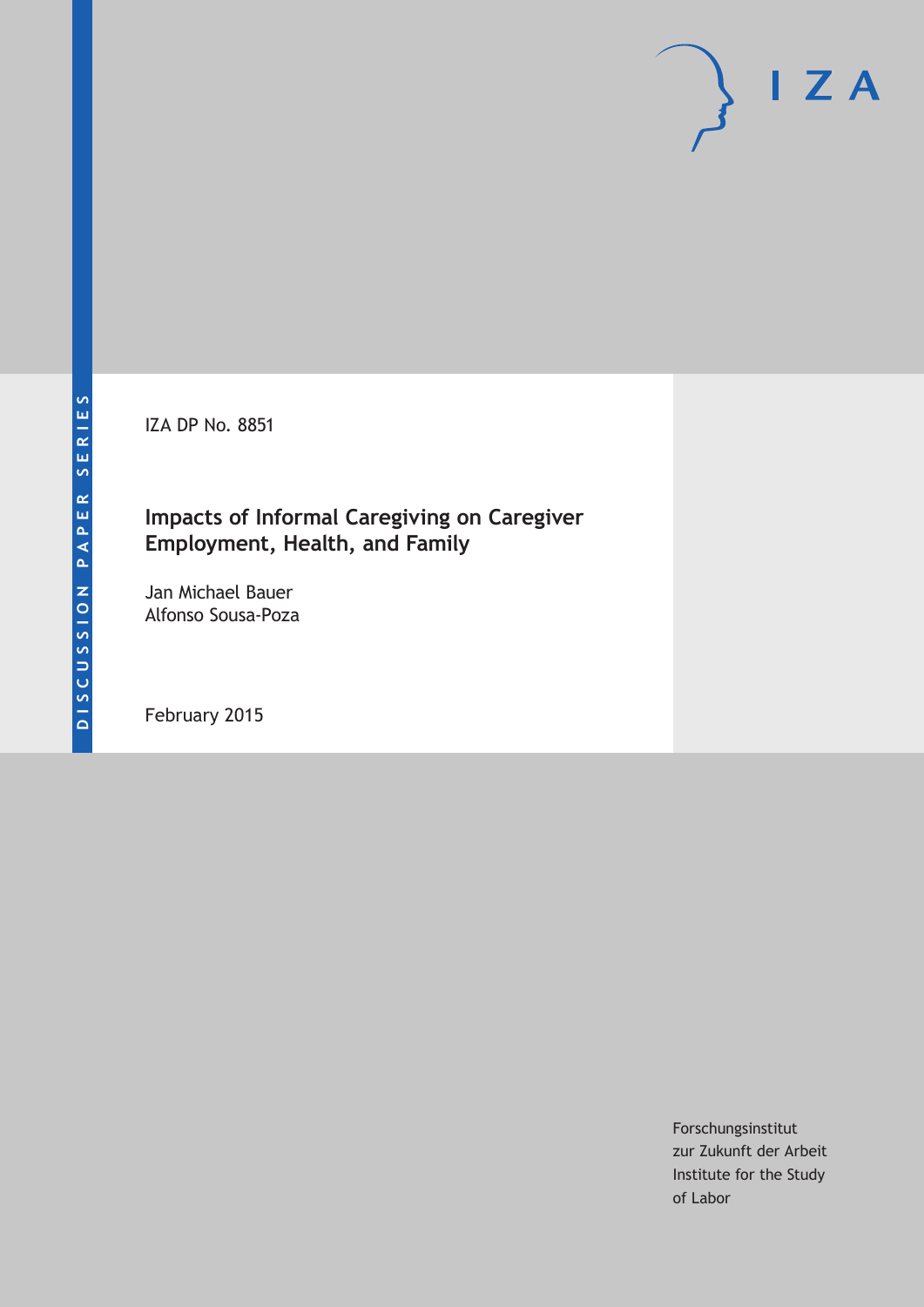DISCUSSION PAPER SERIES

IZA

IZA DP No. 8851

# Impacts of Informal Caregiving on Caregiver Employment, Health, and Family

Jan Michael Bauer
Alfonso Sousa-Poza

February 2015

Forschungsinstitut
zur Zukunft der Arbeit
Institute for the Study
of Labor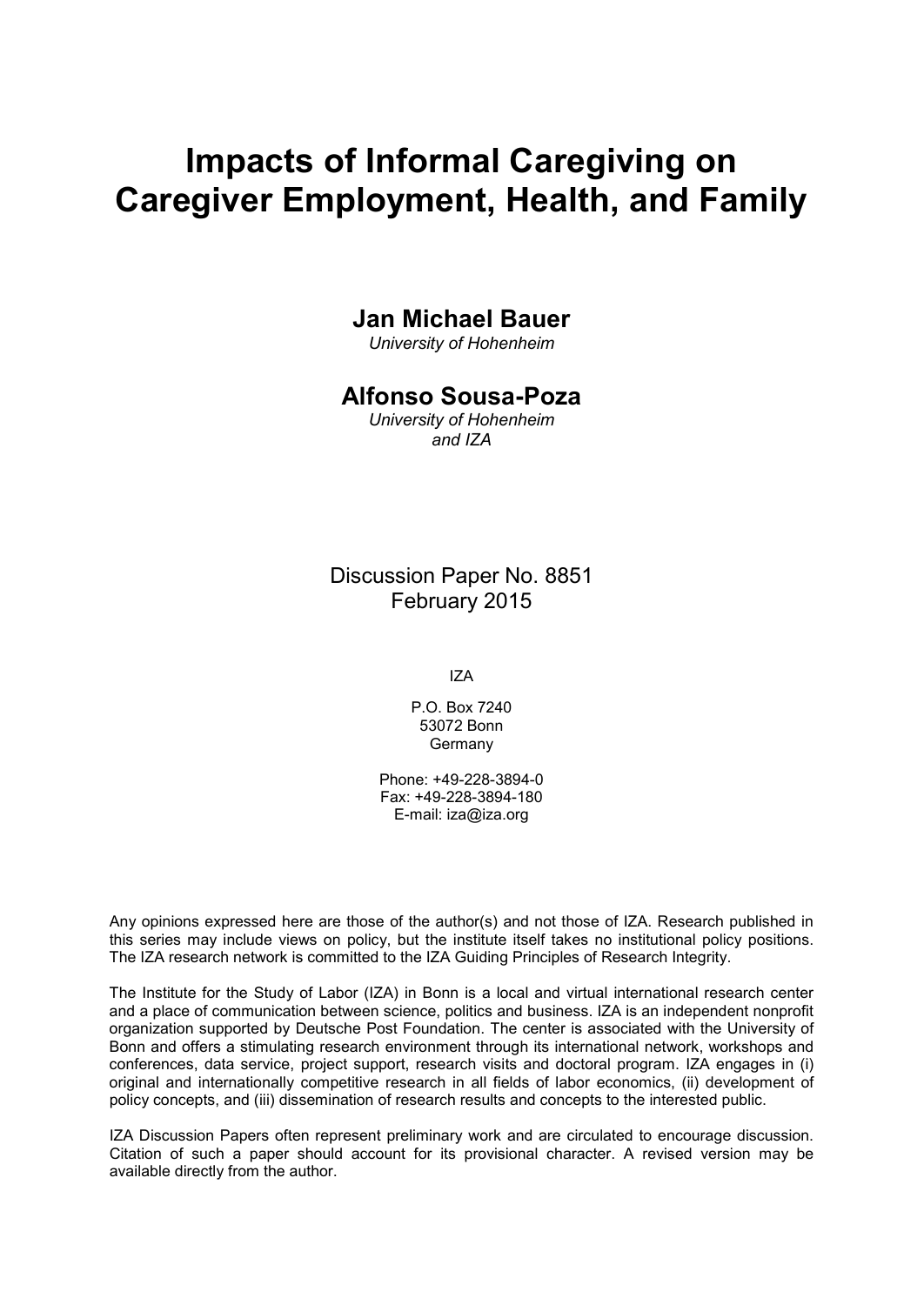# Impacts of Informal Caregiving on Caregiver Employment, Health, and Family

**Jan Michael Bauer**
*University of Hohenheim*

**Alfonso Sousa-Poza**
*University of Hohenheim and IZA*

Discussion Paper No. 8851
February 2015

IZA

P.O. Box 7240
53072 Bonn
Germany

Phone: +49-228-3894-0
Fax: +49-228-3894-180
E-mail: iza@iza.org

Any opinions expressed here are those of the author(s) and not those of IZA. Research published in this series may include views on policy, but the institute itself takes no institutional policy positions. The IZA research network is committed to the IZA Guiding Principles of Research Integrity.

The Institute for the Study of Labor (IZA) in Bonn is a local and virtual international research center and a place of communication between science, politics and business. IZA is an independent nonprofit organization supported by Deutsche Post Foundation. The center is associated with the University of Bonn and offers a stimulating research environment through its international network, workshops and conferences, data service, project support, research visits and doctoral program. IZA engages in (i) original and internationally competitive research in all fields of labor economics, (ii) development of policy concepts, and (iii) dissemination of research results and concepts to the interested public.

IZA Discussion Papers often represent preliminary work and are circulated to encourage discussion. Citation of such a paper should account for its provisional character. A revised version may be available directly from the author.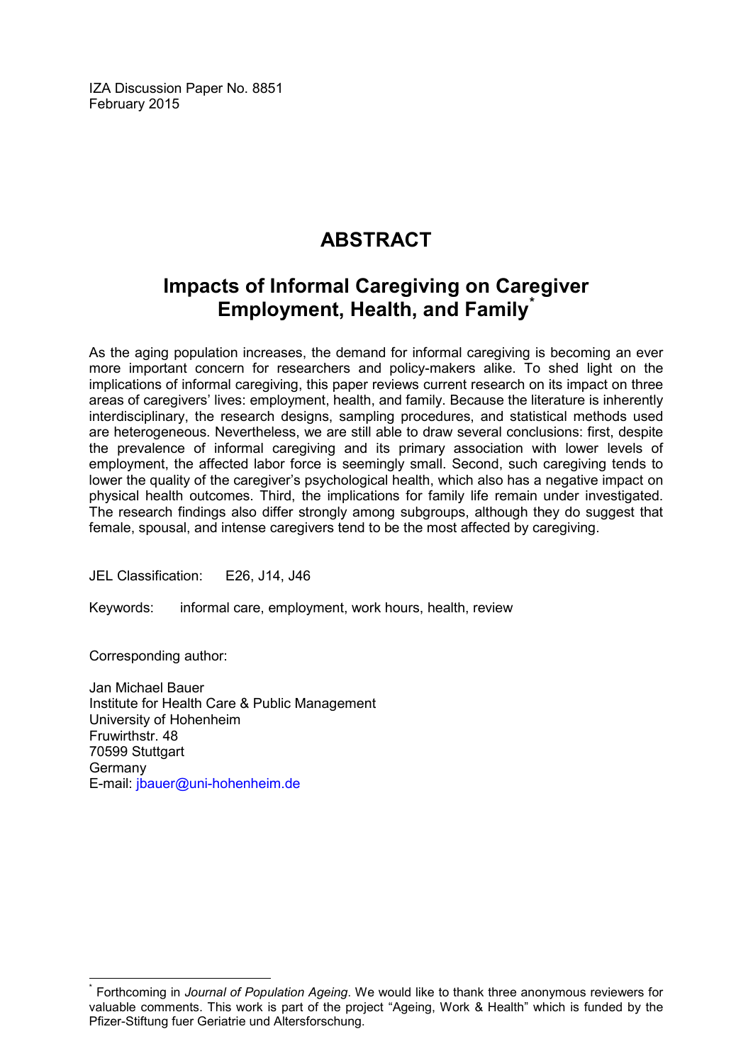IZA Discussion Paper No. 8851
February 2015

# ABSTRACT

## Impacts of Informal Caregiving on Caregiver Employment, Health, and Family*

As the aging population increases, the demand for informal caregiving is becoming an ever more important concern for researchers and policy-makers alike. To shed light on the implications of informal caregiving, this paper reviews current research on its impact on three areas of caregivers' lives: employment, health, and family. Because the literature is inherently interdisciplinary, the research designs, sampling procedures, and statistical methods used are heterogeneous. Nevertheless, we are still able to draw several conclusions: first, despite the prevalence of informal caregiving and its primary association with lower levels of employment, the affected labor force is seemingly small. Second, such caregiving tends to lower the quality of the caregiver's psychological health, which also has a negative impact on physical health outcomes. Third, the implications for family life remain under investigated. The research findings also differ strongly among subgroups, although they do suggest that female, spousal, and intense caregivers tend to be the most affected by caregiving.

JEL Classification: E26, J14, J46

Keywords: informal care, employment, work hours, health, review

Corresponding author:

Jan Michael Bauer
Institute for Health Care & Public Management
University of Hohenheim
Fruwirthstr. 48
70599 Stuttgart
Germany
E-mail: jbauer@uni-hohenheim.de

---

* Forthcoming in *Journal of Population Ageing*. We would like to thank three anonymous reviewers for valuable comments. This work is part of the project "Ageing, Work & Health" which is funded by the Pfizer-Stiftung fuer Geriatrie und Altersforschung.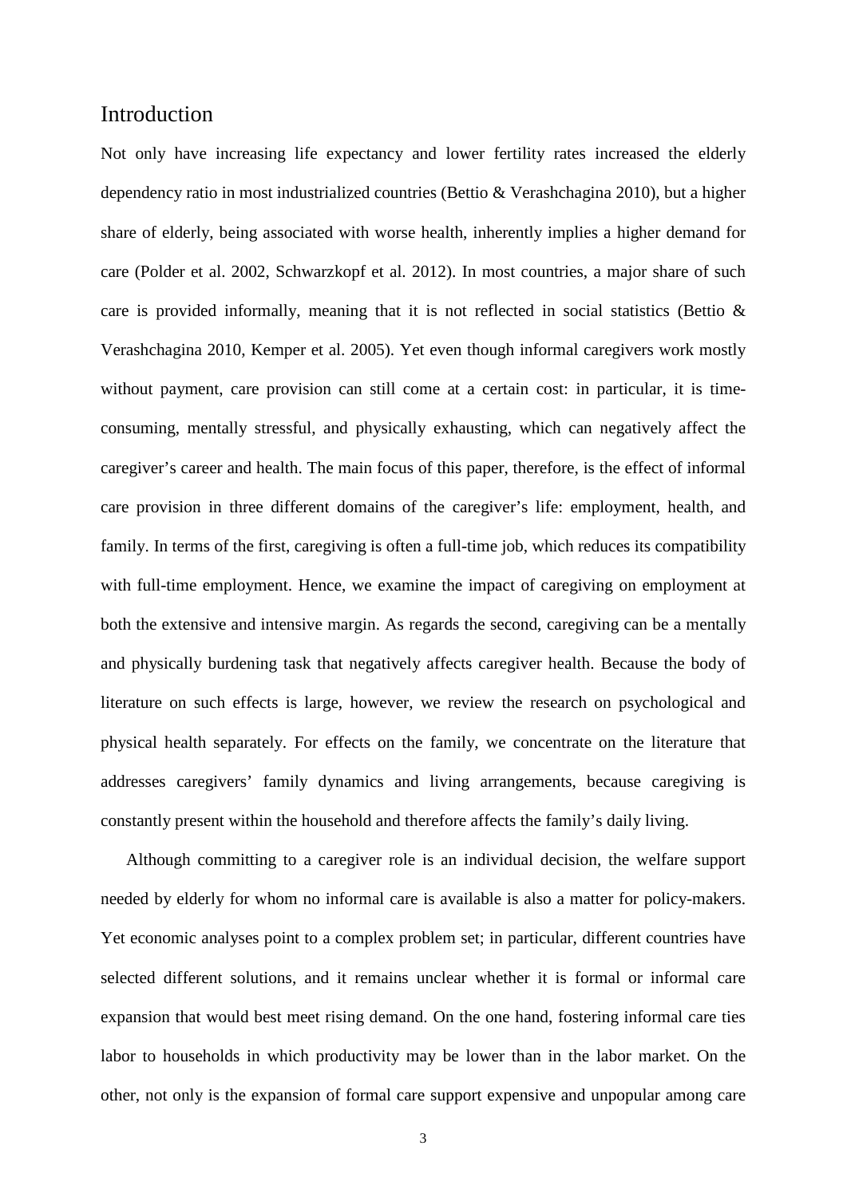# Introduction

Not only have increasing life expectancy and lower fertility rates increased the elderly dependency ratio in most industrialized countries (Bettio & Verashchagina 2010), but a higher share of elderly, being associated with worse health, inherently implies a higher demand for care (Polder et al. 2002, Schwarzkopf et al. 2012). In most countries, a major share of such care is provided informally, meaning that it is not reflected in social statistics (Bettio & Verashchagina 2010, Kemper et al. 2005). Yet even though informal caregivers work mostly without payment, care provision can still come at a certain cost: in particular, it is time-consuming, mentally stressful, and physically exhausting, which can negatively affect the caregiver's career and health. The main focus of this paper, therefore, is the effect of informal care provision in three different domains of the caregiver's life: employment, health, and family. In terms of the first, caregiving is often a full-time job, which reduces its compatibility with full-time employment. Hence, we examine the impact of caregiving on employment at both the extensive and intensive margin. As regards the second, caregiving can be a mentally and physically burdening task that negatively affects caregiver health. Because the body of literature on such effects is large, however, we review the research on psychological and physical health separately. For effects on the family, we concentrate on the literature that addresses caregivers' family dynamics and living arrangements, because caregiving is constantly present within the household and therefore affects the family's daily living.

Although committing to a caregiver role is an individual decision, the welfare support needed by elderly for whom no informal care is available is also a matter for policy-makers. Yet economic analyses point to a complex problem set; in particular, different countries have selected different solutions, and it remains unclear whether it is formal or informal care expansion that would best meet rising demand. On the one hand, fostering informal care ties labor to households in which productivity may be lower than in the labor market. On the other, not only is the expansion of formal care support expensive and unpopular among care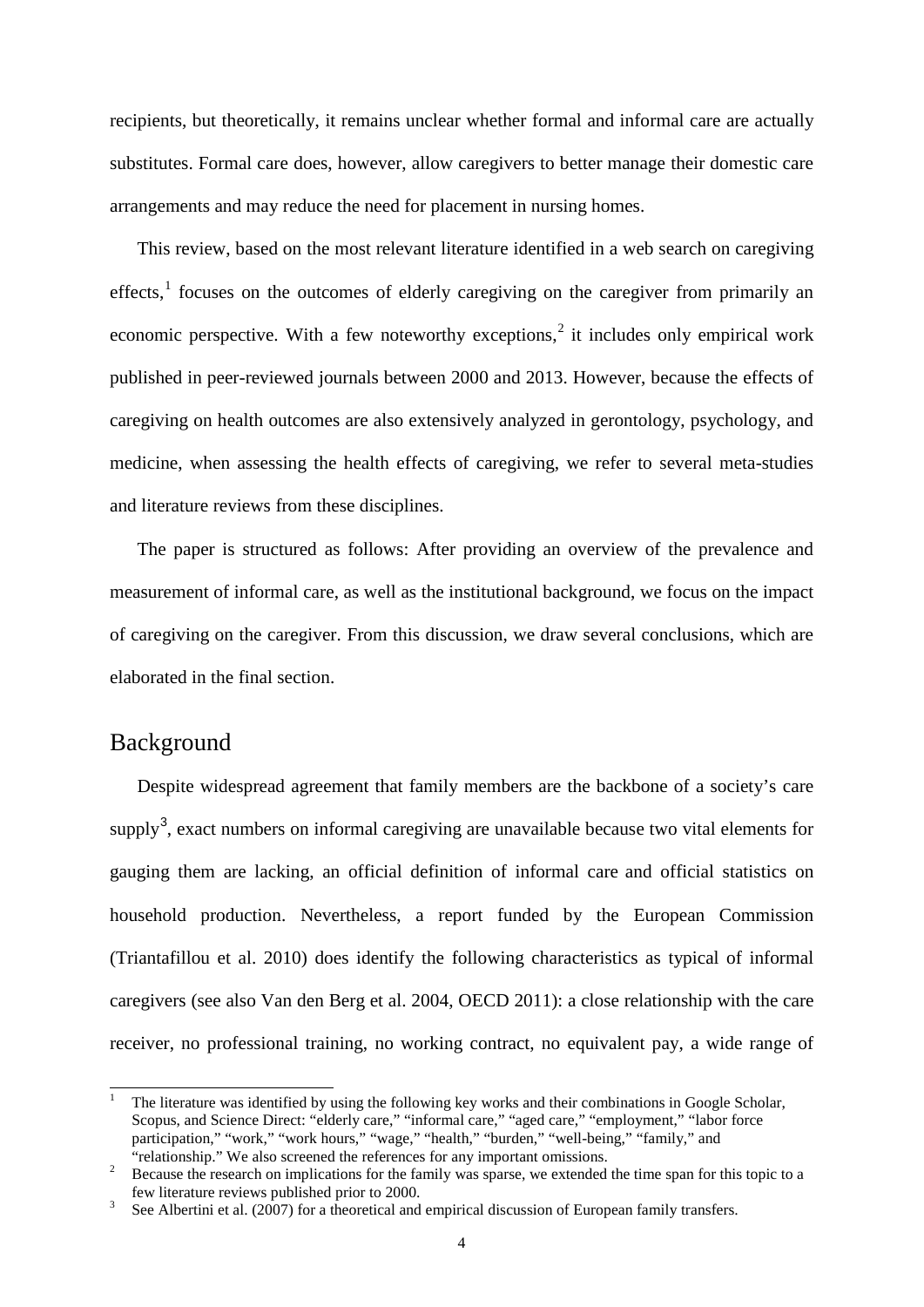recipients, but theoretically, it remains unclear whether formal and informal care are actually substitutes. Formal care does, however, allow caregivers to better manage their domestic care arrangements and may reduce the need for placement in nursing homes.

This review, based on the most relevant literature identified in a web search on caregiving effects,[1] focuses on the outcomes of elderly caregiving on the caregiver from primarily an economic perspective. With a few noteworthy exceptions,[2] it includes only empirical work published in peer-reviewed journals between 2000 and 2013. However, because the effects of caregiving on health outcomes are also extensively analyzed in gerontology, psychology, and medicine, when assessing the health effects of caregiving, we refer to several meta-studies and literature reviews from these disciplines.

The paper is structured as follows: After providing an overview of the prevalence and measurement of informal care, as well as the institutional background, we focus on the impact of caregiving on the caregiver. From this discussion, we draw several conclusions, which are elaborated in the final section.

## Background

Despite widespread agreement that family members are the backbone of a society's care supply[3], exact numbers on informal caregiving are unavailable because two vital elements for gauging them are lacking, an official definition of informal care and official statistics on household production. Nevertheless, a report funded by the European Commission (Triantafillou et al. 2010) does identify the following characteristics as typical of informal caregivers (see also Van den Berg et al. 2004, OECD 2011): a close relationship with the care receiver, no professional training, no working contract, no equivalent pay, a wide range of

---

[1] The literature was identified by using the following key works and their combinations in Google Scholar, Scopus, and Science Direct: "elderly care," "informal care," "aged care," "employment," "labor force participation," "work," "work hours," "wage," "health," "burden," "well-being," "family," and "relationship." We also screened the references for any important omissions.

[2] Because the research on implications for the family was sparse, we extended the time span for this topic to a few literature reviews published prior to 2000.

[3] See Albertini et al. (2007) for a theoretical and empirical discussion of European family transfers.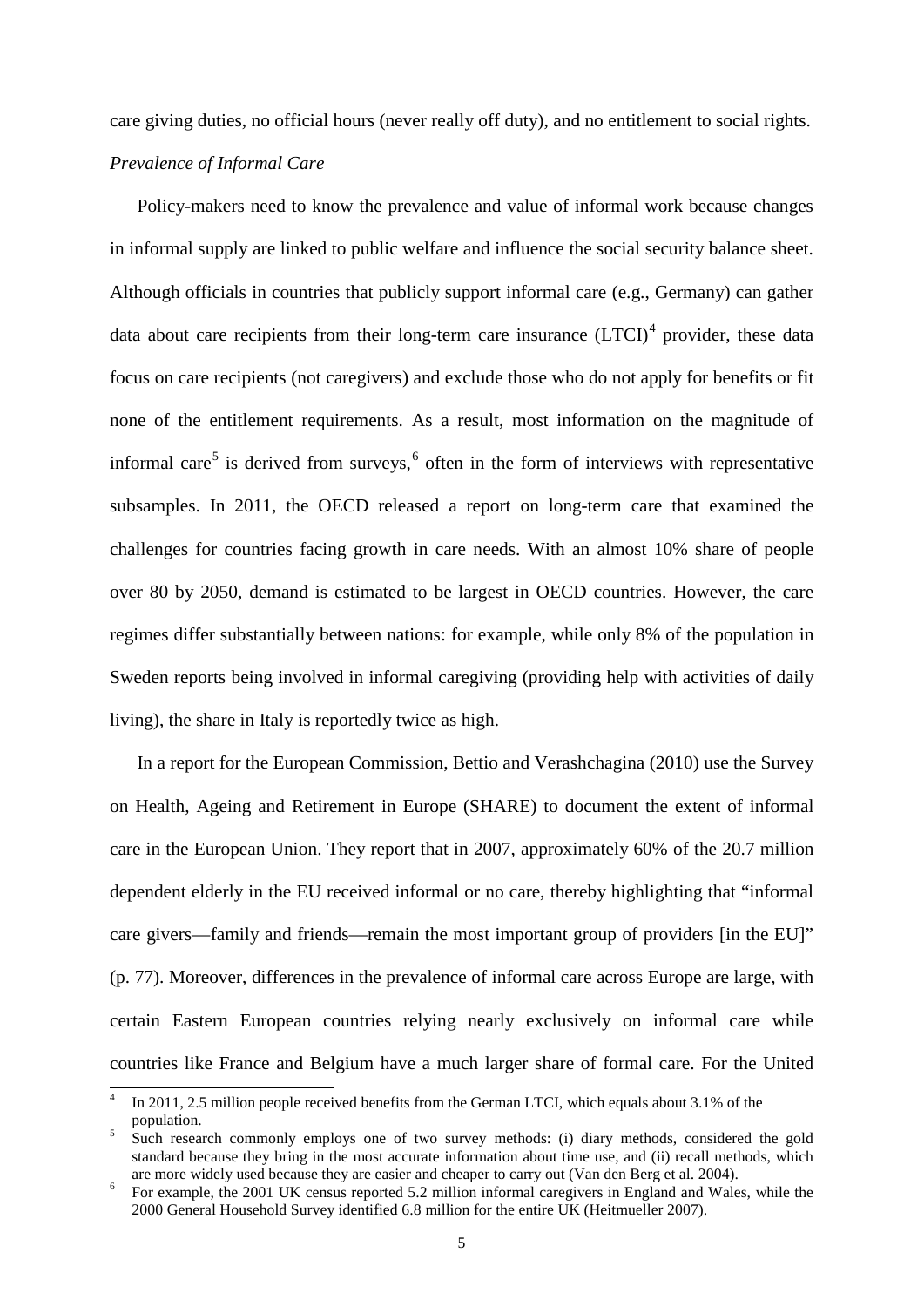care giving duties, no official hours (never really off duty), and no entitlement to social rights.

*Prevalence of Informal Care*

Policy-makers need to know the prevalence and value of informal work because changes in informal supply are linked to public welfare and influence the social security balance sheet. Although officials in countries that publicly support informal care (e.g., Germany) can gather data about care recipients from their long-term care insurance (LTCI)[4] provider, these data focus on care recipients (not caregivers) and exclude those who do not apply for benefits or fit none of the entitlement requirements. As a result, most information on the magnitude of informal care[5] is derived from surveys,[6] often in the form of interviews with representative subsamples. In 2011, the OECD released a report on long-term care that examined the challenges for countries facing growth in care needs. With an almost 10% share of people over 80 by 2050, demand is estimated to be largest in OECD countries. However, the care regimes differ substantially between nations: for example, while only 8% of the population in Sweden reports being involved in informal caregiving (providing help with activities of daily living), the share in Italy is reportedly twice as high.

In a report for the European Commission, Bettio and Verashchagina (2010) use the Survey on Health, Ageing and Retirement in Europe (SHARE) to document the extent of informal care in the European Union. They report that in 2007, approximately 60% of the 20.7 million dependent elderly in the EU received informal or no care, thereby highlighting that "informal care givers—family and friends—remain the most important group of providers [in the EU]" (p. 77). Moreover, differences in the prevalence of informal care across Europe are large, with certain Eastern European countries relying nearly exclusively on informal care while countries like France and Belgium have a much larger share of formal care. For the United

---

[4] In 2011, 2.5 million people received benefits from the German LTCI, which equals about 3.1% of the population.

[5] Such research commonly employs one of two survey methods: (i) diary methods, considered the gold standard because they bring in the most accurate information about time use, and (ii) recall methods, which are more widely used because they are easier and cheaper to carry out (Van den Berg et al. 2004).

[6] For example, the 2001 UK census reported 5.2 million informal caregivers in England and Wales, while the 2000 General Household Survey identified 6.8 million for the entire UK (Heitmueller 2007).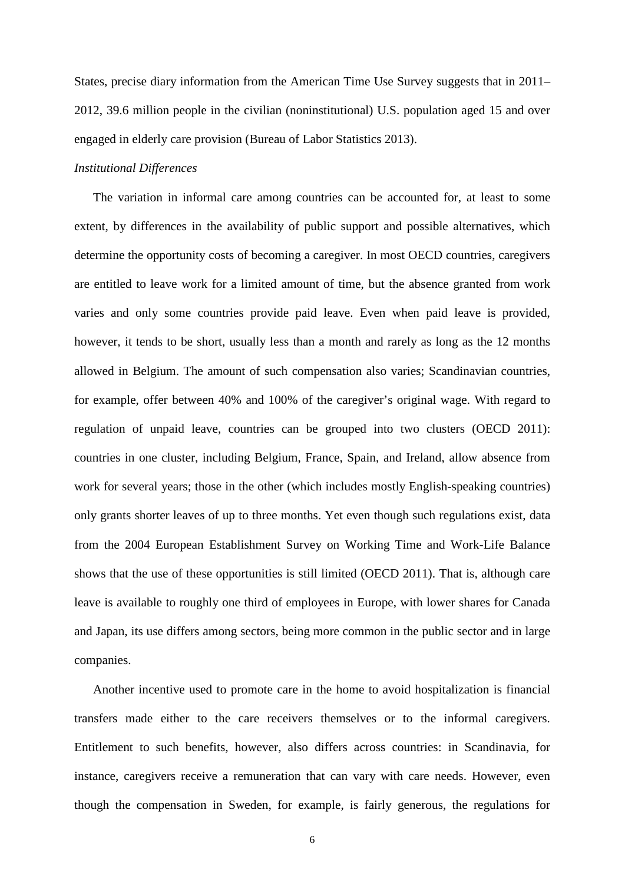States, precise diary information from the American Time Use Survey suggests that in 2011–2012, 39.6 million people in the civilian (noninstitutional) U.S. population aged 15 and over engaged in elderly care provision (Bureau of Labor Statistics 2013).

*Institutional Differences*

The variation in informal care among countries can be accounted for, at least to some extent, by differences in the availability of public support and possible alternatives, which determine the opportunity costs of becoming a caregiver. In most OECD countries, caregivers are entitled to leave work for a limited amount of time, but the absence granted from work varies and only some countries provide paid leave. Even when paid leave is provided, however, it tends to be short, usually less than a month and rarely as long as the 12 months allowed in Belgium. The amount of such compensation also varies; Scandinavian countries, for example, offer between 40% and 100% of the caregiver's original wage. With regard to regulation of unpaid leave, countries can be grouped into two clusters (OECD 2011): countries in one cluster, including Belgium, France, Spain, and Ireland, allow absence from work for several years; those in the other (which includes mostly English-speaking countries) only grants shorter leaves of up to three months. Yet even though such regulations exist, data from the 2004 European Establishment Survey on Working Time and Work-Life Balance shows that the use of these opportunities is still limited (OECD 2011). That is, although care leave is available to roughly one third of employees in Europe, with lower shares for Canada and Japan, its use differs among sectors, being more common in the public sector and in large companies.

Another incentive used to promote care in the home to avoid hospitalization is financial transfers made either to the care receivers themselves or to the informal caregivers. Entitlement to such benefits, however, also differs across countries: in Scandinavia, for instance, caregivers receive a remuneration that can vary with care needs. However, even though the compensation in Sweden, for example, is fairly generous, the regulations for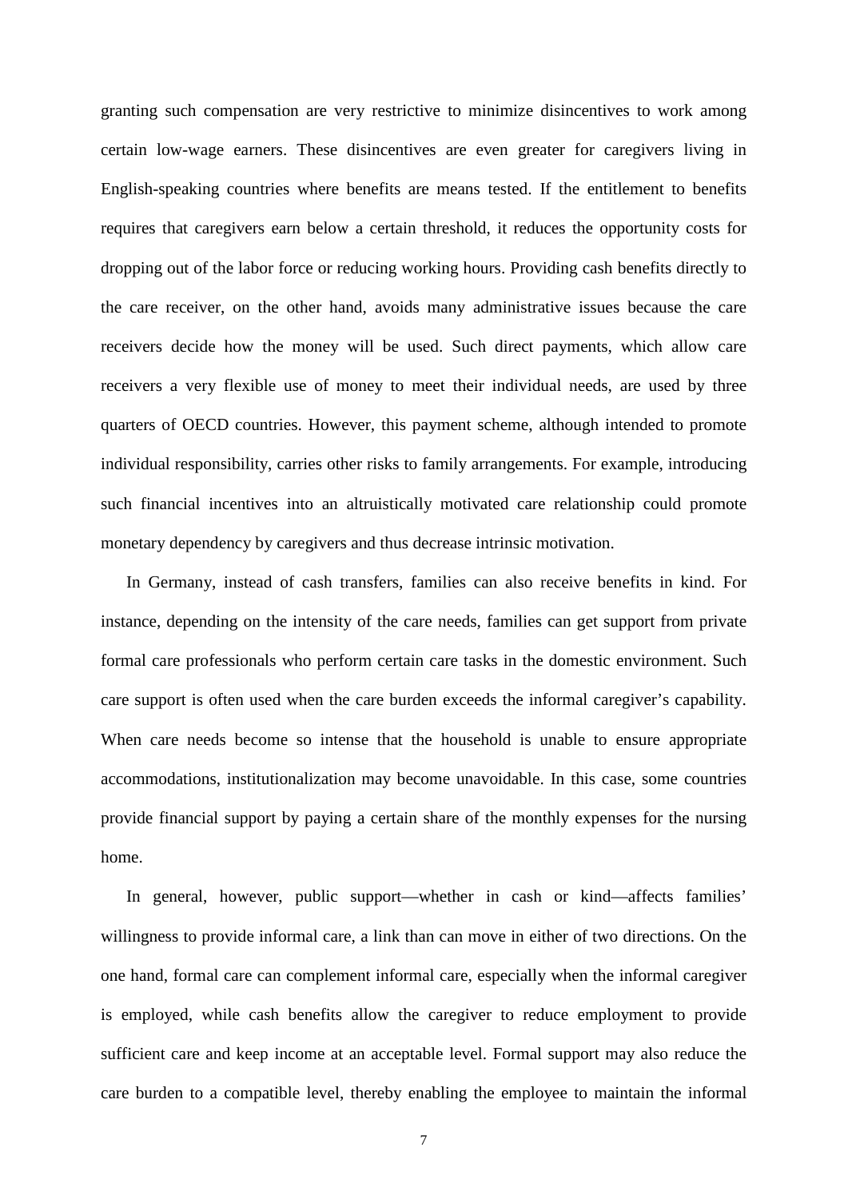granting such compensation are very restrictive to minimize disincentives to work among certain low-wage earners. These disincentives are even greater for caregivers living in English-speaking countries where benefits are means tested. If the entitlement to benefits requires that caregivers earn below a certain threshold, it reduces the opportunity costs for dropping out of the labor force or reducing working hours. Providing cash benefits directly to the care receiver, on the other hand, avoids many administrative issues because the care receivers decide how the money will be used. Such direct payments, which allow care receivers a very flexible use of money to meet their individual needs, are used by three quarters of OECD countries. However, this payment scheme, although intended to promote individual responsibility, carries other risks to family arrangements. For example, introducing such financial incentives into an altruistically motivated care relationship could promote monetary dependency by caregivers and thus decrease intrinsic motivation.

In Germany, instead of cash transfers, families can also receive benefits in kind. For instance, depending on the intensity of the care needs, families can get support from private formal care professionals who perform certain care tasks in the domestic environment. Such care support is often used when the care burden exceeds the informal caregiver's capability. When care needs become so intense that the household is unable to ensure appropriate accommodations, institutionalization may become unavoidable. In this case, some countries provide financial support by paying a certain share of the monthly expenses for the nursing home.

In general, however, public support—whether in cash or kind—affects families' willingness to provide informal care, a link than can move in either of two directions. On the one hand, formal care can complement informal care, especially when the informal caregiver is employed, while cash benefits allow the caregiver to reduce employment to provide sufficient care and keep income at an acceptable level. Formal support may also reduce the care burden to a compatible level, thereby enabling the employee to maintain the informal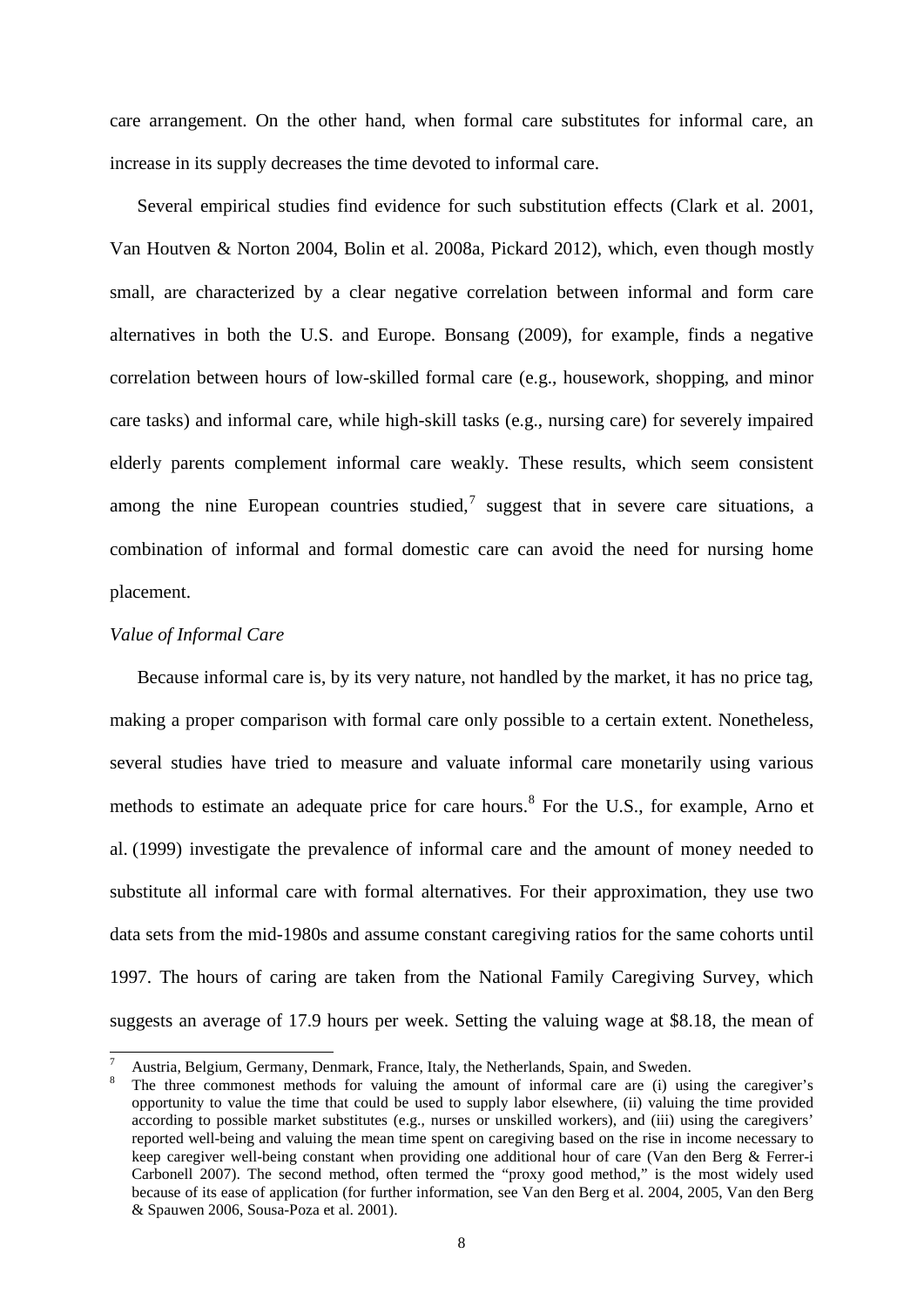care arrangement. On the other hand, when formal care substitutes for informal care, an increase in its supply decreases the time devoted to informal care.

Several empirical studies find evidence for such substitution effects (Clark et al. 2001, Van Houtven & Norton 2004, Bolin et al. 2008a, Pickard 2012), which, even though mostly small, are characterized by a clear negative correlation between informal and form care alternatives in both the U.S. and Europe. Bonsang (2009), for example, finds a negative correlation between hours of low-skilled formal care (e.g., housework, shopping, and minor care tasks) and informal care, while high-skill tasks (e.g., nursing care) for severely impaired elderly parents complement informal care weakly. These results, which seem consistent among the nine European countries studied,[7] suggest that in severe care situations, a combination of informal and formal domestic care can avoid the need for nursing home placement.

*Value of Informal Care*

Because informal care is, by its very nature, not handled by the market, it has no price tag, making a proper comparison with formal care only possible to a certain extent. Nonetheless, several studies have tried to measure and valuate informal care monetarily using various methods to estimate an adequate price for care hours.[8] For the U.S., for example, Arno et al. (1999) investigate the prevalence of informal care and the amount of money needed to substitute all informal care with formal alternatives. For their approximation, they use two data sets from the mid-1980s and assume constant caregiving ratios for the same cohorts until 1997. The hours of caring are taken from the National Family Caregiving Survey, which suggests an average of 17.9 hours per week. Setting the valuing wage at \$8.18, the mean of

---

[7] Austria, Belgium, Germany, Denmark, France, Italy, the Netherlands, Spain, and Sweden.

[8] The three commonest methods for valuing the amount of informal care are (i) using the caregiver's opportunity to value the time that could be used to supply labor elsewhere, (ii) valuing the time provided according to possible market substitutes (e.g., nurses or unskilled workers), and (iii) using the caregivers' reported well-being and valuing the mean time spent on caregiving based on the rise in income necessary to keep caregiver well-being constant when providing one additional hour of care (Van den Berg & Ferrer-i Carbonell 2007). The second method, often termed the "proxy good method," is the most widely used because of its ease of application (for further information, see Van den Berg et al. 2004, 2005, Van den Berg & Spauwen 2006, Sousa-Poza et al. 2001).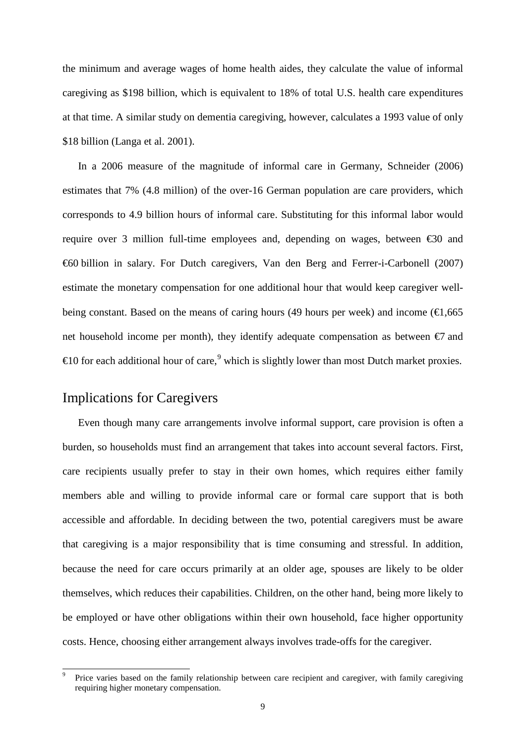the minimum and average wages of home health aides, they calculate the value of informal caregiving as $198 billion, which is equivalent to 18% of total U.S. health care expenditures at that time. A similar study on dementia caregiving, however, calculates a 1993 value of only $18 billion (Langa et al. 2001).

In a 2006 measure of the magnitude of informal care in Germany, Schneider (2006) estimates that 7% (4.8 million) of the over-16 German population are care providers, which corresponds to 4.9 billion hours of informal care. Substituting for this informal labor would require over 3 million full-time employees and, depending on wages, between €30 and €60 billion in salary. For Dutch caregivers, Van den Berg and Ferrer-i-Carbonell (2007) estimate the monetary compensation for one additional hour that would keep caregiver well-being constant. Based on the means of caring hours (49 hours per week) and income (€1,665 net household income per month), they identify adequate compensation as between €7 and €10 for each additional hour of care,[9] which is slightly lower than most Dutch market proxies.

## Implications for Caregivers

Even though many care arrangements involve informal support, care provision is often a burden, so households must find an arrangement that takes into account several factors. First, care recipients usually prefer to stay in their own homes, which requires either family members able and willing to provide informal care or formal care support that is both accessible and affordable. In deciding between the two, potential caregivers must be aware that caregiving is a major responsibility that is time consuming and stressful. In addition, because the need for care occurs primarily at an older age, spouses are likely to be older themselves, which reduces their capabilities. Children, on the other hand, being more likely to be employed or have other obligations within their own household, face higher opportunity costs. Hence, choosing either arrangement always involves trade-offs for the caregiver.

[9] Price varies based on the family relationship between care recipient and caregiver, with family caregiving requiring higher monetary compensation.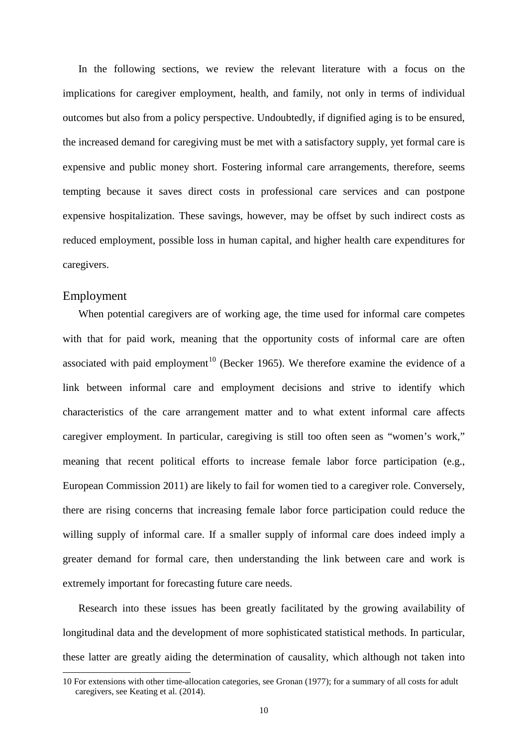In the following sections, we review the relevant literature with a focus on the implications for caregiver employment, health, and family, not only in terms of individual outcomes but also from a policy perspective. Undoubtedly, if dignified aging is to be ensured, the increased demand for caregiving must be met with a satisfactory supply, yet formal care is expensive and public money short. Fostering informal care arrangements, therefore, seems tempting because it saves direct costs in professional care services and can postpone expensive hospitalization. These savings, however, may be offset by such indirect costs as reduced employment, possible loss in human capital, and higher health care expenditures for caregivers.

## Employment

When potential caregivers are of working age, the time used for informal care competes with that for paid work, meaning that the opportunity costs of informal care are often associated with paid employment[10] (Becker 1965). We therefore examine the evidence of a link between informal care and employment decisions and strive to identify which characteristics of the care arrangement matter and to what extent informal care affects caregiver employment. In particular, caregiving is still too often seen as "women's work," meaning that recent political efforts to increase female labor force participation (e.g., European Commission 2011) are likely to fail for women tied to a caregiver role. Conversely, there are rising concerns that increasing female labor force participation could reduce the willing supply of informal care. If a smaller supply of informal care does indeed imply a greater demand for formal care, then understanding the link between care and work is extremely important for forecasting future care needs.

Research into these issues has been greatly facilitated by the growing availability of longitudinal data and the development of more sophisticated statistical methods. In particular, these latter are greatly aiding the determination of causality, which although not taken into

10 For extensions with other time-allocation categories, see Gronan (1977); for a summary of all costs for adult caregivers, see Keating et al. (2014).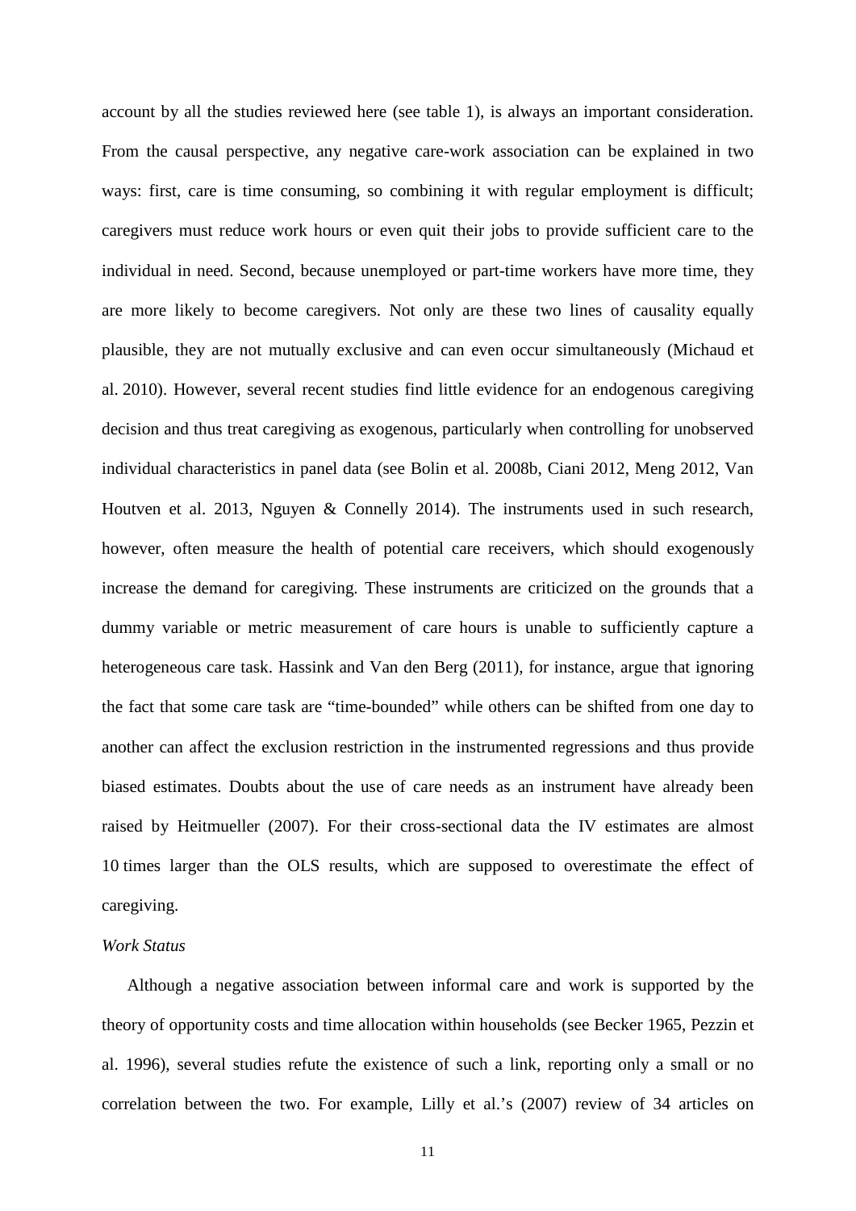account by all the studies reviewed here (see table 1), is always an important consideration. From the causal perspective, any negative care-work association can be explained in two ways: first, care is time consuming, so combining it with regular employment is difficult; caregivers must reduce work hours or even quit their jobs to provide sufficient care to the individual in need. Second, because unemployed or part-time workers have more time, they are more likely to become caregivers. Not only are these two lines of causality equally plausible, they are not mutually exclusive and can even occur simultaneously (Michaud et al. 2010). However, several recent studies find little evidence for an endogenous caregiving decision and thus treat caregiving as exogenous, particularly when controlling for unobserved individual characteristics in panel data (see Bolin et al. 2008b, Ciani 2012, Meng 2012, Van Houtven et al. 2013, Nguyen & Connelly 2014). The instruments used in such research, however, often measure the health of potential care receivers, which should exogenously increase the demand for caregiving. These instruments are criticized on the grounds that a dummy variable or metric measurement of care hours is unable to sufficiently capture a heterogeneous care task. Hassink and Van den Berg (2011), for instance, argue that ignoring the fact that some care task are "time-bounded" while others can be shifted from one day to another can affect the exclusion restriction in the instrumented regressions and thus provide biased estimates. Doubts about the use of care needs as an instrument have already been raised by Heitmueller (2007). For their cross-sectional data the IV estimates are almost 10 times larger than the OLS results, which are supposed to overestimate the effect of caregiving.

*Work Status*

Although a negative association between informal care and work is supported by the theory of opportunity costs and time allocation within households (see Becker 1965, Pezzin et al. 1996), several studies refute the existence of such a link, reporting only a small or no correlation between the two. For example, Lilly et al.'s (2007) review of 34 articles on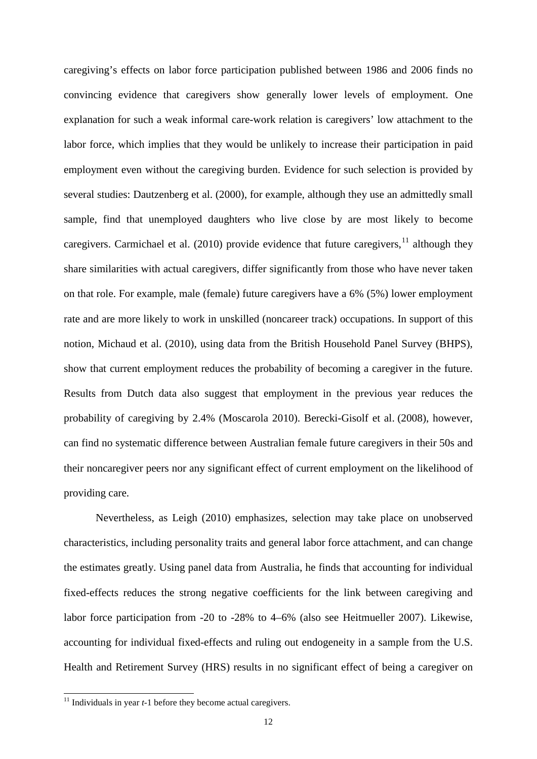caregiving's effects on labor force participation published between 1986 and 2006 finds no convincing evidence that caregivers show generally lower levels of employment. One explanation for such a weak informal care-work relation is caregivers' low attachment to the labor force, which implies that they would be unlikely to increase their participation in paid employment even without the caregiving burden. Evidence for such selection is provided by several studies: Dautzenberg et al. (2000), for example, although they use an admittedly small sample, find that unemployed daughters who live close by are most likely to become caregivers. Carmichael et al. (2010) provide evidence that future caregivers,[11] although they share similarities with actual caregivers, differ significantly from those who have never taken on that role. For example, male (female) future caregivers have a 6% (5%) lower employment rate and are more likely to work in unskilled (noncareer track) occupations. In support of this notion, Michaud et al. (2010), using data from the British Household Panel Survey (BHPS), show that current employment reduces the probability of becoming a caregiver in the future. Results from Dutch data also suggest that employment in the previous year reduces the probability of caregiving by 2.4% (Moscarola 2010). Berecki-Gisolf et al. (2008), however, can find no systematic difference between Australian female future caregivers in their 50s and their noncaregiver peers nor any significant effect of current employment on the likelihood of providing care.

Nevertheless, as Leigh (2010) emphasizes, selection may take place on unobserved characteristics, including personality traits and general labor force attachment, and can change the estimates greatly. Using panel data from Australia, he finds that accounting for individual fixed-effects reduces the strong negative coefficients for the link between caregiving and labor force participation from -20 to -28% to 4–6% (also see Heitmueller 2007). Likewise, accounting for individual fixed-effects and ruling out endogeneity in a sample from the U.S. Health and Retirement Survey (HRS) results in no significant effect of being a caregiver on

[11] Individuals in year *t*-1 before they become actual caregivers.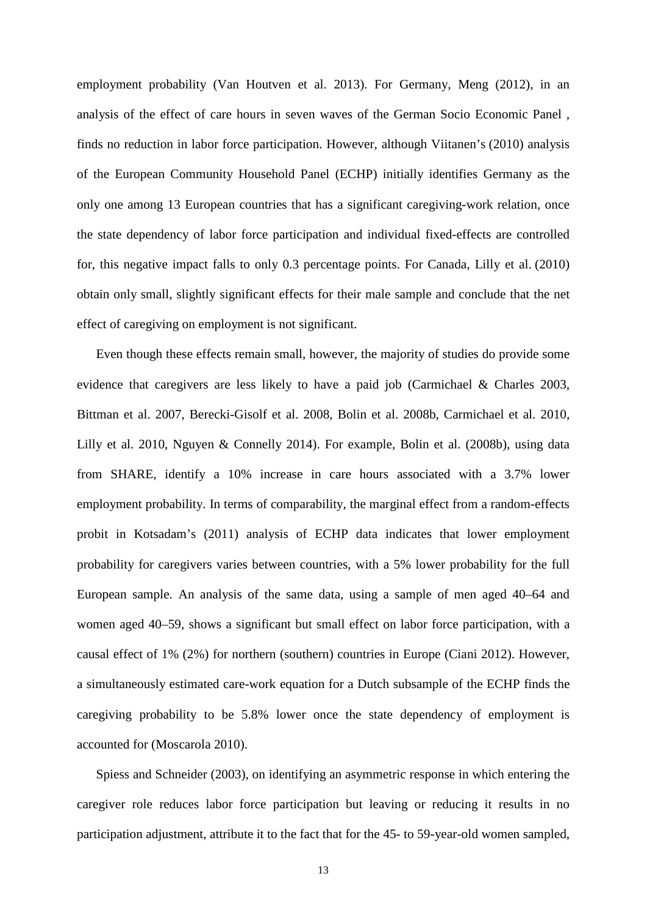employment probability (Van Houtven et al. 2013). For Germany, Meng (2012), in an analysis of the effect of care hours in seven waves of the German Socio Economic Panel , finds no reduction in labor force participation. However, although Viitanen's (2010) analysis of the European Community Household Panel (ECHP) initially identifies Germany as the only one among 13 European countries that has a significant caregiving-work relation, once the state dependency of labor force participation and individual fixed-effects are controlled for, this negative impact falls to only 0.3 percentage points. For Canada, Lilly et al. (2010) obtain only small, slightly significant effects for their male sample and conclude that the net effect of caregiving on employment is not significant.

Even though these effects remain small, however, the majority of studies do provide some evidence that caregivers are less likely to have a paid job (Carmichael & Charles 2003, Bittman et al. 2007, Berecki-Gisolf et al. 2008, Bolin et al. 2008b, Carmichael et al. 2010, Lilly et al. 2010, Nguyen & Connelly 2014). For example, Bolin et al. (2008b), using data from SHARE, identify a 10% increase in care hours associated with a 3.7% lower employment probability. In terms of comparability, the marginal effect from a random-effects probit in Kotsadam's (2011) analysis of ECHP data indicates that lower employment probability for caregivers varies between countries, with a 5% lower probability for the full European sample. An analysis of the same data, using a sample of men aged 40–64 and women aged 40–59, shows a significant but small effect on labor force participation, with a causal effect of 1% (2%) for northern (southern) countries in Europe (Ciani 2012). However, a simultaneously estimated care-work equation for a Dutch subsample of the ECHP finds the caregiving probability to be 5.8% lower once the state dependency of employment is accounted for (Moscarola 2010).

Spiess and Schneider (2003), on identifying an asymmetric response in which entering the caregiver role reduces labor force participation but leaving or reducing it results in no participation adjustment, attribute it to the fact that for the 45- to 59-year-old women sampled,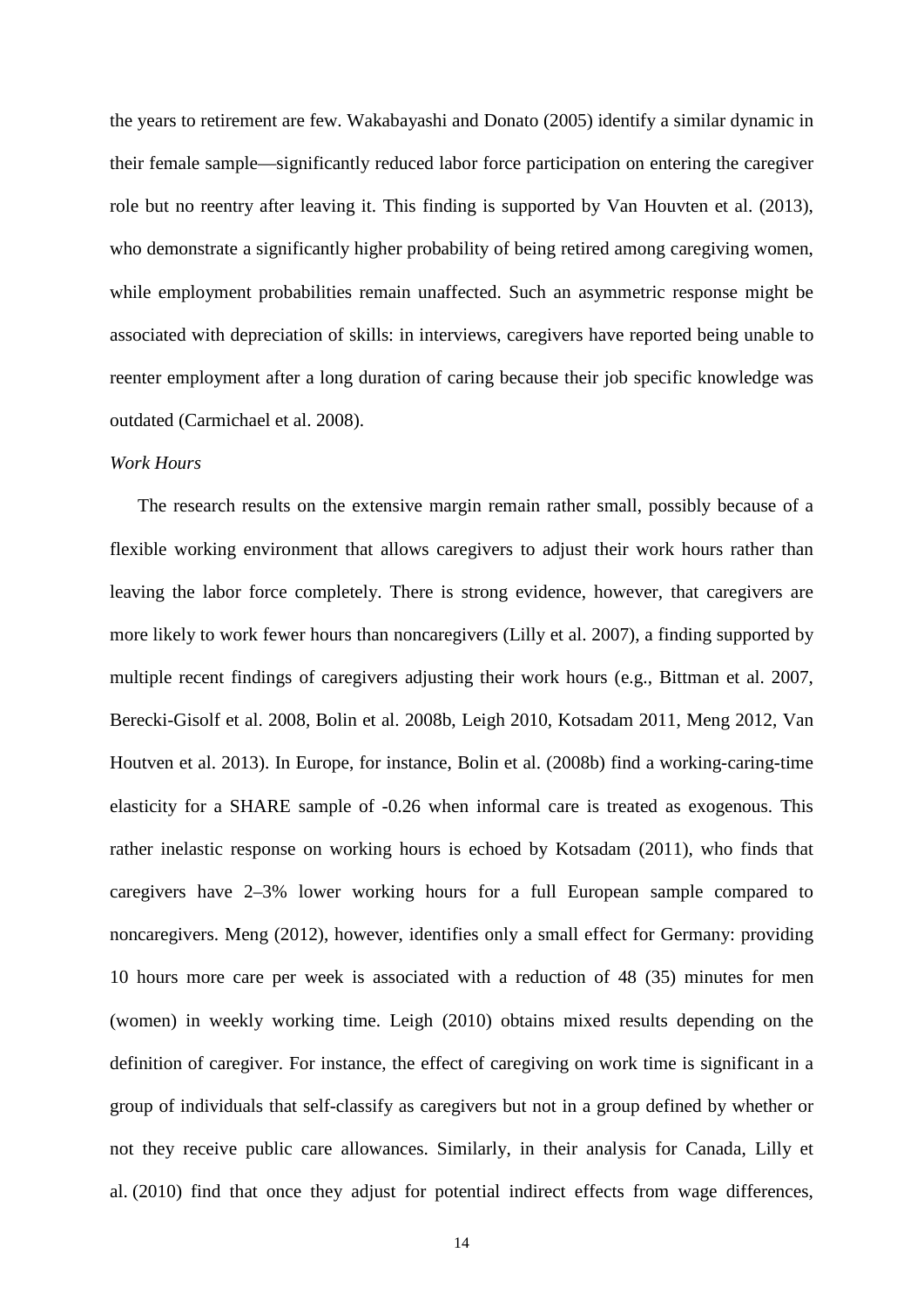the years to retirement are few. Wakabayashi and Donato (2005) identify a similar dynamic in their female sample—significantly reduced labor force participation on entering the caregiver role but no reentry after leaving it. This finding is supported by Van Houvten et al. (2013), who demonstrate a significantly higher probability of being retired among caregiving women, while employment probabilities remain unaffected. Such an asymmetric response might be associated with depreciation of skills: in interviews, caregivers have reported being unable to reenter employment after a long duration of caring because their job specific knowledge was outdated (Carmichael et al. 2008).

*Work Hours*

The research results on the extensive margin remain rather small, possibly because of a flexible working environment that allows caregivers to adjust their work hours rather than leaving the labor force completely. There is strong evidence, however, that caregivers are more likely to work fewer hours than noncaregivers (Lilly et al. 2007), a finding supported by multiple recent findings of caregivers adjusting their work hours (e.g., Bittman et al. 2007, Berecki-Gisolf et al. 2008, Bolin et al. 2008b, Leigh 2010, Kotsadam 2011, Meng 2012, Van Houtven et al. 2013). In Europe, for instance, Bolin et al. (2008b) find a working-caring-time elasticity for a SHARE sample of -0.26 when informal care is treated as exogenous. This rather inelastic response on working hours is echoed by Kotsadam (2011), who finds that caregivers have 2–3% lower working hours for a full European sample compared to noncaregivers. Meng (2012), however, identifies only a small effect for Germany: providing 10 hours more care per week is associated with a reduction of 48 (35) minutes for men (women) in weekly working time. Leigh (2010) obtains mixed results depending on the definition of caregiver. For instance, the effect of caregiving on work time is significant in a group of individuals that self-classify as caregivers but not in a group defined by whether or not they receive public care allowances. Similarly, in their analysis for Canada, Lilly et al. (2010) find that once they adjust for potential indirect effects from wage differences,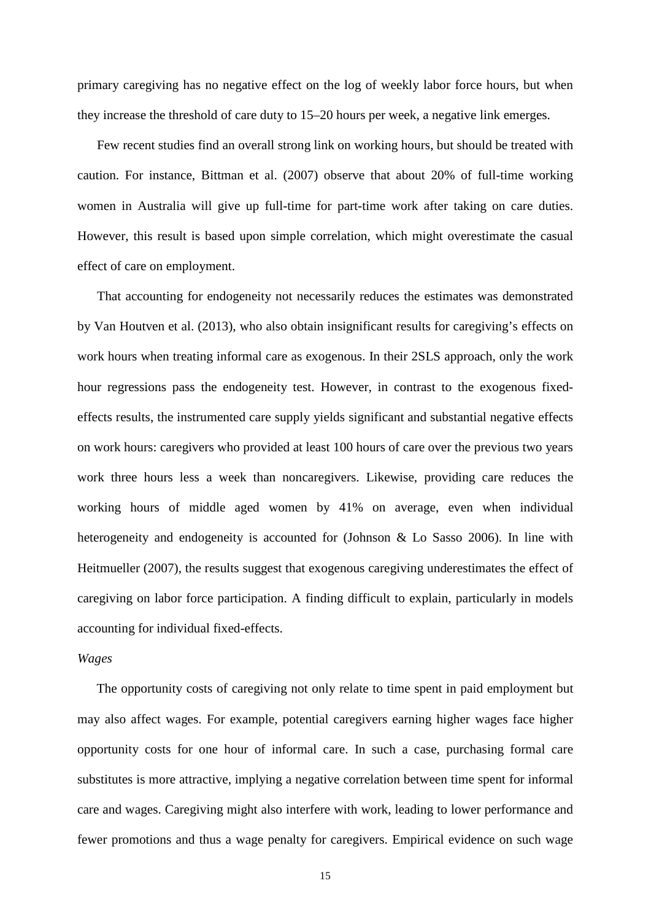primary caregiving has no negative effect on the log of weekly labor force hours, but when they increase the threshold of care duty to 15–20 hours per week, a negative link emerges.

Few recent studies find an overall strong link on working hours, but should be treated with caution. For instance, Bittman et al. (2007) observe that about 20% of full-time working women in Australia will give up full-time for part-time work after taking on care duties. However, this result is based upon simple correlation, which might overestimate the casual effect of care on employment.

That accounting for endogeneity not necessarily reduces the estimates was demonstrated by Van Houtven et al. (2013), who also obtain insignificant results for caregiving's effects on work hours when treating informal care as exogenous. In their 2SLS approach, only the work hour regressions pass the endogeneity test. However, in contrast to the exogenous fixed-effects results, the instrumented care supply yields significant and substantial negative effects on work hours: caregivers who provided at least 100 hours of care over the previous two years work three hours less a week than noncaregivers. Likewise, providing care reduces the working hours of middle aged women by 41% on average, even when individual heterogeneity and endogeneity is accounted for (Johnson & Lo Sasso 2006). In line with Heitmueller (2007), the results suggest that exogenous caregiving underestimates the effect of caregiving on labor force participation. A finding difficult to explain, particularly in models accounting for individual fixed-effects.

*Wages*

The opportunity costs of caregiving not only relate to time spent in paid employment but may also affect wages. For example, potential caregivers earning higher wages face higher opportunity costs for one hour of informal care. In such a case, purchasing formal care substitutes is more attractive, implying a negative correlation between time spent for informal care and wages. Caregiving might also interfere with work, leading to lower performance and fewer promotions and thus a wage penalty for caregivers. Empirical evidence on such wage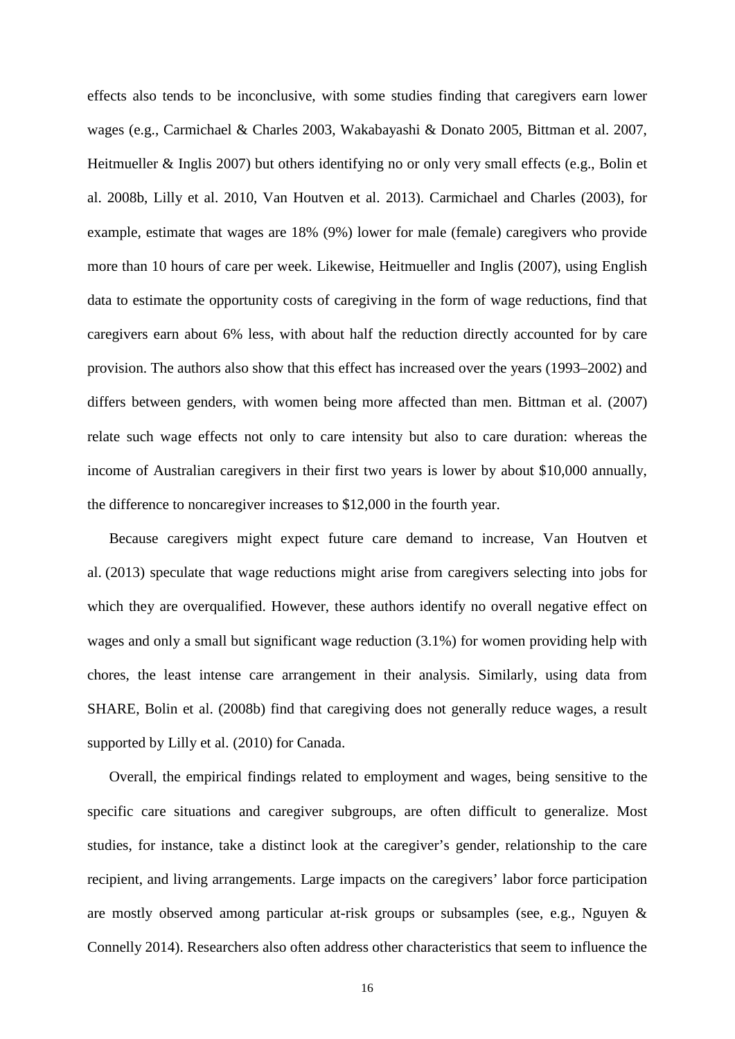effects also tends to be inconclusive, with some studies finding that caregivers earn lower wages (e.g., Carmichael & Charles 2003, Wakabayashi & Donato 2005, Bittman et al. 2007, Heitmueller & Inglis 2007) but others identifying no or only very small effects (e.g., Bolin et al. 2008b, Lilly et al. 2010, Van Houtven et al. 2013). Carmichael and Charles (2003), for example, estimate that wages are 18% (9%) lower for male (female) caregivers who provide more than 10 hours of care per week. Likewise, Heitmueller and Inglis (2007), using English data to estimate the opportunity costs of caregiving in the form of wage reductions, find that caregivers earn about 6% less, with about half the reduction directly accounted for by care provision. The authors also show that this effect has increased over the years (1993–2002) and differs between genders, with women being more affected than men. Bittman et al. (2007) relate such wage effects not only to care intensity but also to care duration: whereas the income of Australian caregivers in their first two years is lower by about $10,000 annually, the difference to noncaregiver increases to $12,000 in the fourth year.

Because caregivers might expect future care demand to increase, Van Houtven et al. (2013) speculate that wage reductions might arise from caregivers selecting into jobs for which they are overqualified. However, these authors identify no overall negative effect on wages and only a small but significant wage reduction (3.1%) for women providing help with chores, the least intense care arrangement in their analysis. Similarly, using data from SHARE, Bolin et al. (2008b) find that caregiving does not generally reduce wages, a result supported by Lilly et al. (2010) for Canada.

Overall, the empirical findings related to employment and wages, being sensitive to the specific care situations and caregiver subgroups, are often difficult to generalize. Most studies, for instance, take a distinct look at the caregiver's gender, relationship to the care recipient, and living arrangements. Large impacts on the caregivers' labor force participation are mostly observed among particular at-risk groups or subsamples (see, e.g., Nguyen & Connelly 2014). Researchers also often address other characteristics that seem to influence the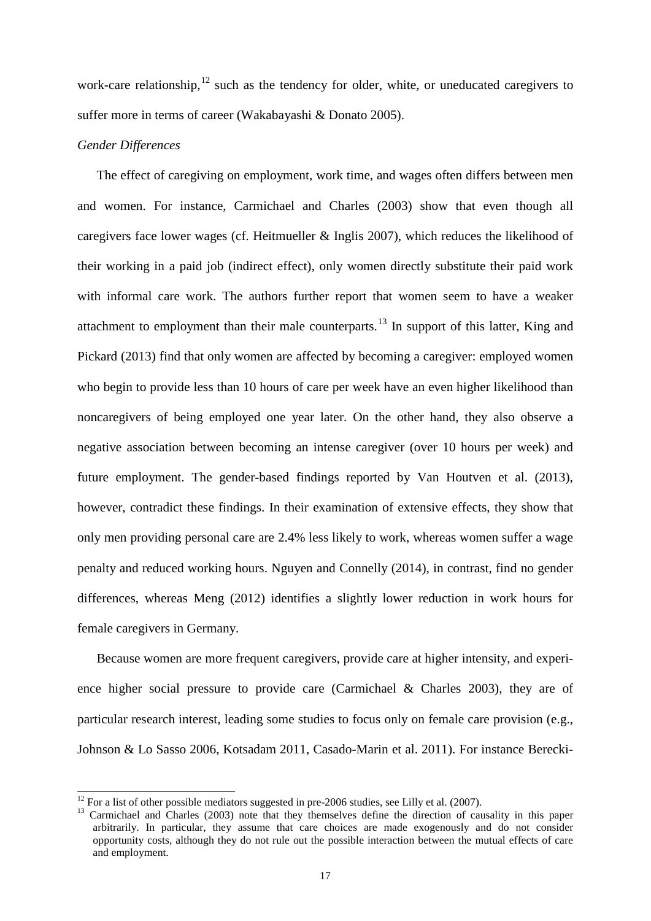work-care relationship,[12] such as the tendency for older, white, or uneducated caregivers to suffer more in terms of career (Wakabayashi & Donato 2005).

*Gender Differences*

The effect of caregiving on employment, work time, and wages often differs between men and women. For instance, Carmichael and Charles (2003) show that even though all caregivers face lower wages (cf. Heitmueller & Inglis 2007), which reduces the likelihood of their working in a paid job (indirect effect), only women directly substitute their paid work with informal care work. The authors further report that women seem to have a weaker attachment to employment than their male counterparts.[13] In support of this latter, King and Pickard (2013) find that only women are affected by becoming a caregiver: employed women who begin to provide less than 10 hours of care per week have an even higher likelihood than noncaregivers of being employed one year later. On the other hand, they also observe a negative association between becoming an intense caregiver (over 10 hours per week) and future employment. The gender-based findings reported by Van Houtven et al. (2013), however, contradict these findings. In their examination of extensive effects, they show that only men providing personal care are 2.4% less likely to work, whereas women suffer a wage penalty and reduced working hours. Nguyen and Connelly (2014), in contrast, find no gender differences, whereas Meng (2012) identifies a slightly lower reduction in work hours for female caregivers in Germany.

Because women are more frequent caregivers, provide care at higher intensity, and experience higher social pressure to provide care (Carmichael & Charles 2003), they are of particular research interest, leading some studies to focus only on female care provision (e.g., Johnson & Lo Sasso 2006, Kotsadam 2011, Casado-Marin et al. 2011). For instance Berecki-

---

[12] For a list of other possible mediators suggested in pre-2006 studies, see Lilly et al. (2007).

[13] Carmichael and Charles (2003) note that they themselves define the direction of causality in this paper arbitrarily. In particular, they assume that care choices are made exogenously and do not consider opportunity costs, although they do not rule out the possible interaction between the mutual effects of care and employment.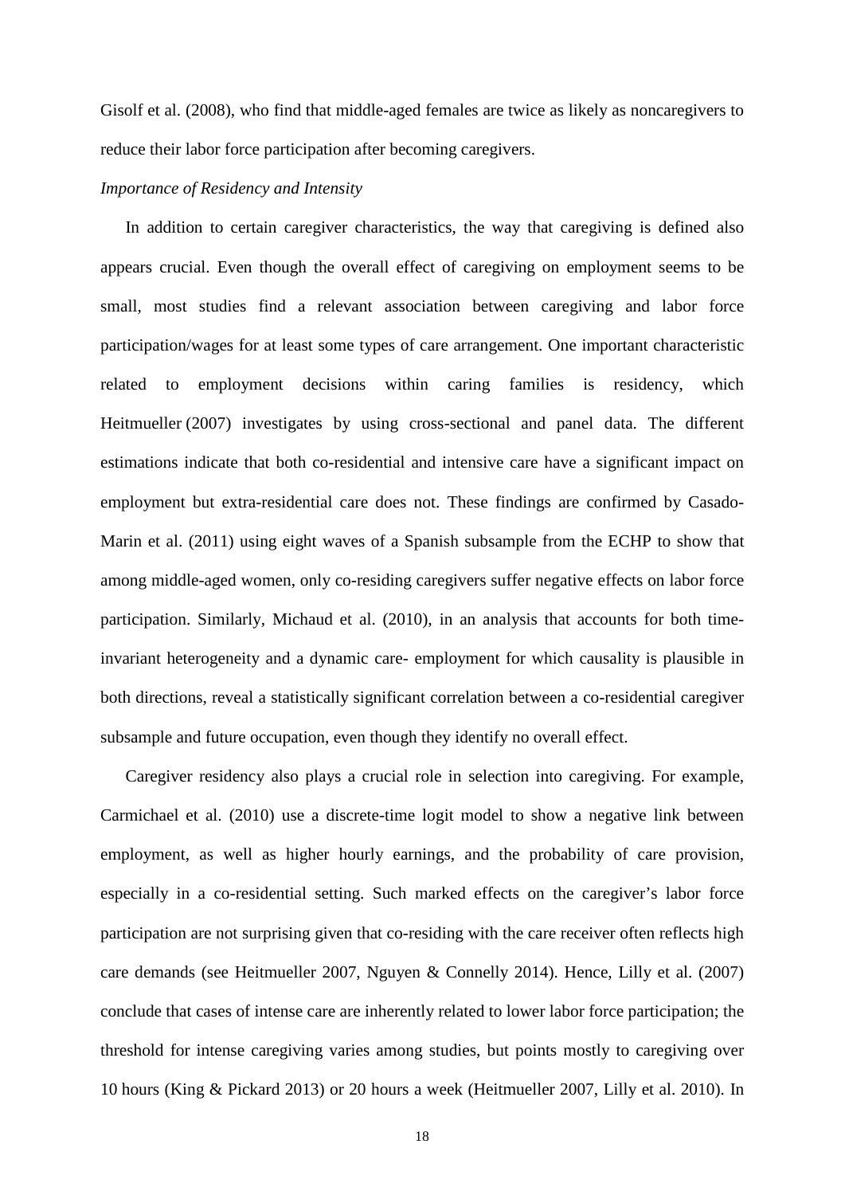Gisolf et al. (2008), who find that middle-aged females are twice as likely as noncaregivers to reduce their labor force participation after becoming caregivers.

*Importance of Residency and Intensity*

In addition to certain caregiver characteristics, the way that caregiving is defined also appears crucial. Even though the overall effect of caregiving on employment seems to be small, most studies find a relevant association between caregiving and labor force participation/wages for at least some types of care arrangement. One important characteristic related to employment decisions within caring families is residency, which Heitmueller (2007) investigates by using cross-sectional and panel data. The different estimations indicate that both co-residential and intensive care have a significant impact on employment but extra-residential care does not. These findings are confirmed by Casado-Marin et al. (2011) using eight waves of a Spanish subsample from the ECHP to show that among middle-aged women, only co-residing caregivers suffer negative effects on labor force participation. Similarly, Michaud et al. (2010), in an analysis that accounts for both time-invariant heterogeneity and a dynamic care- employment for which causality is plausible in both directions, reveal a statistically significant correlation between a co-residential caregiver subsample and future occupation, even though they identify no overall effect.

Caregiver residency also plays a crucial role in selection into caregiving. For example, Carmichael et al. (2010) use a discrete-time logit model to show a negative link between employment, as well as higher hourly earnings, and the probability of care provision, especially in a co-residential setting. Such marked effects on the caregiver's labor force participation are not surprising given that co-residing with the care receiver often reflects high care demands (see Heitmueller 2007, Nguyen & Connelly 2014). Hence, Lilly et al. (2007) conclude that cases of intense care are inherently related to lower labor force participation; the threshold for intense caregiving varies among studies, but points mostly to caregiving over 10 hours (King & Pickard 2013) or 20 hours a week (Heitmueller 2007, Lilly et al. 2010). In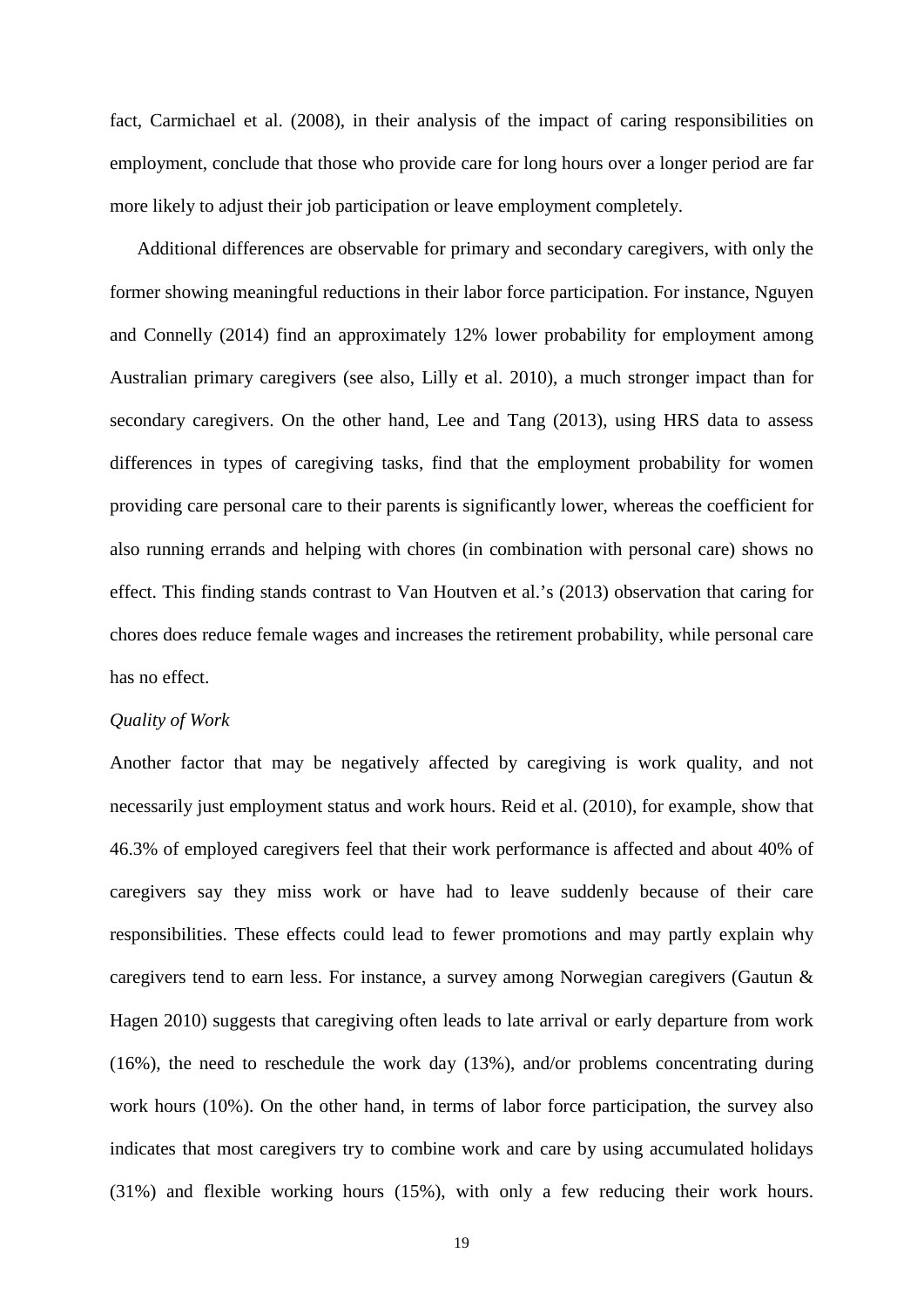fact, Carmichael et al. (2008), in their analysis of the impact of caring responsibilities on employment, conclude that those who provide care for long hours over a longer period are far more likely to adjust their job participation or leave employment completely.

Additional differences are observable for primary and secondary caregivers, with only the former showing meaningful reductions in their labor force participation. For instance, Nguyen and Connelly (2014) find an approximately 12% lower probability for employment among Australian primary caregivers (see also, Lilly et al. 2010), a much stronger impact than for secondary caregivers. On the other hand, Lee and Tang (2013), using HRS data to assess differences in types of caregiving tasks, find that the employment probability for women providing care personal care to their parents is significantly lower, whereas the coefficient for also running errands and helping with chores (in combination with personal care) shows no effect. This finding stands contrast to Van Houtven et al.'s (2013) observation that caring for chores does reduce female wages and increases the retirement probability, while personal care has no effect.

*Quality of Work*

Another factor that may be negatively affected by caregiving is work quality, and not necessarily just employment status and work hours. Reid et al. (2010), for example, show that 46.3% of employed caregivers feel that their work performance is affected and about 40% of caregivers say they miss work or have had to leave suddenly because of their care responsibilities. These effects could lead to fewer promotions and may partly explain why caregivers tend to earn less. For instance, a survey among Norwegian caregivers (Gautun & Hagen 2010) suggests that caregiving often leads to late arrival or early departure from work (16%), the need to reschedule the work day (13%), and/or problems concentrating during work hours (10%). On the other hand, in terms of labor force participation, the survey also indicates that most caregivers try to combine work and care by using accumulated holidays (31%) and flexible working hours (15%), with only a few reducing their work hours.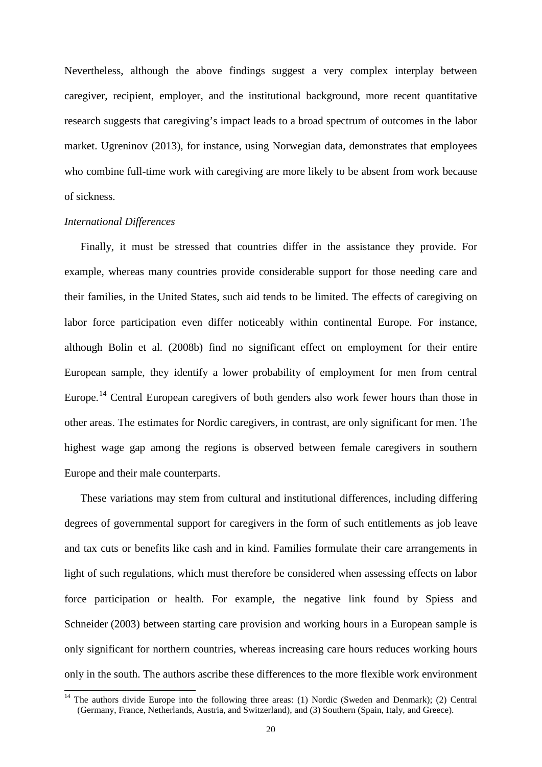Nevertheless, although the above findings suggest a very complex interplay between caregiver, recipient, employer, and the institutional background, more recent quantitative research suggests that caregiving's impact leads to a broad spectrum of outcomes in the labor market. Ugreninov (2013), for instance, using Norwegian data, demonstrates that employees who combine full-time work with caregiving are more likely to be absent from work because of sickness.

*International Differences*

Finally, it must be stressed that countries differ in the assistance they provide. For example, whereas many countries provide considerable support for those needing care and their families, in the United States, such aid tends to be limited. The effects of caregiving on labor force participation even differ noticeably within continental Europe. For instance, although Bolin et al. (2008b) find no significant effect on employment for their entire European sample, they identify a lower probability of employment for men from central Europe.[14] Central European caregivers of both genders also work fewer hours than those in other areas. The estimates for Nordic caregivers, in contrast, are only significant for men. The highest wage gap among the regions is observed between female caregivers in southern Europe and their male counterparts.

These variations may stem from cultural and institutional differences, including differing degrees of governmental support for caregivers in the form of such entitlements as job leave and tax cuts or benefits like cash and in kind. Families formulate their care arrangements in light of such regulations, which must therefore be considered when assessing effects on labor force participation or health. For example, the negative link found by Spiess and Schneider (2003) between starting care provision and working hours in a European sample is only significant for northern countries, whereas increasing care hours reduces working hours only in the south. The authors ascribe these differences to the more flexible work environment

[14] The authors divide Europe into the following three areas: (1) Nordic (Sweden and Denmark); (2) Central (Germany, France, Netherlands, Austria, and Switzerland), and (3) Southern (Spain, Italy, and Greece).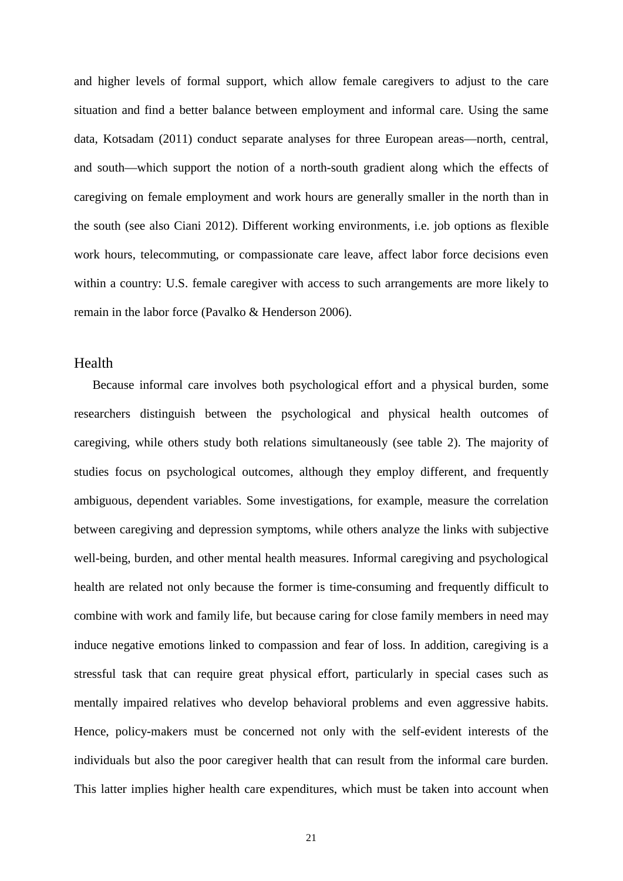and higher levels of formal support, which allow female caregivers to adjust to the care situation and find a better balance between employment and informal care. Using the same data, Kotsadam (2011) conduct separate analyses for three European areas—north, central, and south—which support the notion of a north-south gradient along which the effects of caregiving on female employment and work hours are generally smaller in the north than in the south (see also Ciani 2012). Different working environments, i.e. job options as flexible work hours, telecommuting, or compassionate care leave, affect labor force decisions even within a country: U.S. female caregiver with access to such arrangements are more likely to remain in the labor force (Pavalko & Henderson 2006).

## Health

Because informal care involves both psychological effort and a physical burden, some researchers distinguish between the psychological and physical health outcomes of caregiving, while others study both relations simultaneously (see table 2). The majority of studies focus on psychological outcomes, although they employ different, and frequently ambiguous, dependent variables. Some investigations, for example, measure the correlation between caregiving and depression symptoms, while others analyze the links with subjective well-being, burden, and other mental health measures. Informal caregiving and psychological health are related not only because the former is time-consuming and frequently difficult to combine with work and family life, but because caring for close family members in need may induce negative emotions linked to compassion and fear of loss. In addition, caregiving is a stressful task that can require great physical effort, particularly in special cases such as mentally impaired relatives who develop behavioral problems and even aggressive habits. Hence, policy-makers must be concerned not only with the self-evident interests of the individuals but also the poor caregiver health that can result from the informal care burden. This latter implies higher health care expenditures, which must be taken into account when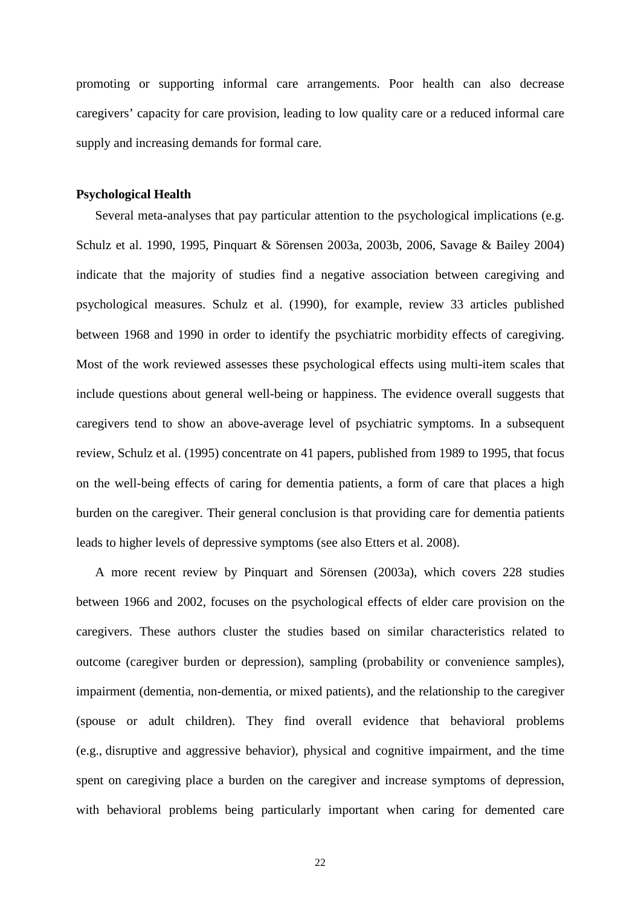promoting or supporting informal care arrangements. Poor health can also decrease caregivers' capacity for care provision, leading to low quality care or a reduced informal care supply and increasing demands for formal care.

**Psychological Health**

Several meta-analyses that pay particular attention to the psychological implications (e.g. Schulz et al. 1990, 1995, Pinquart & Sörensen 2003a, 2003b, 2006, Savage & Bailey 2004) indicate that the majority of studies find a negative association between caregiving and psychological measures. Schulz et al. (1990), for example, review 33 articles published between 1968 and 1990 in order to identify the psychiatric morbidity effects of caregiving. Most of the work reviewed assesses these psychological effects using multi-item scales that include questions about general well-being or happiness. The evidence overall suggests that caregivers tend to show an above-average level of psychiatric symptoms. In a subsequent review, Schulz et al. (1995) concentrate on 41 papers, published from 1989 to 1995, that focus on the well-being effects of caring for dementia patients, a form of care that places a high burden on the caregiver. Their general conclusion is that providing care for dementia patients leads to higher levels of depressive symptoms (see also Etters et al. 2008).

A more recent review by Pinquart and Sörensen (2003a), which covers 228 studies between 1966 and 2002, focuses on the psychological effects of elder care provision on the caregivers. These authors cluster the studies based on similar characteristics related to outcome (caregiver burden or depression), sampling (probability or convenience samples), impairment (dementia, non-dementia, or mixed patients), and the relationship to the caregiver (spouse or adult children). They find overall evidence that behavioral problems (e.g., disruptive and aggressive behavior), physical and cognitive impairment, and the time spent on caregiving place a burden on the caregiver and increase symptoms of depression, with behavioral problems being particularly important when caring for demented care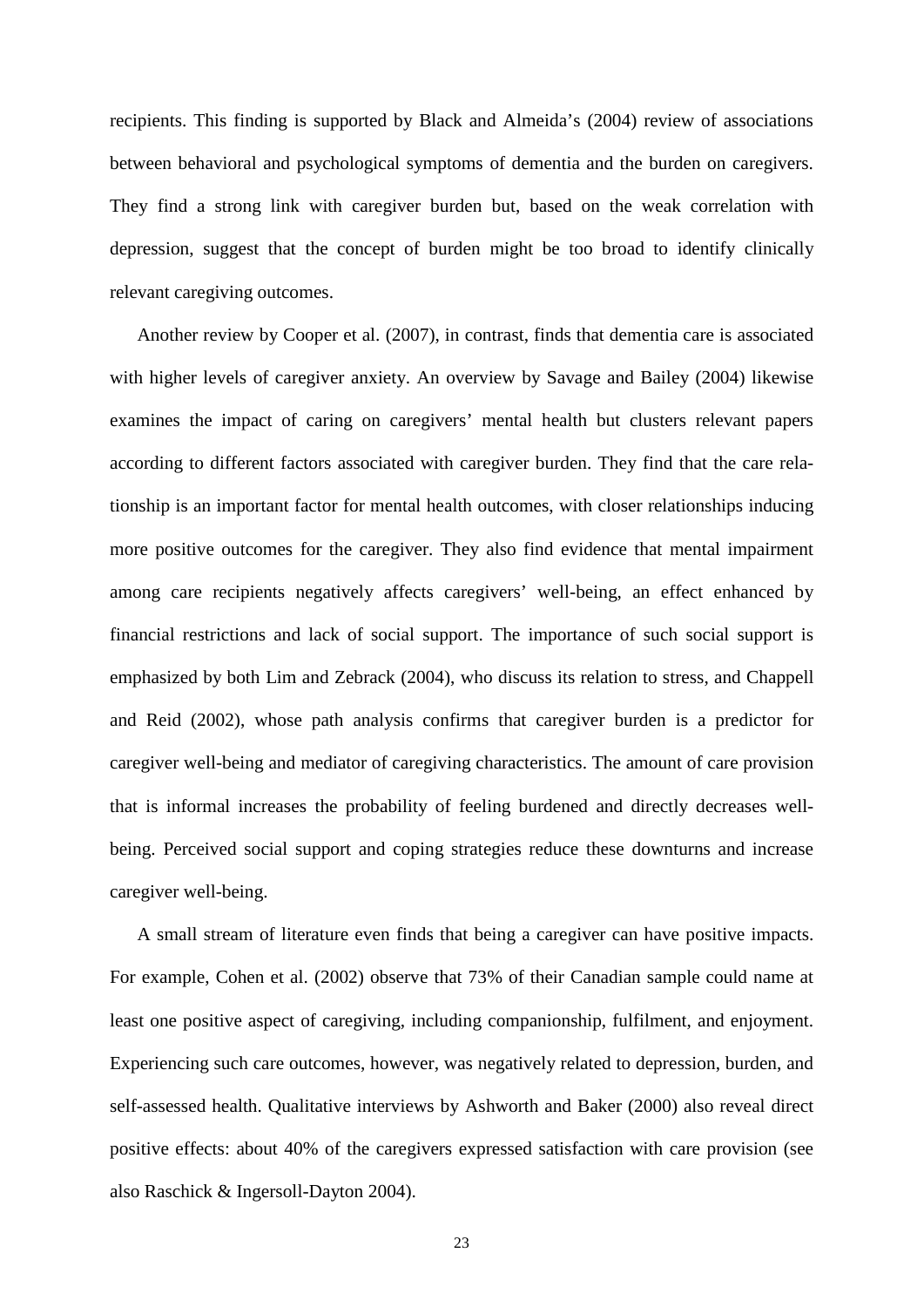recipients. This finding is supported by Black and Almeida's (2004) review of associations between behavioral and psychological symptoms of dementia and the burden on caregivers. They find a strong link with caregiver burden but, based on the weak correlation with depression, suggest that the concept of burden might be too broad to identify clinically relevant caregiving outcomes.

Another review by Cooper et al. (2007), in contrast, finds that dementia care is associated with higher levels of caregiver anxiety. An overview by Savage and Bailey (2004) likewise examines the impact of caring on caregivers' mental health but clusters relevant papers according to different factors associated with caregiver burden. They find that the care relationship is an important factor for mental health outcomes, with closer relationships inducing more positive outcomes for the caregiver. They also find evidence that mental impairment among care recipients negatively affects caregivers' well-being, an effect enhanced by financial restrictions and lack of social support. The importance of such social support is emphasized by both Lim and Zebrack (2004), who discuss its relation to stress, and Chappell and Reid (2002), whose path analysis confirms that caregiver burden is a predictor for caregiver well-being and mediator of caregiving characteristics. The amount of care provision that is informal increases the probability of feeling burdened and directly decreases well-being. Perceived social support and coping strategies reduce these downturns and increase caregiver well-being.

A small stream of literature even finds that being a caregiver can have positive impacts. For example, Cohen et al. (2002) observe that 73% of their Canadian sample could name at least one positive aspect of caregiving, including companionship, fulfilment, and enjoyment. Experiencing such care outcomes, however, was negatively related to depression, burden, and self-assessed health. Qualitative interviews by Ashworth and Baker (2000) also reveal direct positive effects: about 40% of the caregivers expressed satisfaction with care provision (see also Raschick & Ingersoll-Dayton 2004).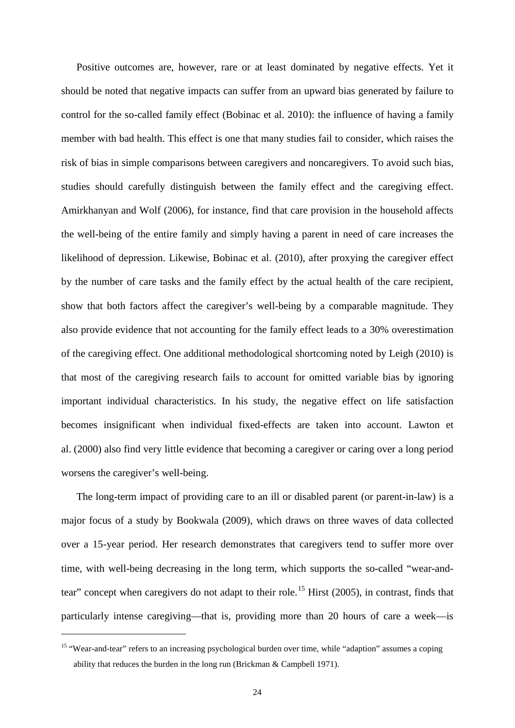Positive outcomes are, however, rare or at least dominated by negative effects. Yet it should be noted that negative impacts can suffer from an upward bias generated by failure to control for the so-called family effect (Bobinac et al. 2010): the influence of having a family member with bad health. This effect is one that many studies fail to consider, which raises the risk of bias in simple comparisons between caregivers and noncaregivers. To avoid such bias, studies should carefully distinguish between the family effect and the caregiving effect. Amirkhanyan and Wolf (2006), for instance, find that care provision in the household affects the well-being of the entire family and simply having a parent in need of care increases the likelihood of depression. Likewise, Bobinac et al. (2010), after proxying the caregiver effect by the number of care tasks and the family effect by the actual health of the care recipient, show that both factors affect the caregiver's well-being by a comparable magnitude. They also provide evidence that not accounting for the family effect leads to a 30% overestimation of the caregiving effect. One additional methodological shortcoming noted by Leigh (2010) is that most of the caregiving research fails to account for omitted variable bias by ignoring important individual characteristics. In his study, the negative effect on life satisfaction becomes insignificant when individual fixed-effects are taken into account. Lawton et al. (2000) also find very little evidence that becoming a caregiver or caring over a long period worsens the caregiver's well-being.

The long-term impact of providing care to an ill or disabled parent (or parent-in-law) is a major focus of a study by Bookwala (2009), which draws on three waves of data collected over a 15-year period. Her research demonstrates that caregivers tend to suffer more over time, with well-being decreasing in the long term, which supports the so-called "wear-and-tear" concept when caregivers do not adapt to their role.[15] Hirst (2005), in contrast, finds that particularly intense caregiving—that is, providing more than 20 hours of care a week—is

[15] "Wear-and-tear" refers to an increasing psychological burden over time, while "adaption" assumes a coping ability that reduces the burden in the long run (Brickman & Campbell 1971).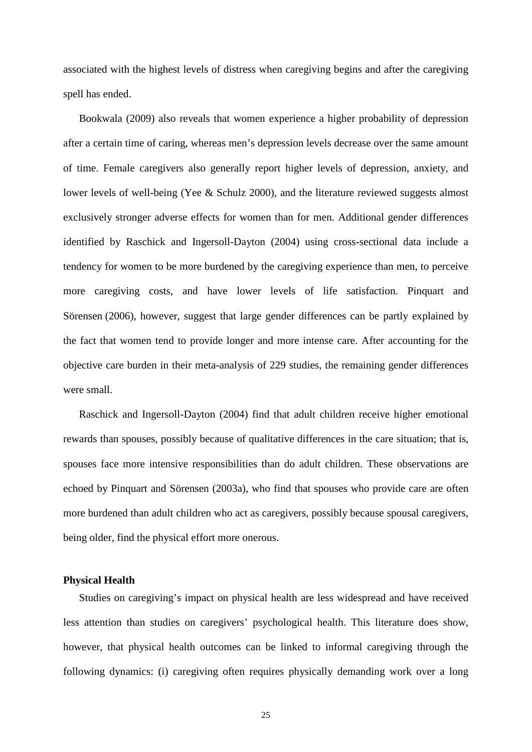associated with the highest levels of distress when caregiving begins and after the caregiving spell has ended.

Bookwala (2009) also reveals that women experience a higher probability of depression after a certain time of caring, whereas men's depression levels decrease over the same amount of time. Female caregivers also generally report higher levels of depression, anxiety, and lower levels of well-being (Yee & Schulz 2000), and the literature reviewed suggests almost exclusively stronger adverse effects for women than for men. Additional gender differences identified by Raschick and Ingersoll-Dayton (2004) using cross-sectional data include a tendency for women to be more burdened by the caregiving experience than men, to perceive more caregiving costs, and have lower levels of life satisfaction. Pinquart and Sörensen (2006), however, suggest that large gender differences can be partly explained by the fact that women tend to provide longer and more intense care. After accounting for the objective care burden in their meta-analysis of 229 studies, the remaining gender differences were small.

Raschick and Ingersoll-Dayton (2004) find that adult children receive higher emotional rewards than spouses, possibly because of qualitative differences in the care situation; that is, spouses face more intensive responsibilities than do adult children. These observations are echoed by Pinquart and Sörensen (2003a), who find that spouses who provide care are often more burdened than adult children who act as caregivers, possibly because spousal caregivers, being older, find the physical effort more onerous.

**Physical Health**

Studies on caregiving's impact on physical health are less widespread and have received less attention than studies on caregivers' psychological health. This literature does show, however, that physical health outcomes can be linked to informal caregiving through the following dynamics: (i) caregiving often requires physically demanding work over a long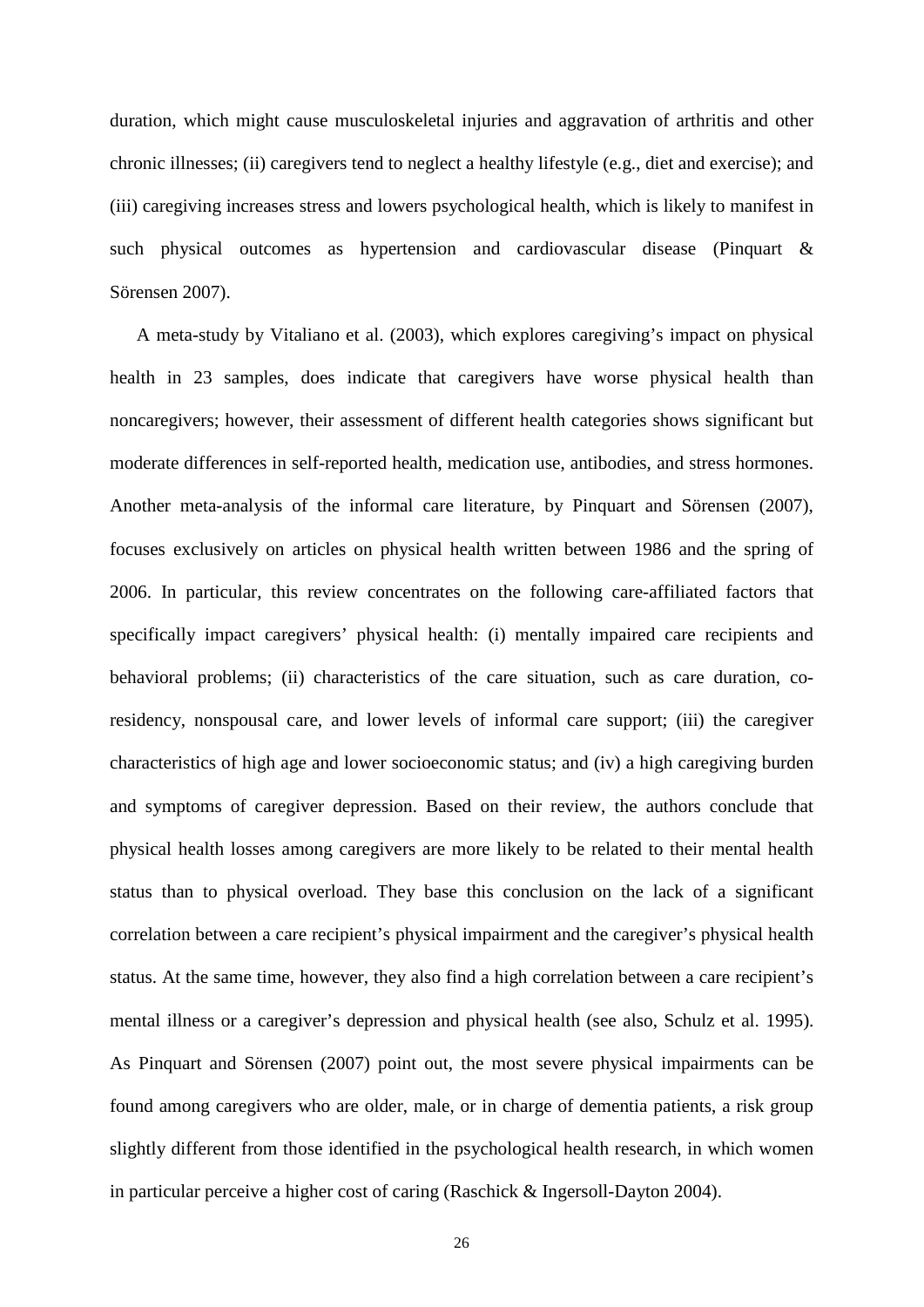duration, which might cause musculoskeletal injuries and aggravation of arthritis and other chronic illnesses; (ii) caregivers tend to neglect a healthy lifestyle (e.g., diet and exercise); and (iii) caregiving increases stress and lowers psychological health, which is likely to manifest in such physical outcomes as hypertension and cardiovascular disease (Pinquart & Sörensen 2007).

A meta-study by Vitaliano et al. (2003), which explores caregiving's impact on physical health in 23 samples, does indicate that caregivers have worse physical health than noncaregivers; however, their assessment of different health categories shows significant but moderate differences in self-reported health, medication use, antibodies, and stress hormones. Another meta-analysis of the informal care literature, by Pinquart and Sörensen (2007), focuses exclusively on articles on physical health written between 1986 and the spring of 2006. In particular, this review concentrates on the following care-affiliated factors that specifically impact caregivers' physical health: (i) mentally impaired care recipients and behavioral problems; (ii) characteristics of the care situation, such as care duration, co-residency, nonspousal care, and lower levels of informal care support; (iii) the caregiver characteristics of high age and lower socioeconomic status; and (iv) a high caregiving burden and symptoms of caregiver depression. Based on their review, the authors conclude that physical health losses among caregivers are more likely to be related to their mental health status than to physical overload. They base this conclusion on the lack of a significant correlation between a care recipient's physical impairment and the caregiver's physical health status. At the same time, however, they also find a high correlation between a care recipient's mental illness or a caregiver's depression and physical health (see also, Schulz et al. 1995). As Pinquart and Sörensen (2007) point out, the most severe physical impairments can be found among caregivers who are older, male, or in charge of dementia patients, a risk group slightly different from those identified in the psychological health research, in which women in particular perceive a higher cost of caring (Raschick & Ingersoll-Dayton 2004).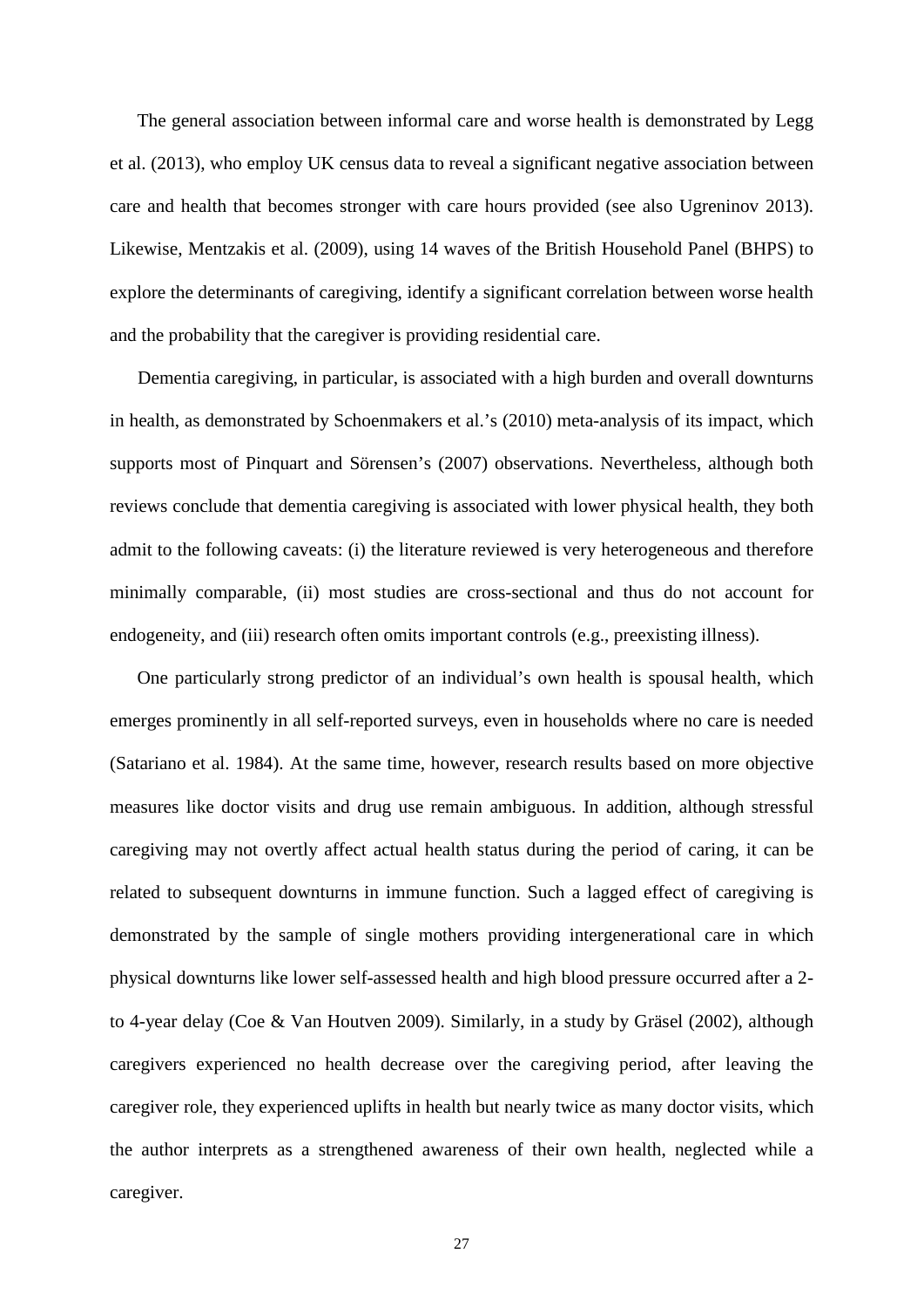The general association between informal care and worse health is demonstrated by Legg et al. (2013), who employ UK census data to reveal a significant negative association between care and health that becomes stronger with care hours provided (see also Ugreninov 2013). Likewise, Mentzakis et al. (2009), using 14 waves of the British Household Panel (BHPS) to explore the determinants of caregiving, identify a significant correlation between worse health and the probability that the caregiver is providing residential care.

Dementia caregiving, in particular, is associated with a high burden and overall downturns in health, as demonstrated by Schoenmakers et al.'s (2010) meta-analysis of its impact, which supports most of Pinquart and Sörensen's (2007) observations. Nevertheless, although both reviews conclude that dementia caregiving is associated with lower physical health, they both admit to the following caveats: (i) the literature reviewed is very heterogeneous and therefore minimally comparable, (ii) most studies are cross-sectional and thus do not account for endogeneity, and (iii) research often omits important controls (e.g., preexisting illness).

One particularly strong predictor of an individual's own health is spousal health, which emerges prominently in all self-reported surveys, even in households where no care is needed (Satariano et al. 1984). At the same time, however, research results based on more objective measures like doctor visits and drug use remain ambiguous. In addition, although stressful caregiving may not overtly affect actual health status during the period of caring, it can be related to subsequent downturns in immune function. Such a lagged effect of caregiving is demonstrated by the sample of single mothers providing intergenerational care in which physical downturns like lower self-assessed health and high blood pressure occurred after a 2- to 4-year delay (Coe & Van Houtven 2009). Similarly, in a study by Gräsel (2002), although caregivers experienced no health decrease over the caregiving period, after leaving the caregiver role, they experienced uplifts in health but nearly twice as many doctor visits, which the author interprets as a strengthened awareness of their own health, neglected while a caregiver.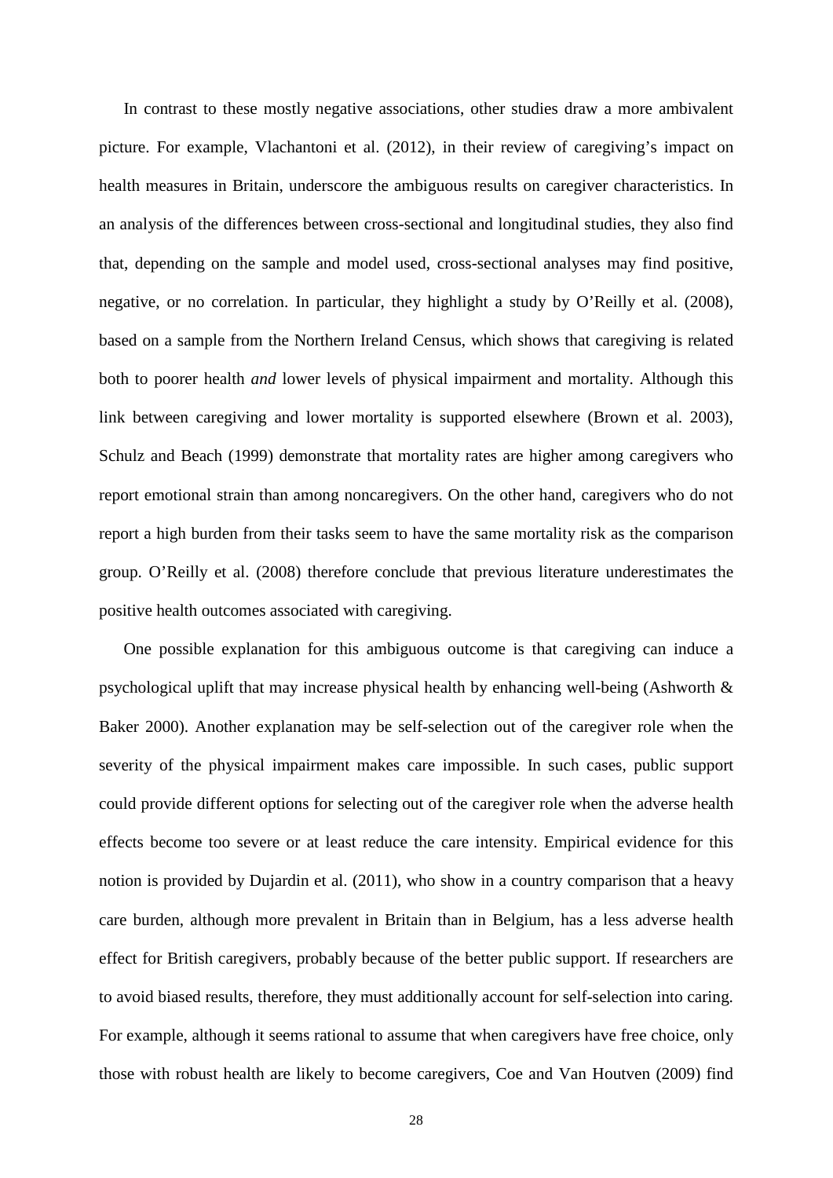In contrast to these mostly negative associations, other studies draw a more ambivalent picture. For example, Vlachantoni et al. (2012), in their review of caregiving's impact on health measures in Britain, underscore the ambiguous results on caregiver characteristics. In an analysis of the differences between cross-sectional and longitudinal studies, they also find that, depending on the sample and model used, cross-sectional analyses may find positive, negative, or no correlation. In particular, they highlight a study by O'Reilly et al. (2008), based on a sample from the Northern Ireland Census, which shows that caregiving is related both to poorer health *and* lower levels of physical impairment and mortality. Although this link between caregiving and lower mortality is supported elsewhere (Brown et al. 2003), Schulz and Beach (1999) demonstrate that mortality rates are higher among caregivers who report emotional strain than among noncaregivers. On the other hand, caregivers who do not report a high burden from their tasks seem to have the same mortality risk as the comparison group. O'Reilly et al. (2008) therefore conclude that previous literature underestimates the positive health outcomes associated with caregiving.

One possible explanation for this ambiguous outcome is that caregiving can induce a psychological uplift that may increase physical health by enhancing well-being (Ashworth & Baker 2000). Another explanation may be self-selection out of the caregiver role when the severity of the physical impairment makes care impossible. In such cases, public support could provide different options for selecting out of the caregiver role when the adverse health effects become too severe or at least reduce the care intensity. Empirical evidence for this notion is provided by Dujardin et al. (2011), who show in a country comparison that a heavy care burden, although more prevalent in Britain than in Belgium, has a less adverse health effect for British caregivers, probably because of the better public support. If researchers are to avoid biased results, therefore, they must additionally account for self-selection into caring. For example, although it seems rational to assume that when caregivers have free choice, only those with robust health are likely to become caregivers, Coe and Van Houtven (2009) find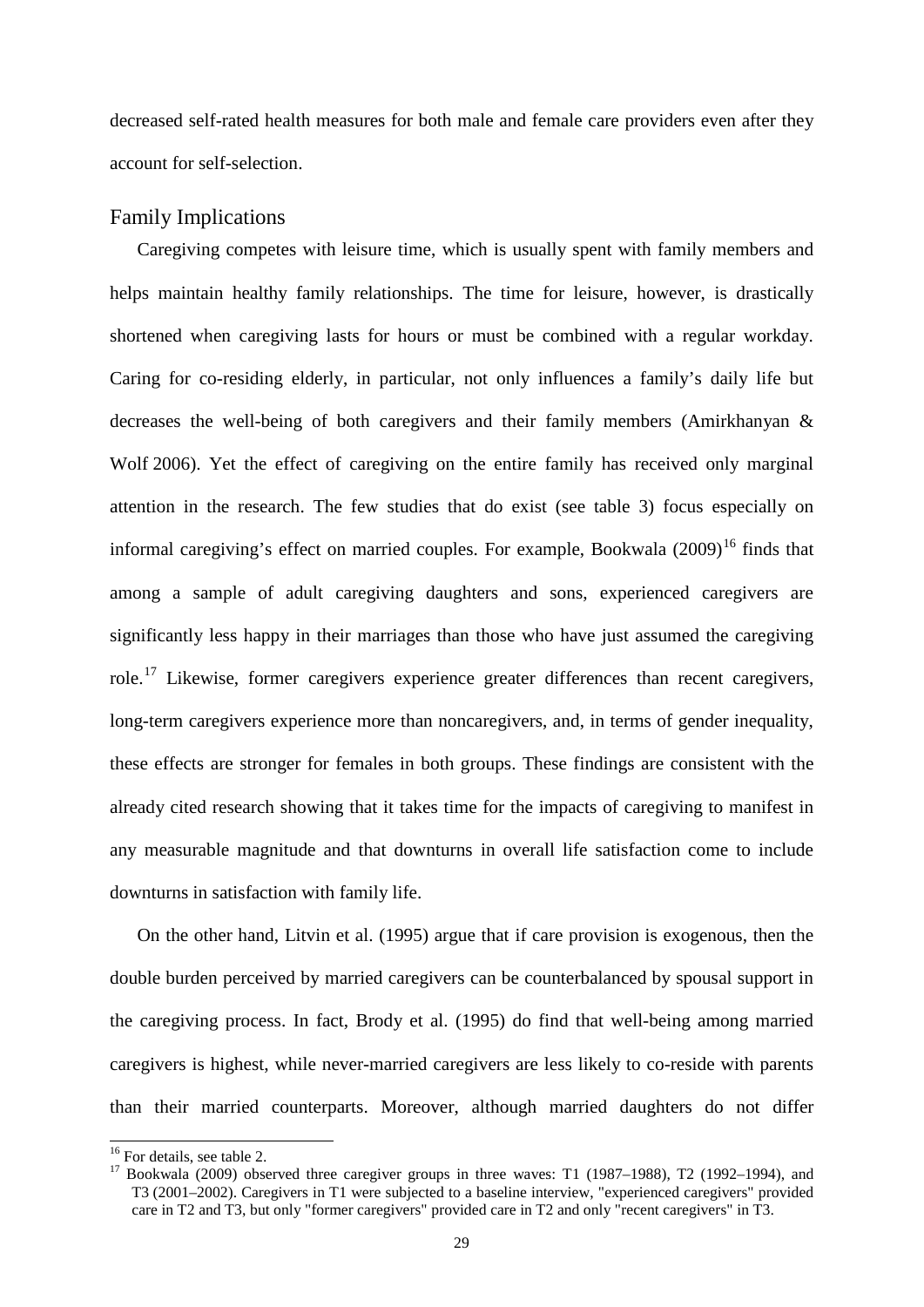decreased self-rated health measures for both male and female care providers even after they account for self-selection.

## Family Implications

Caregiving competes with leisure time, which is usually spent with family members and helps maintain healthy family relationships. The time for leisure, however, is drastically shortened when caregiving lasts for hours or must be combined with a regular workday. Caring for co-residing elderly, in particular, not only influences a family's daily life but decreases the well-being of both caregivers and their family members (Amirkhanyan & Wolf 2006). Yet the effect of caregiving on the entire family has received only marginal attention in the research. The few studies that do exist (see table 3) focus especially on informal caregiving's effect on married couples. For example, Bookwala (2009)[16] finds that among a sample of adult caregiving daughters and sons, experienced caregivers are significantly less happy in their marriages than those who have just assumed the caregiving role.[17] Likewise, former caregivers experience greater differences than recent caregivers, long-term caregivers experience more than noncaregivers, and, in terms of gender inequality, these effects are stronger for females in both groups. These findings are consistent with the already cited research showing that it takes time for the impacts of caregiving to manifest in any measurable magnitude and that downturns in overall life satisfaction come to include downturns in satisfaction with family life.

On the other hand, Litvin et al. (1995) argue that if care provision is exogenous, then the double burden perceived by married caregivers can be counterbalanced by spousal support in the caregiving process. In fact, Brody et al. (1995) do find that well-being among married caregivers is highest, while never-married caregivers are less likely to co-reside with parents than their married counterparts. Moreover, although married daughters do not differ

[16] For details, see table 2.

[17] Bookwala (2009) observed three caregiver groups in three waves: T1 (1987–1988), T2 (1992–1994), and T3 (2001–2002). Caregivers in T1 were subjected to a baseline interview, "experienced caregivers" provided care in T2 and T3, but only "former caregivers" provided care in T2 and only "recent caregivers" in T3.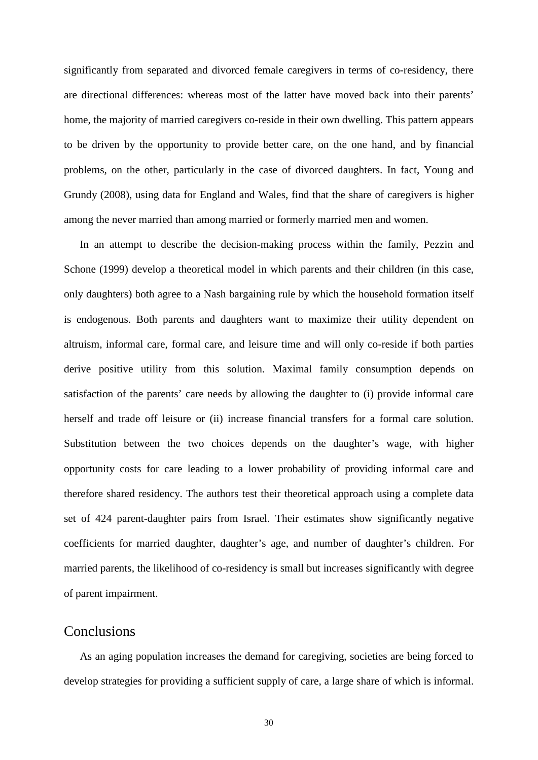significantly from separated and divorced female caregivers in terms of co-residency, there are directional differences: whereas most of the latter have moved back into their parents' home, the majority of married caregivers co-reside in their own dwelling. This pattern appears to be driven by the opportunity to provide better care, on the one hand, and by financial problems, on the other, particularly in the case of divorced daughters. In fact, Young and Grundy (2008), using data for England and Wales, find that the share of caregivers is higher among the never married than among married or formerly married men and women.

In an attempt to describe the decision-making process within the family, Pezzin and Schone (1999) develop a theoretical model in which parents and their children (in this case, only daughters) both agree to a Nash bargaining rule by which the household formation itself is endogenous. Both parents and daughters want to maximize their utility dependent on altruism, informal care, formal care, and leisure time and will only co-reside if both parties derive positive utility from this solution. Maximal family consumption depends on satisfaction of the parents' care needs by allowing the daughter to (i) provide informal care herself and trade off leisure or (ii) increase financial transfers for a formal care solution. Substitution between the two choices depends on the daughter's wage, with higher opportunity costs for care leading to a lower probability of providing informal care and therefore shared residency. The authors test their theoretical approach using a complete data set of 424 parent-daughter pairs from Israel. Their estimates show significantly negative coefficients for married daughter, daughter's age, and number of daughter's children. For married parents, the likelihood of co-residency is small but increases significantly with degree of parent impairment.

## Conclusions

As an aging population increases the demand for caregiving, societies are being forced to develop strategies for providing a sufficient supply of care, a large share of which is informal.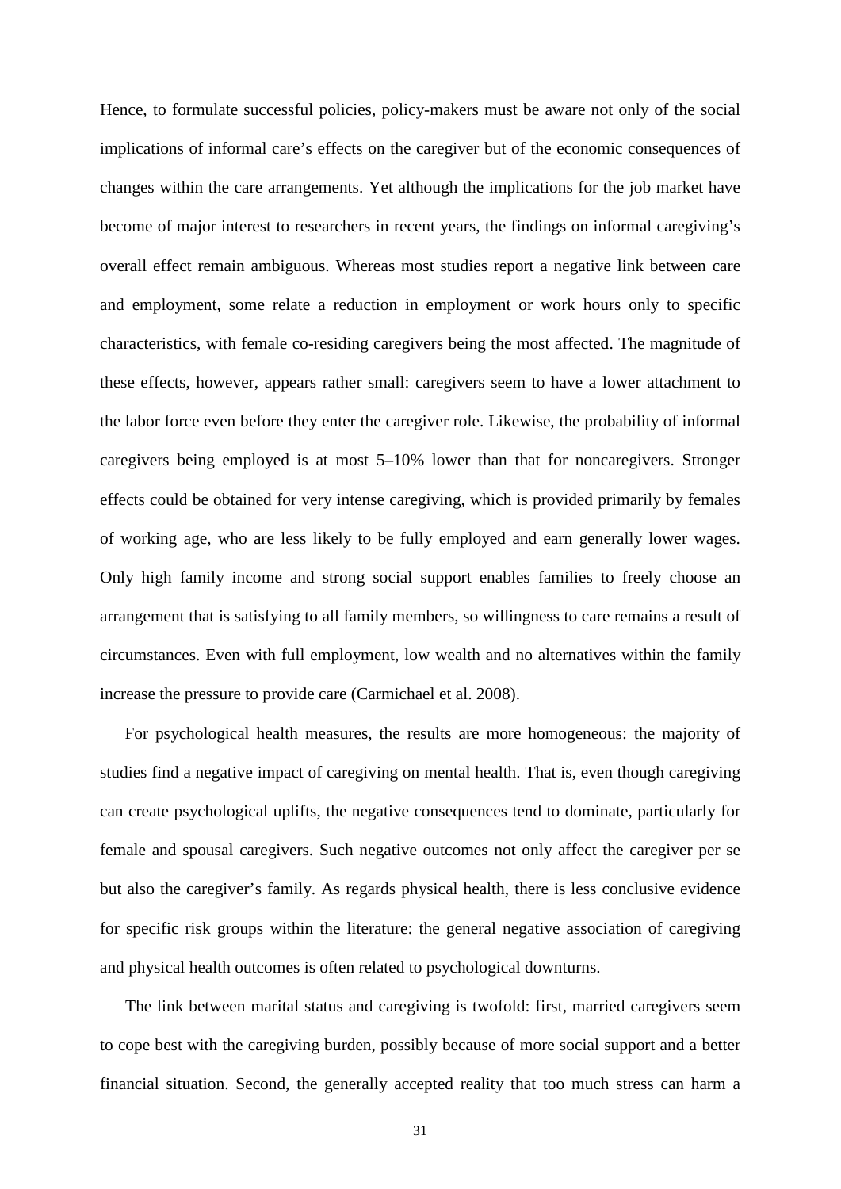Hence, to formulate successful policies, policy-makers must be aware not only of the social implications of informal care's effects on the caregiver but of the economic consequences of changes within the care arrangements. Yet although the implications for the job market have become of major interest to researchers in recent years, the findings on informal caregiving's overall effect remain ambiguous. Whereas most studies report a negative link between care and employment, some relate a reduction in employment or work hours only to specific characteristics, with female co-residing caregivers being the most affected. The magnitude of these effects, however, appears rather small: caregivers seem to have a lower attachment to the labor force even before they enter the caregiver role. Likewise, the probability of informal caregivers being employed is at most 5–10% lower than that for noncaregivers. Stronger effects could be obtained for very intense caregiving, which is provided primarily by females of working age, who are less likely to be fully employed and earn generally lower wages. Only high family income and strong social support enables families to freely choose an arrangement that is satisfying to all family members, so willingness to care remains a result of circumstances. Even with full employment, low wealth and no alternatives within the family increase the pressure to provide care (Carmichael et al. 2008).

For psychological health measures, the results are more homogeneous: the majority of studies find a negative impact of caregiving on mental health. That is, even though caregiving can create psychological uplifts, the negative consequences tend to dominate, particularly for female and spousal caregivers. Such negative outcomes not only affect the caregiver per se but also the caregiver's family. As regards physical health, there is less conclusive evidence for specific risk groups within the literature: the general negative association of caregiving and physical health outcomes is often related to psychological downturns.

The link between marital status and caregiving is twofold: first, married caregivers seem to cope best with the caregiving burden, possibly because of more social support and a better financial situation. Second, the generally accepted reality that too much stress can harm a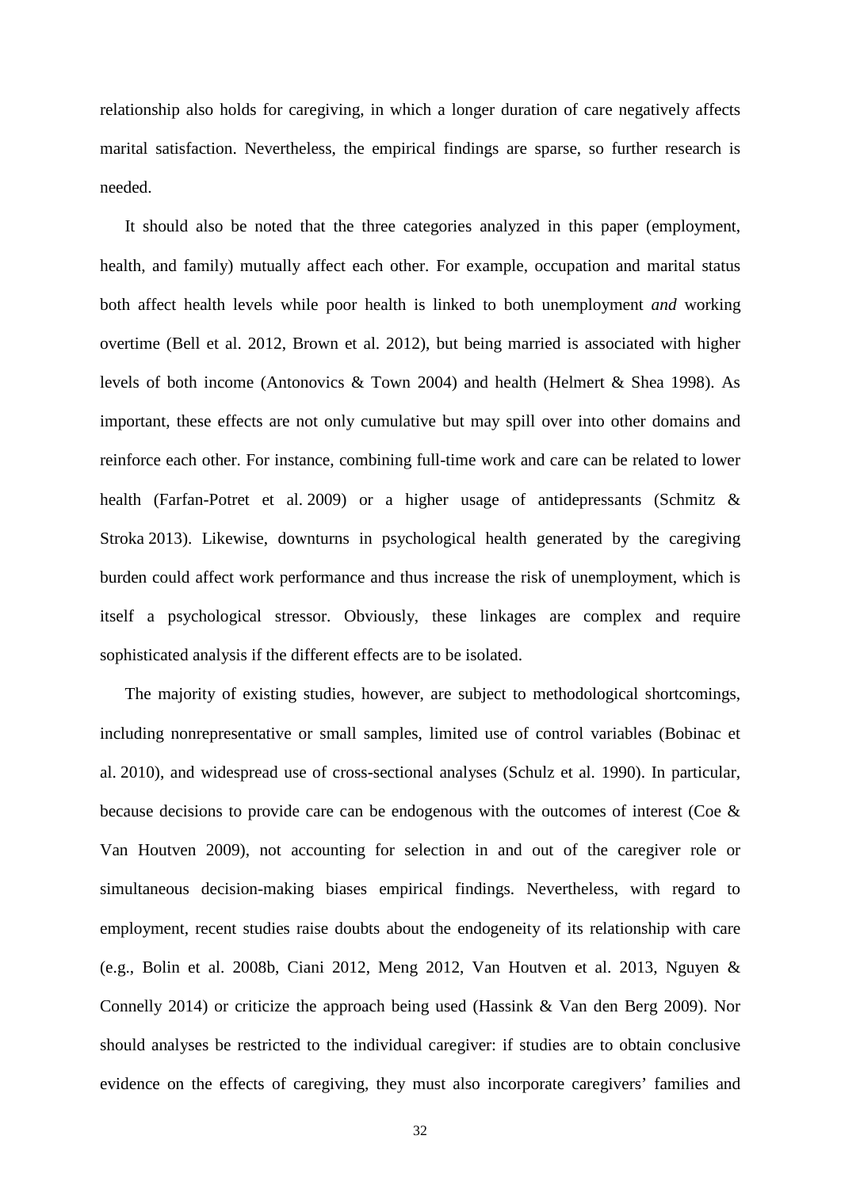relationship also holds for caregiving, in which a longer duration of care negatively affects marital satisfaction. Nevertheless, the empirical findings are sparse, so further research is needed.

It should also be noted that the three categories analyzed in this paper (employment, health, and family) mutually affect each other. For example, occupation and marital status both affect health levels while poor health is linked to both unemployment *and* working overtime (Bell et al. 2012, Brown et al. 2012), but being married is associated with higher levels of both income (Antonovics & Town 2004) and health (Helmert & Shea 1998). As important, these effects are not only cumulative but may spill over into other domains and reinforce each other. For instance, combining full-time work and care can be related to lower health (Farfan-Potret et al. 2009) or a higher usage of antidepressants (Schmitz & Stroka 2013). Likewise, downturns in psychological health generated by the caregiving burden could affect work performance and thus increase the risk of unemployment, which is itself a psychological stressor. Obviously, these linkages are complex and require sophisticated analysis if the different effects are to be isolated.

The majority of existing studies, however, are subject to methodological shortcomings, including nonrepresentative or small samples, limited use of control variables (Bobinac et al. 2010), and widespread use of cross-sectional analyses (Schulz et al. 1990). In particular, because decisions to provide care can be endogenous with the outcomes of interest (Coe & Van Houtven 2009), not accounting for selection in and out of the caregiver role or simultaneous decision-making biases empirical findings. Nevertheless, with regard to employment, recent studies raise doubts about the endogeneity of its relationship with care (e.g., Bolin et al. 2008b, Ciani 2012, Meng 2012, Van Houtven et al. 2013, Nguyen & Connelly 2014) or criticize the approach being used (Hassink & Van den Berg 2009). Nor should analyses be restricted to the individual caregiver: if studies are to obtain conclusive evidence on the effects of caregiving, they must also incorporate caregivers' families and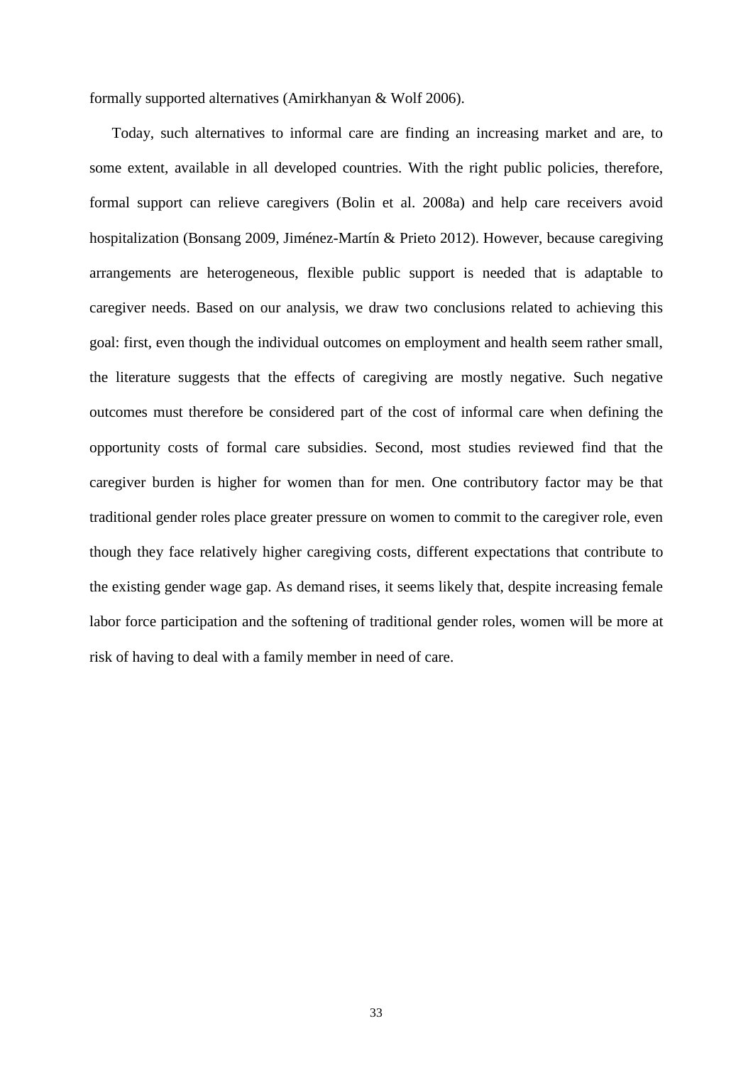formally supported alternatives (Amirkhanyan & Wolf 2006).

Today, such alternatives to informal care are finding an increasing market and are, to some extent, available in all developed countries. With the right public policies, therefore, formal support can relieve caregivers (Bolin et al. 2008a) and help care receivers avoid hospitalization (Bonsang 2009, Jiménez-Martín & Prieto 2012). However, because caregiving arrangements are heterogeneous, flexible public support is needed that is adaptable to caregiver needs. Based on our analysis, we draw two conclusions related to achieving this goal: first, even though the individual outcomes on employment and health seem rather small, the literature suggests that the effects of caregiving are mostly negative. Such negative outcomes must therefore be considered part of the cost of informal care when defining the opportunity costs of formal care subsidies. Second, most studies reviewed find that the caregiver burden is higher for women than for men. One contributory factor may be that traditional gender roles place greater pressure on women to commit to the caregiver role, even though they face relatively higher caregiving costs, different expectations that contribute to the existing gender wage gap. As demand rises, it seems likely that, despite increasing female labor force participation and the softening of traditional gender roles, women will be more at risk of having to deal with a family member in need of care.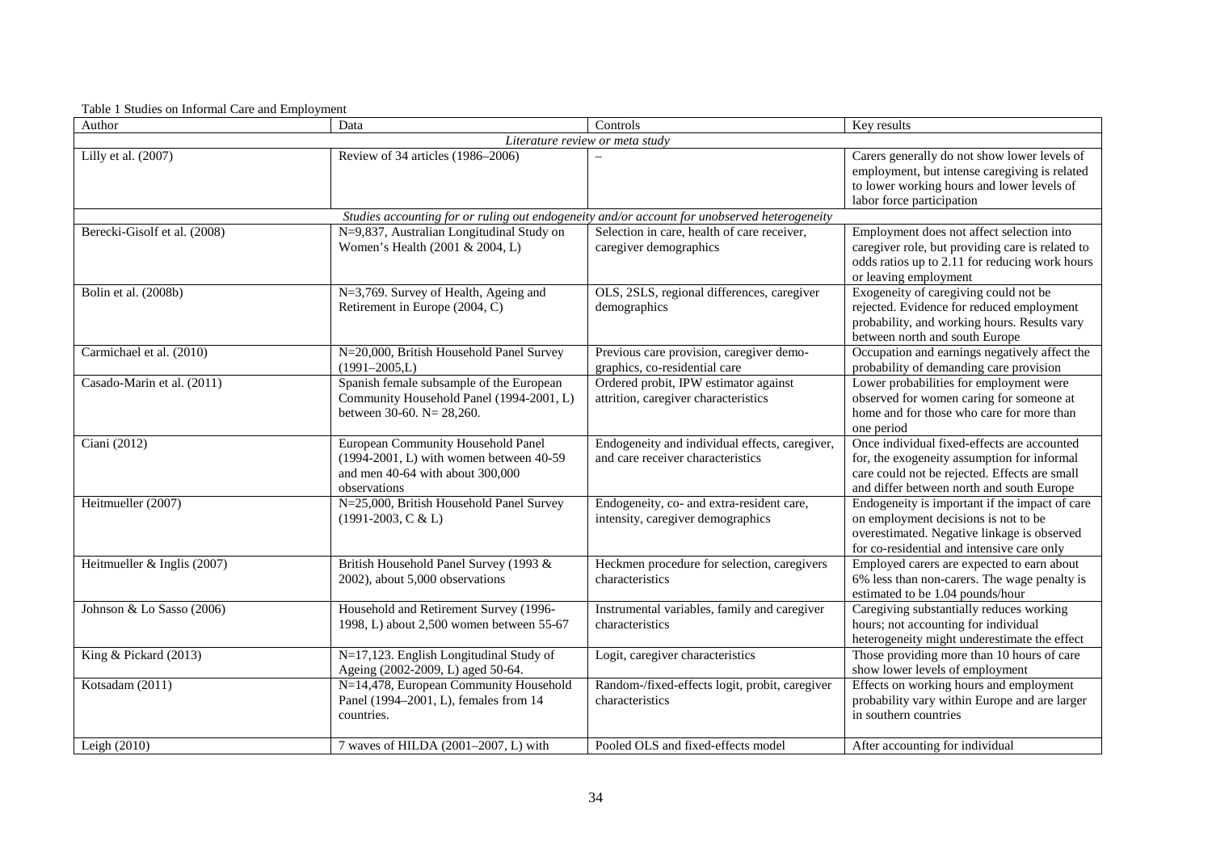Table 1 Studies on Informal Care and Employment

| Author | Data | Controls | Key results |
|---|---|---|---|
| *Literature review or meta study* | | | |
| Lilly et al. (2007) | Review of 34 articles (1986–2006) | – | Carers generally do not show lower levels of employment, but intense caregiving is related to lower working hours and lower levels of labor force participation |
| *Studies accounting for or ruling out endogeneity and/or account for unobserved heterogeneity* | | | |
| Berecki-Gisolf et al. (2008) | N=9,837, Australian Longitudinal Study on Women's Health (2001 & 2004, L) | Selection in care, health of care receiver, caregiver demographics | Employment does not affect selection into caregiver role, but providing care is related to odds ratios up to 2.11 for reducing work hours or leaving employment |
| Bolin et al. (2008b) | N=3,769. Survey of Health, Ageing and Retirement in Europe (2004, C) | OLS, 2SLS, regional differences, caregiver demographics | Exogeneity of caregiving could not be rejected. Evidence for reduced employment probability, and working hours. Results vary between north and south Europe |
| Carmichael et al. (2010) | N=20,000, British Household Panel Survey (1991–2005,L) | Previous care provision, caregiver demo-graphics, co-residential care | Occupation and earnings negatively affect the probability of demanding care provision |
| Casado-Marin et al. (2011) | Spanish female subsample of the European Community Household Panel (1994-2001, L) between 30-60. N= 28,260. | Ordered probit, IPW estimator against attrition, caregiver characteristics | Lower probabilities for employment were observed for women caring for someone at home and for those who care for more than one period |
| Ciani (2012) | European Community Household Panel (1994-2001, L) with women between 40-59 and men 40-64 with about 300,000 observations | Endogeneity and individual effects, caregiver, and care receiver characteristics | Once individual fixed-effects are accounted for, the exogeneity assumption for informal care could not be rejected. Effects are small and differ between north and south Europe |
| Heitmueller (2007) | N=25,000, British Household Panel Survey (1991-2003, C & L) | Endogeneity, co- and extra-resident care, intensity, caregiver demographics | Endogeneity is important if the impact of care on employment decisions is not to be overestimated. Negative linkage is observed for co-residential and intensive care only |
| Heitmueller & Inglis (2007) | British Household Panel Survey (1993 & 2002), about 5,000 observations | Heckmen procedure for selection, caregivers characteristics | Employed carers are expected to earn about 6% less than non-carers. The wage penalty is estimated to be 1.04 pounds/hour |
| Johnson & Lo Sasso (2006) | Household and Retirement Survey (1996-1998, L) about 2,500 women between 55-67 | Instrumental variables, family and caregiver characteristics | Caregiving substantially reduces working hours; not accounting for individual heterogeneity might underestimate the effect |
| King & Pickard (2013) | N=17,123. English Longitudinal Study of Ageing (2002-2009, L) aged 50-64. | Logit, caregiver characteristics | Those providing more than 10 hours of care show lower levels of employment |
| Kotsadam (2011) | N=14,478, European Community Household Panel (1994–2001, L), females from 14 countries. | Random-/fixed-effects logit, probit, caregiver characteristics | Effects on working hours and employment probability vary within Europe and are larger in southern countries |
| Leigh (2010) | 7 waves of HILDA (2001–2007, L) with | Pooled OLS and fixed-effects model | After accounting for individual |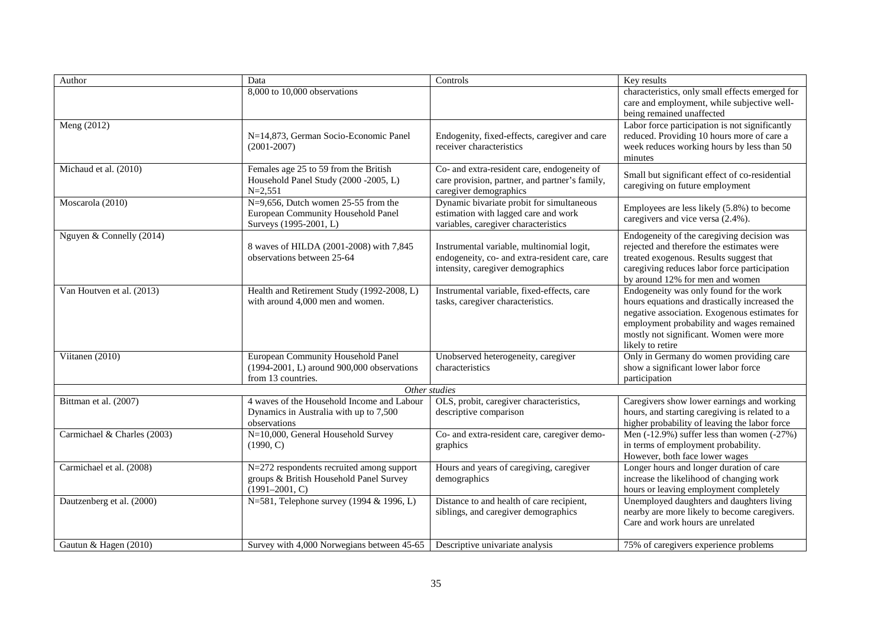| Author | Data | Controls | Key results |
|---|---|---|---|
| | 8,000 to 10,000 observations | | characteristics, only small effects emerged for care and employment, while subjective well-being remained unaffected |
| Meng (2012) | N=14,873, German Socio-Economic Panel (2001-2007) | Endogenity, fixed-effects, caregiver and care receiver characteristics | Labor force participation is not significantly reduced. Providing 10 hours more of care a week reduces working hours by less than 50 minutes |
| Michaud et al. (2010) | Females age 25 to 59 from the British Household Panel Study (2000 -2005, L) N=2,551 | Co- and extra-resident care, endogeneity of care provision, partner, and partner's family, caregiver demographics | Small but significant effect of co-residential caregiving on future employment |
| Moscarola (2010) | N=9,656, Dutch women 25-55 from the European Community Household Panel Surveys (1995-2001, L) | Dynamic bivariate probit for simultaneous estimation with lagged care and work variables, caregiver characteristics | Employees are less likely (5.8%) to become caregivers and vice versa (2.4%). |
| Nguyen & Connelly (2014) | 8 waves of HILDA (2001-2008) with 7,845 observations between 25-64 | Instrumental variable, multinomial logit, endogeneity, co- and extra-resident care, care intensity, caregiver demographics | Endogeneity of the caregiving decision was rejected and therefore the estimates were treated exogenous. Results suggest that caregiving reduces labor force participation by around 12% for men and women |
| Van Houtven et al. (2013) | Health and Retirement Study (1992-2008, L) with around 4,000 men and women. | Instrumental variable, fixed-effects, care tasks, caregiver characteristics. | Endogeneity was only found for the work hours equations and drastically increased the negative association. Exogenous estimates for employment probability and wages remained mostly not significant. Women were more likely to retire |
| Viitanen (2010) | European Community Household Panel (1994-2001, L) around 900,000 observations from 13 countries. | Unobserved heterogeneity, caregiver characteristics | Only in Germany do women providing care show a significant lower labor force participation |
| | | *Other studies* | |
| Bittman et al. (2007) | 4 waves of the Household Income and Labour Dynamics in Australia with up to 7,500 observations | OLS, probit, caregiver characteristics, descriptive comparison | Caregivers show lower earnings and working hours, and starting caregiving is related to a higher probability of leaving the labor force |
| Carmichael & Charles (2003) | N=10,000, General Household Survey (1990, C) | Co- and extra-resident care, caregiver demographics | Men (-12.9%) suffer less than women (-27%) in terms of employment probability. However, both face lower wages |
| Carmichael et al. (2008) | N=272 respondents recruited among support groups & British Household Panel Survey (1991–2001, C) | Hours and years of caregiving, caregiver demographics | Longer hours and longer duration of care increase the likelihood of changing work hours or leaving employment completely |
| Dautzenberg et al. (2000) | N=581, Telephone survey (1994 & 1996, L) | Distance to and health of care recipient, siblings, and caregiver demographics | Unemployed daughters and daughters living nearby are more likely to become caregivers. Care and work hours are unrelated |
| Gautun & Hagen (2010) | Survey with 4,000 Norwegians between 45-65 | Descriptive univariate analysis | 75% of caregivers experience problems |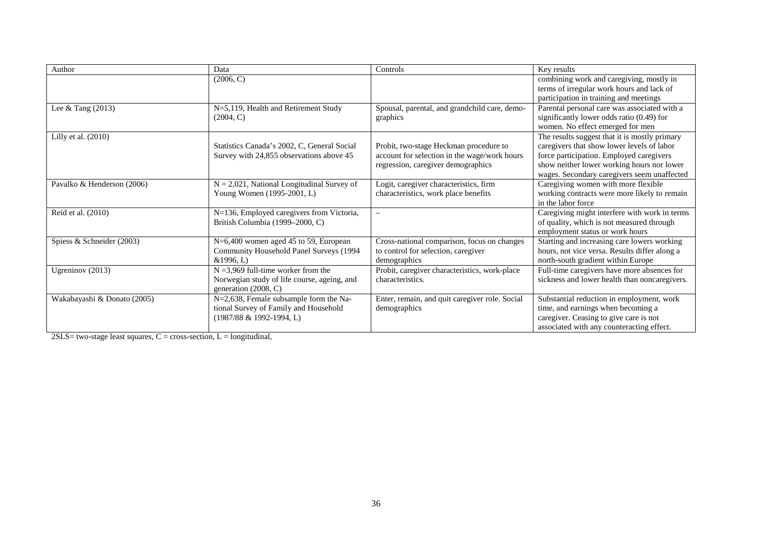| Author | Data | Controls | Key results |
|---|---|---|---|
| | (2006, C) | | combining work and caregiving, mostly in terms of irregular work hours and lack of participation in training and meetings |
| Lee & Tang (2013) | N=5,119, Health and Retirement Study (2004, C) | Spousal, parental, and grandchild care, demographics | Parental personal care was associated with a significantly lower odds ratio (0.49) for women. No effect emerged for men |
| Lilly et al. (2010) | Statistics Canada's 2002, C, General Social Survey with 24,855 observations above 45 | Probit, two-stage Heckman procedure to account for selection in the wage/work hours regression, caregiver demographics | The results suggest that it is mostly primary caregivers that show lower levels of labor force participation. Employed caregivers show neither lower working hours nor lower wages. Secondary caregivers seem unaffected |
| Pavalko & Henderson (2006) | N = 2,021, National Longitudinal Survey of Young Women (1995-2001, L) | Logit, caregiver characteristics, firm characteristics, work place benefits | Caregiving women with more flexible working contracts were more likely to remain in the labor force |
| Reid et al. (2010) | N=136, Employed caregivers from Victoria, British Columbia (1999–2000, C) | – | Caregiving might interfere with work in terms of quality, which is not measured through employment status or work hours |
| Spiess & Schneider (2003) | N=6,400 women aged 45 to 59, European Community Household Panel Surveys (1994 &1996, L) | Cross-national comparison, focus on changes to control for selection, caregiver demographics | Starting and increasing care lowers working hours, not vice versa. Results differ along a north-south gradient within Europe |
| Ugreninov (2013) | N =3,969 full-time worker from the Norwegian study of life course, ageing, and generation (2008, C) | Probit, caregiver characteristics, work-place characteristics. | Full-time caregivers have more absences for sickness and lower health than noncaregivers. |
| Wakabayashi & Donato (2005) | N=2,638, Female subsample form the National Survey of Family and Household (1987/88 & 1992-1994, L) | Enter, remain, and quit caregiver role. Social demographics | Substantial reduction in employment, work time, and earnings when becoming a caregiver. Ceasing to give care is not associated with any counteracting effect. |

2SLS= two-stage least squares, C = cross-section, L = longitudinal,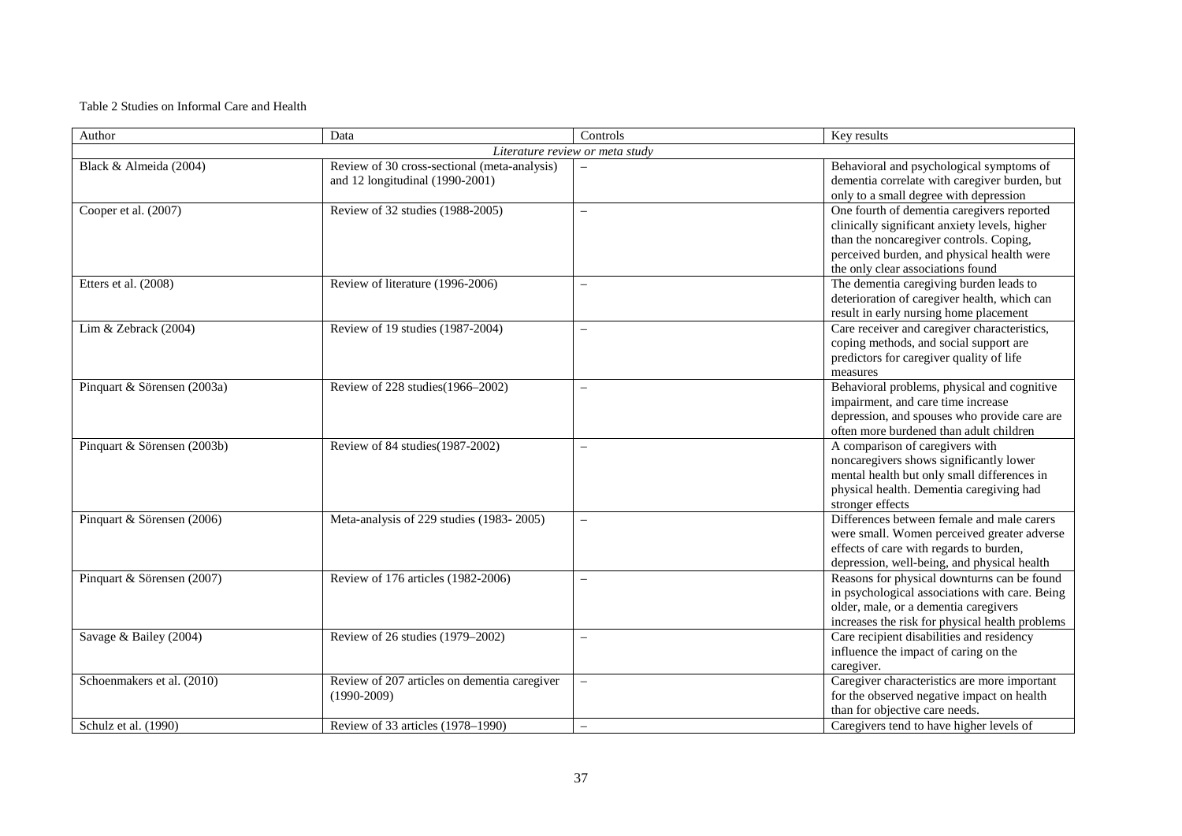Table 2 Studies on Informal Care and Health

| Author | Data | Controls | Key results |
|---|---|---|---|
| *Literature review or meta study* | | | |
| Black & Almeida (2004) | Review of 30 cross-sectional (meta-analysis) and 12 longitudinal (1990-2001) | – | Behavioral and psychological symptoms of dementia correlate with caregiver burden, but only to a small degree with depression |
| Cooper et al. (2007) | Review of 32 studies (1988-2005) | – | One fourth of dementia caregivers reported clinically significant anxiety levels, higher than the noncaregiver controls. Coping, perceived burden, and physical health were the only clear associations found |
| Etters et al. (2008) | Review of literature (1996-2006) | – | The dementia caregiving burden leads to deterioration of caregiver health, which can result in early nursing home placement |
| Lim & Zebrack (2004) | Review of 19 studies (1987-2004) | – | Care receiver and caregiver characteristics, coping methods, and social support are predictors for caregiver quality of life measures |
| Pinquart & Sörensen (2003a) | Review of 228 studies(1966–2002) | – | Behavioral problems, physical and cognitive impairment, and care time increase depression, and spouses who provide care are often more burdened than adult children |
| Pinquart & Sörensen (2003b) | Review of 84 studies(1987-2002) | – | A comparison of caregivers with noncaregivers shows significantly lower mental health but only small differences in physical health. Dementia caregiving had stronger effects |
| Pinquart & Sörensen (2006) | Meta-analysis of 229 studies (1983- 2005) | – | Differences between female and male carers were small. Women perceived greater adverse effects of care with regards to burden, depression, well-being, and physical health |
| Pinquart & Sörensen (2007) | Review of 176 articles (1982-2006) | – | Reasons for physical downturns can be found in psychological associations with care. Being older, male, or a dementia caregivers increases the risk for physical health problems |
| Savage & Bailey (2004) | Review of 26 studies (1979–2002) | – | Care recipient disabilities and residency influence the impact of caring on the caregiver. |
| Schoenmakers et al. (2010) | Review of 207 articles on dementia caregiver (1990-2009) | – | Caregiver characteristics are more important for the observed negative impact on health than for objective care needs. |
| Schulz et al. (1990) | Review of 33 articles (1978–1990) | – | Caregivers tend to have higher levels of |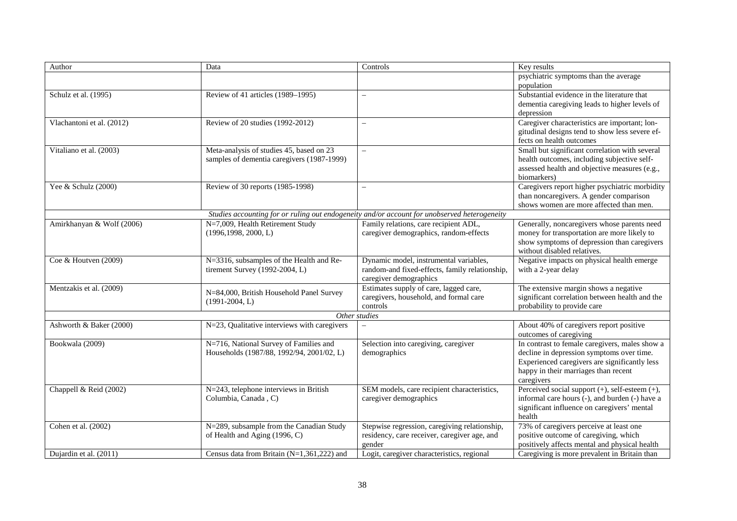| Author | Data | Controls | Key results |
| --- | --- | --- | --- |
| | | | psychiatric symptoms than the average population |
| Schulz et al. (1995) | Review of 41 articles (1989–1995) | – | Substantial evidence in the literature that dementia caregiving leads to higher levels of depression |
| Vlachantoni et al. (2012) | Review of 20 studies (1992-2012) | – | Caregiver characteristics are important; longitudinal designs tend to show less severe effects on health outcomes |
| Vitaliano et al. (2003) | Meta-analysis of studies 45, based on 23 samples of dementia caregivers (1987-1999) | – | Small but significant correlation with several health outcomes, including subjective self-assessed health and objective measures (e.g., biomarkers) |
| Yee & Schulz (2000) | Review of 30 reports (1985-1998) | – | Caregivers report higher psychiatric morbidity than noncaregivers. A gender comparison shows women are more affected than men. |
| *Studies accounting for or ruling out endogeneity and/or account for unobserved heterogeneity* | | | |
| Amirkhanyan & Wolf (2006) | N=7,009, Health Retirement Study (1996,1998, 2000, L) | Family relations, care recipient ADL, caregiver demographics, random-effects | Generally, noncaregivers whose parents need money for transportation are more likely to show symptoms of depression than caregivers without disabled relatives. |
| Coe & Houtven (2009) | N=3316, subsamples of the Health and Retirement Survey (1992-2004, L) | Dynamic model, instrumental variables, random-and fixed-effects, family relationship, caregiver demographics | Negative impacts on physical health emerge with a 2-year delay |
| Mentzakis et al. (2009) | N=84,000, British Household Panel Survey (1991-2004, L) | Estimates supply of care, lagged care, caregivers, household, and formal care controls | The extensive margin shows a negative significant correlation between health and the probability to provide care |
| *Other studies* | | | |
| Ashworth & Baker (2000) | N=23, Qualitative interviews with caregivers | – | About 40% of caregivers report positive outcomes of caregiving |
| Bookwala (2009) | N=716, National Survey of Families and Households (1987/88, 1992/94, 2001/02, L) | Selection into caregiving, caregiver demographics | In contrast to female caregivers, males show a decline in depression symptoms over time. Experienced caregivers are significantly less happy in their marriages than recent caregivers |
| Chappell & Reid (2002) | N=243, telephone interviews in British Columbia, Canada , C) | SEM models, care recipient characteristics, caregiver demographics | Perceived social support (+), self-esteem (+), informal care hours (-), and burden (-) have a significant influence on caregivers' mental health |
| Cohen et al. (2002) | N=289, subsample from the Canadian Study of Health and Aging (1996, C) | Stepwise regression, caregiving relationship, residency, care receiver, caregiver age, and gender | 73% of caregivers perceive at least one positive outcome of caregiving, which positively affects mental and physical health |
| Dujardin et al. (2011) | Census data from Britain (N=1,361,222) and | Logit, caregiver characteristics, regional | Caregiving is more prevalent in Britain than |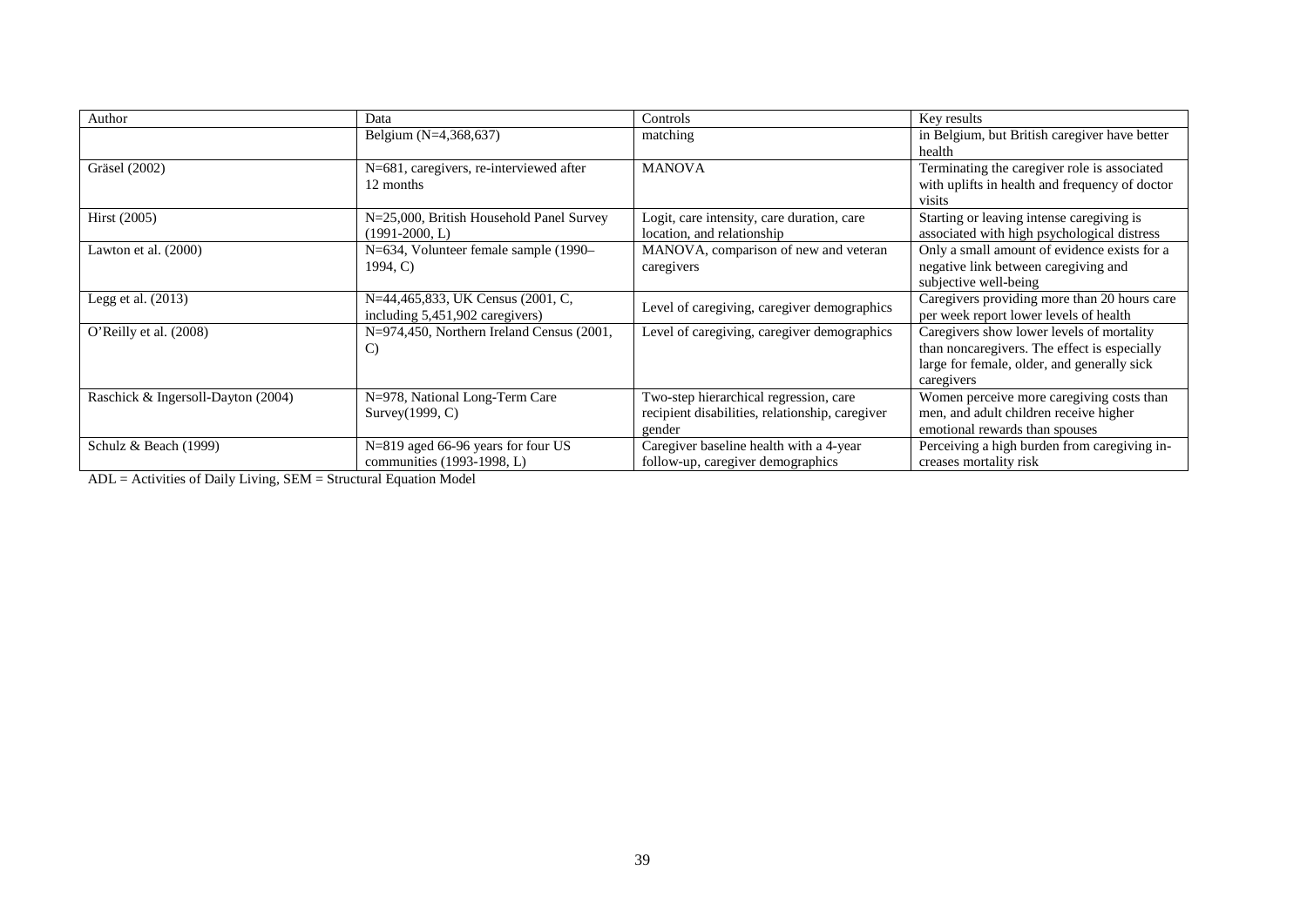| Author | Data | Controls | Key results |
|---|---|---|---|
| | Belgium (N=4,368,637) | matching | in Belgium, but British caregiver have better health |
| Gräsel (2002) | N=681, caregivers, re-interviewed after 12 months | MANOVA | Terminating the caregiver role is associated with uplifts in health and frequency of doctor visits |
| Hirst (2005) | N=25,000, British Household Panel Survey (1991-2000, L) | Logit, care intensity, care duration, care location, and relationship | Starting or leaving intense caregiving is associated with high psychological distress |
| Lawton et al. (2000) | N=634, Volunteer female sample (1990–1994, C) | MANOVA, comparison of new and veteran caregivers | Only a small amount of evidence exists for a negative link between caregiving and subjective well-being |
| Legg et al. (2013) | N=44,465,833, UK Census (2001, C, including 5,451,902 caregivers) | Level of caregiving, caregiver demographics | Caregivers providing more than 20 hours care per week report lower levels of health |
| O'Reilly et al. (2008) | N=974,450, Northern Ireland Census (2001, C) | Level of caregiving, caregiver demographics | Caregivers show lower levels of mortality than noncaregivers. The effect is especially large for female, older, and generally sick caregivers |
| Raschick & Ingersoll-Dayton (2004) | N=978, National Long-Term Care Survey(1999, C) | Two-step hierarchical regression, care recipient disabilities, relationship, caregiver gender | Women perceive more caregiving costs than men, and adult children receive higher emotional rewards than spouses |
| Schulz & Beach (1999) | N=819 aged 66-96 years for four US communities (1993-1998, L) | Caregiver baseline health with a 4-year follow-up, caregiver demographics | Perceiving a high burden from caregiving increases mortality risk |

ADL = Activities of Daily Living, SEM = Structural Equation Model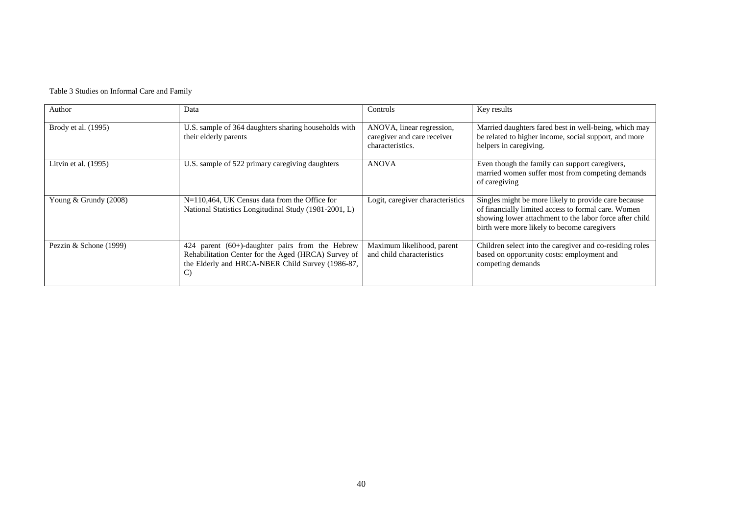Table 3 Studies on Informal Care and Family

| Author | Data | Controls | Key results |
|---|---|---|---|
| Brody et al. (1995) | U.S. sample of 364 daughters sharing households with their elderly parents | ANOVA, linear regression, caregiver and care receiver characteristics. | Married daughters fared best in well-being, which may be related to higher income, social support, and more helpers in caregiving. |
| Litvin et al. (1995) | U.S. sample of 522 primary caregiving daughters | ANOVA | Even though the family can support caregivers, married women suffer most from competing demands of caregiving |
| Young & Grundy (2008) | N=110,464, UK Census data from the Office for National Statistics Longitudinal Study (1981-2001, L) | Logit, caregiver characteristics | Singles might be more likely to provide care because of financially limited access to formal care. Women showing lower attachment to the labor force after child birth were more likely to become caregivers |
| Pezzin & Schone (1999) | 424 parent (60+)-daughter pairs from the Hebrew Rehabilitation Center for the Aged (HRCA) Survey of the Elderly and HRCA-NBER Child Survey (1986-87, C) | Maximum likelihood, parent and child characteristics | Children select into the caregiver and co-residing roles based on opportunity costs: employment and competing demands |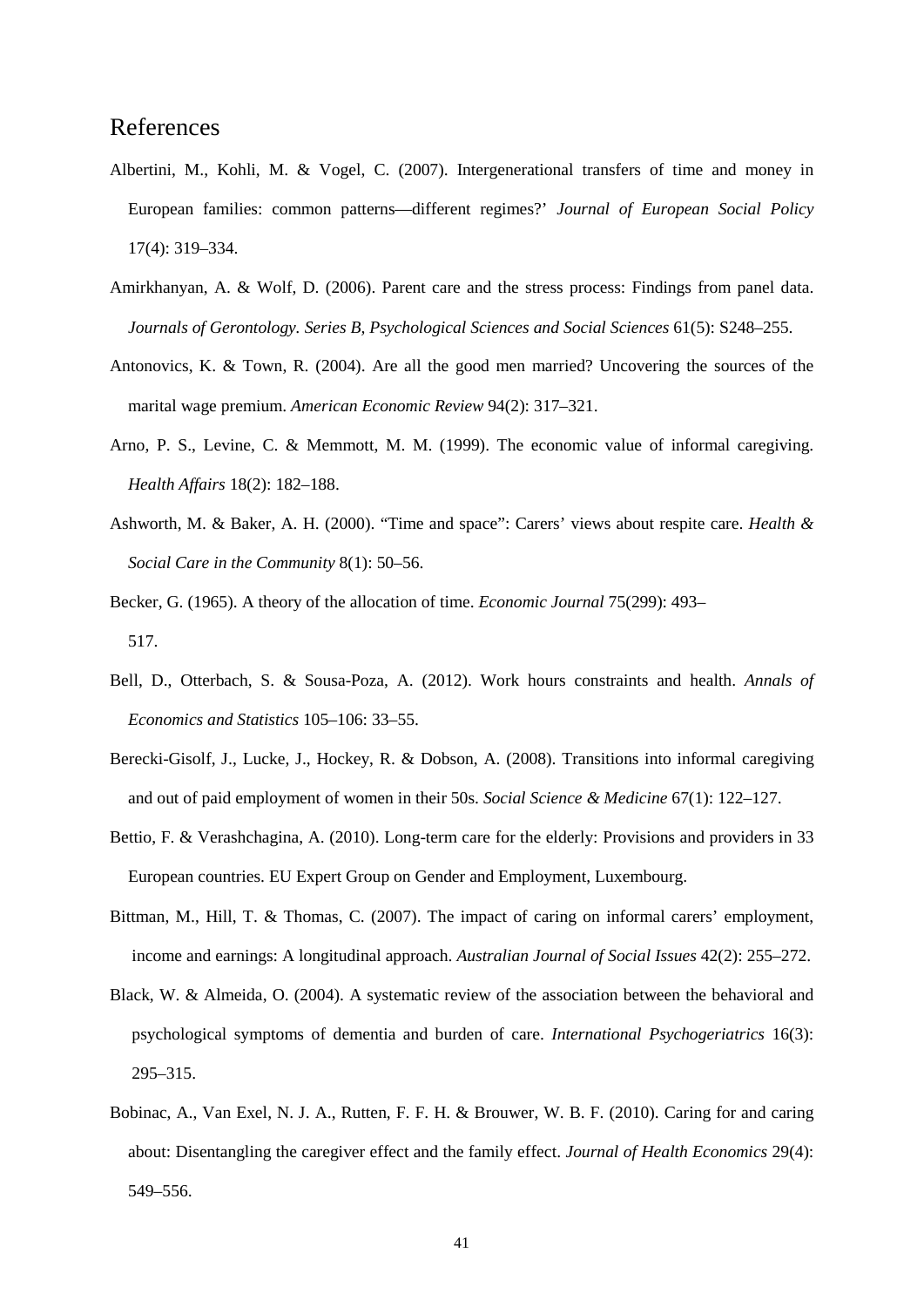## References

Albertini, M., Kohli, M. & Vogel, C. (2007). Intergenerational transfers of time and money in European families: common patterns—different regimes?' *Journal of European Social Policy* 17(4): 319–334.

Amirkhanyan, A. & Wolf, D. (2006). Parent care and the stress process: Findings from panel data. *Journals of Gerontology. Series B, Psychological Sciences and Social Sciences* 61(5): S248–255.

Antonovics, K. & Town, R. (2004). Are all the good men married? Uncovering the sources of the marital wage premium. *American Economic Review* 94(2): 317–321.

Arno, P. S., Levine, C. & Memmott, M. M. (1999). The economic value of informal caregiving. *Health Affairs* 18(2): 182–188.

Ashworth, M. & Baker, A. H. (2000). "Time and space": Carers' views about respite care. *Health & Social Care in the Community* 8(1): 50–56.

Becker, G. (1965). A theory of the allocation of time. *Economic Journal* 75(299): 493–517.

Bell, D., Otterbach, S. & Sousa-Poza, A. (2012). Work hours constraints and health. *Annals of Economics and Statistics* 105–106: 33–55.

Berecki-Gisolf, J., Lucke, J., Hockey, R. & Dobson, A. (2008). Transitions into informal caregiving and out of paid employment of women in their 50s. *Social Science & Medicine* 67(1): 122–127.

Bettio, F. & Verashchagina, A. (2010). Long-term care for the elderly: Provisions and providers in 33 European countries. EU Expert Group on Gender and Employment, Luxembourg.

Bittman, M., Hill, T. & Thomas, C. (2007). The impact of caring on informal carers' employment, income and earnings: A longitudinal approach. *Australian Journal of Social Issues* 42(2): 255–272.

Black, W. & Almeida, O. (2004). A systematic review of the association between the behavioral and psychological symptoms of dementia and burden of care. *International Psychogeriatrics* 16(3): 295–315.

Bobinac, A., Van Exel, N. J. A., Rutten, F. F. H. & Brouwer, W. B. F. (2010). Caring for and caring about: Disentangling the caregiver effect and the family effect. *Journal of Health Economics* 29(4): 549–556.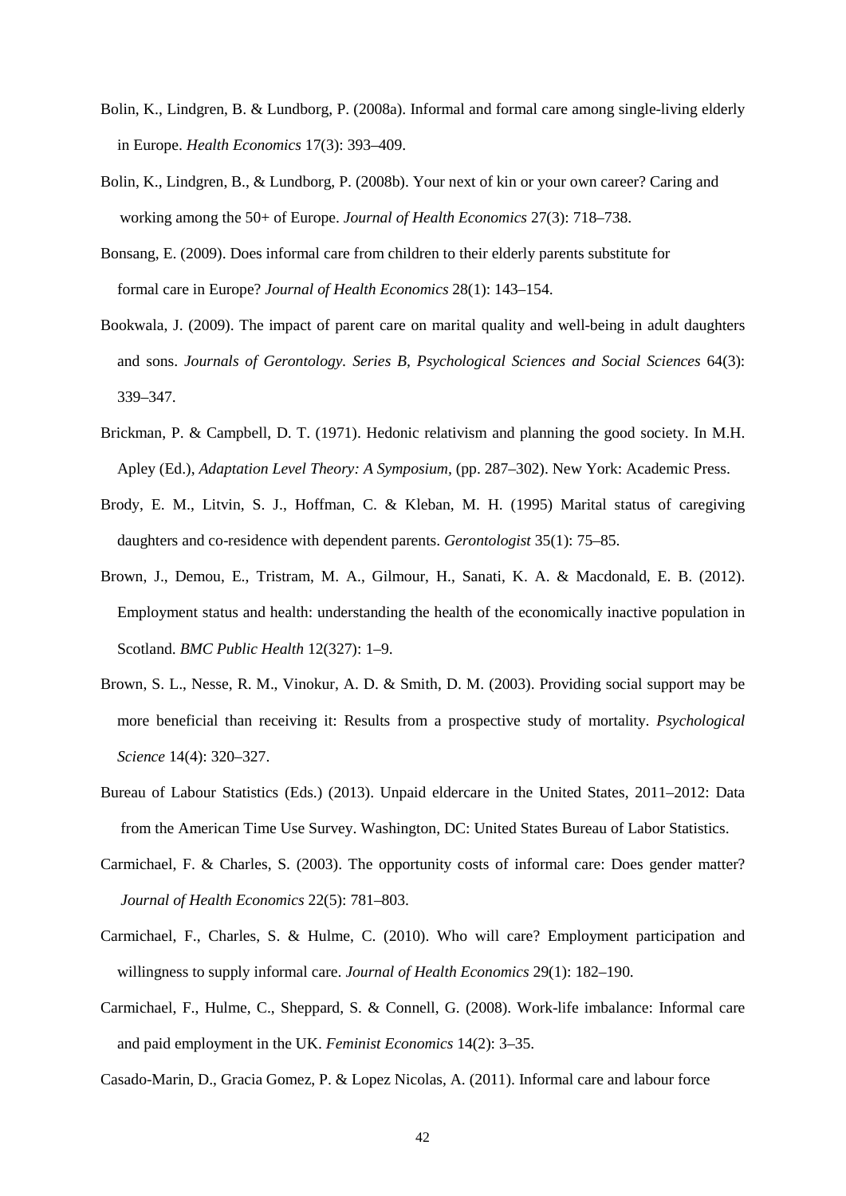Bolin, K., Lindgren, B. & Lundborg, P. (2008a). Informal and formal care among single-living elderly in Europe. *Health Economics* 17(3): 393–409.

Bolin, K., Lindgren, B., & Lundborg, P. (2008b). Your next of kin or your own career? Caring and working among the 50+ of Europe. *Journal of Health Economics* 27(3): 718–738.

Bonsang, E. (2009). Does informal care from children to their elderly parents substitute for formal care in Europe? *Journal of Health Economics* 28(1): 143–154.

Bookwala, J. (2009). The impact of parent care on marital quality and well-being in adult daughters and sons. *Journals of Gerontology. Series B, Psychological Sciences and Social Sciences* 64(3): 339–347.

Brickman, P. & Campbell, D. T. (1971). Hedonic relativism and planning the good society. In M.H. Apley (Ed.), *Adaptation Level Theory: A Symposium,* (pp. 287–302). New York: Academic Press.

Brody, E. M., Litvin, S. J., Hoffman, C. & Kleban, M. H. (1995) Marital status of caregiving daughters and co-residence with dependent parents. *Gerontologist* 35(1): 75–85.

Brown, J., Demou, E., Tristram, M. A., Gilmour, H., Sanati, K. A. & Macdonald, E. B. (2012). Employment status and health: understanding the health of the economically inactive population in Scotland. *BMC Public Health* 12(327): 1–9.

Brown, S. L., Nesse, R. M., Vinokur, A. D. & Smith, D. M. (2003). Providing social support may be more beneficial than receiving it: Results from a prospective study of mortality. *Psychological Science* 14(4): 320–327.

Bureau of Labour Statistics (Eds.) (2013). Unpaid eldercare in the United States, 2011–2012: Data from the American Time Use Survey. Washington, DC: United States Bureau of Labor Statistics.

Carmichael, F. & Charles, S. (2003). The opportunity costs of informal care: Does gender matter? *Journal of Health Economics* 22(5): 781–803.

Carmichael, F., Charles, S. & Hulme, C. (2010). Who will care? Employment participation and willingness to supply informal care. *Journal of Health Economics* 29(1): 182–190.

Carmichael, F., Hulme, C., Sheppard, S. & Connell, G. (2008). Work-life imbalance: Informal care and paid employment in the UK. *Feminist Economics* 14(2): 3–35.

Casado-Marin, D., Gracia Gomez, P. & Lopez Nicolas, A. (2011). Informal care and labour force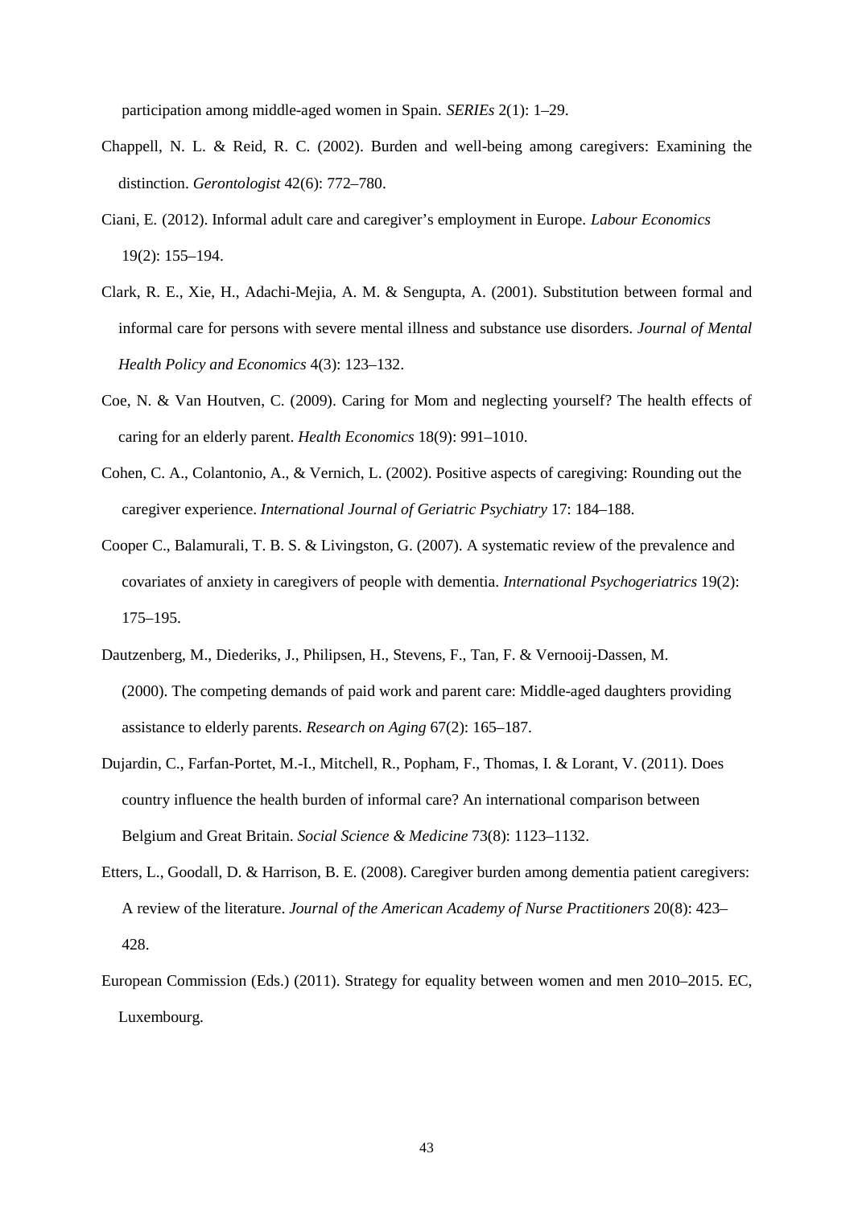participation among middle-aged women in Spain. *SERIEs* 2(1): 1–29.

Chappell, N. L. & Reid, R. C. (2002). Burden and well-being among caregivers: Examining the distinction. *Gerontologist* 42(6): 772–780.

Ciani, E. (2012). Informal adult care and caregiver's employment in Europe. *Labour Economics* 19(2): 155–194.

Clark, R. E., Xie, H., Adachi-Mejia, A. M. & Sengupta, A. (2001). Substitution between formal and informal care for persons with severe mental illness and substance use disorders. *Journal of Mental Health Policy and Economics* 4(3): 123–132.

Coe, N. & Van Houtven, C. (2009). Caring for Mom and neglecting yourself? The health effects of caring for an elderly parent. *Health Economics* 18(9): 991–1010.

Cohen, C. A., Colantonio, A., & Vernich, L. (2002). Positive aspects of caregiving: Rounding out the caregiver experience. *International Journal of Geriatric Psychiatry* 17: 184–188.

Cooper C., Balamurali, T. B. S. & Livingston, G. (2007). A systematic review of the prevalence and covariates of anxiety in caregivers of people with dementia. *International Psychogeriatrics* 19(2): 175–195.

Dautzenberg, M., Diederiks, J., Philipsen, H., Stevens, F., Tan, F. & Vernooij-Dassen, M. (2000). The competing demands of paid work and parent care: Middle-aged daughters providing assistance to elderly parents. *Research on Aging* 67(2): 165–187.

Dujardin, C., Farfan-Portet, M.-I., Mitchell, R., Popham, F., Thomas, I. & Lorant, V. (2011). Does country influence the health burden of informal care? An international comparison between Belgium and Great Britain. *Social Science & Medicine* 73(8): 1123–1132.

Etters, L., Goodall, D. & Harrison, B. E. (2008). Caregiver burden among dementia patient caregivers: A review of the literature. *Journal of the American Academy of Nurse Practitioners* 20(8): 423–428.

European Commission (Eds.) (2011). Strategy for equality between women and men 2010–2015. EC, Luxembourg.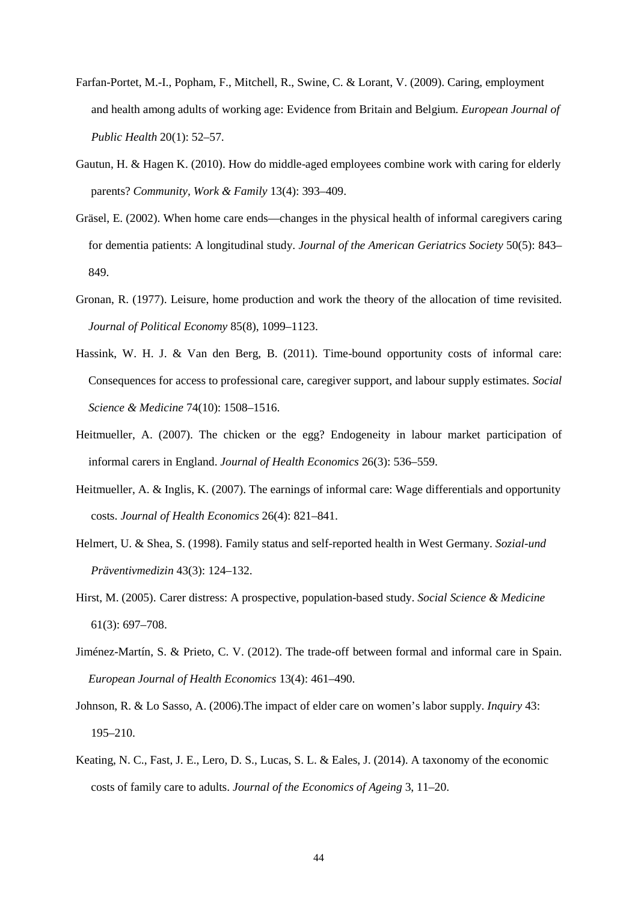Farfan-Portet, M.-I., Popham, F., Mitchell, R., Swine, C. & Lorant, V. (2009). Caring, employment and health among adults of working age: Evidence from Britain and Belgium. *European Journal of Public Health* 20(1): 52–57.

Gautun, H. & Hagen K. (2010). How do middle-aged employees combine work with caring for elderly parents? *Community, Work & Family* 13(4): 393–409.

Gräsel, E. (2002). When home care ends—changes in the physical health of informal caregivers caring for dementia patients: A longitudinal study. *Journal of the American Geriatrics Society* 50(5): 843–849.

Gronan, R. (1977). Leisure, home production and work the theory of the allocation of time revisited. *Journal of Political Economy* 85(8), 1099–1123.

Hassink, W. H. J. & Van den Berg, B. (2011). Time-bound opportunity costs of informal care: Consequences for access to professional care, caregiver support, and labour supply estimates. *Social Science & Medicine* 74(10): 1508–1516.

Heitmueller, A. (2007). The chicken or the egg? Endogeneity in labour market participation of informal carers in England. *Journal of Health Economics* 26(3): 536–559.

Heitmueller, A. & Inglis, K. (2007). The earnings of informal care: Wage differentials and opportunity costs. *Journal of Health Economics* 26(4): 821–841.

Helmert, U. & Shea, S. (1998). Family status and self-reported health in West Germany. *Sozial-und Präventivmedizin* 43(3): 124–132.

Hirst, M. (2005). Carer distress: A prospective, population-based study. *Social Science & Medicine* 61(3): 697–708.

Jiménez-Martín, S. & Prieto, C. V. (2012). The trade-off between formal and informal care in Spain. *European Journal of Health Economics* 13(4): 461–490.

Johnson, R. & Lo Sasso, A. (2006).The impact of elder care on women's labor supply. *Inquiry* 43: 195–210.

Keating, N. C., Fast, J. E., Lero, D. S., Lucas, S. L. & Eales, J. (2014). A taxonomy of the economic costs of family care to adults. *Journal of the Economics of Ageing* 3, 11–20.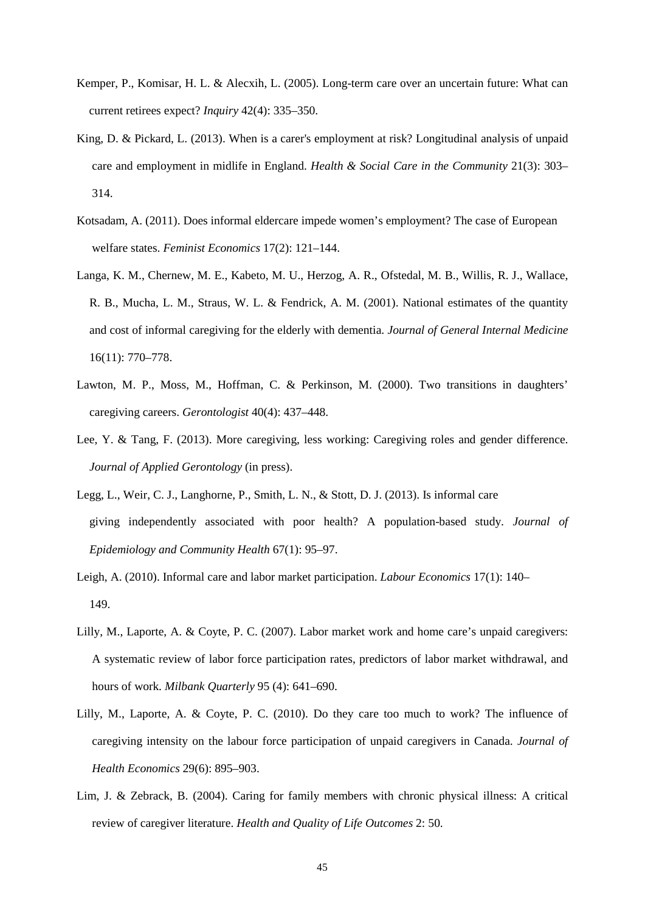Kemper, P., Komisar, H. L. & Alecxih, L. (2005). Long-term care over an uncertain future: What can current retirees expect? *Inquiry* 42(4): 335–350.

King, D. & Pickard, L. (2013). When is a carer's employment at risk? Longitudinal analysis of unpaid care and employment in midlife in England. *Health & Social Care in the Community* 21(3): 303–314.

Kotsadam, A. (2011). Does informal eldercare impede women's employment? The case of European welfare states. *Feminist Economics* 17(2): 121–144.

Langa, K. M., Chernew, M. E., Kabeto, M. U., Herzog, A. R., Ofstedal, M. B., Willis, R. J., Wallace, R. B., Mucha, L. M., Straus, W. L. & Fendrick, A. M. (2001). National estimates of the quantity and cost of informal caregiving for the elderly with dementia. *Journal of General Internal Medicine* 16(11): 770–778.

Lawton, M. P., Moss, M., Hoffman, C. & Perkinson, M. (2000). Two transitions in daughters' caregiving careers. *Gerontologist* 40(4): 437–448.

Lee, Y. & Tang, F. (2013). More caregiving, less working: Caregiving roles and gender difference. *Journal of Applied Gerontology* (in press).

Legg, L., Weir, C. J., Langhorne, P., Smith, L. N., & Stott, D. J. (2013). Is informal care giving independently associated with poor health? A population-based study. *Journal of Epidemiology and Community Health* 67(1): 95–97.

Leigh, A. (2010). Informal care and labor market participation. *Labour Economics* 17(1): 140–149.

Lilly, M., Laporte, A. & Coyte, P. C. (2007). Labor market work and home care's unpaid caregivers: A systematic review of labor force participation rates, predictors of labor market withdrawal, and hours of work. *Milbank Quarterly* 95 (4): 641–690.

Lilly, M., Laporte, A. & Coyte, P. C. (2010). Do they care too much to work? The influence of caregiving intensity on the labour force participation of unpaid caregivers in Canada. *Journal of Health Economics* 29(6): 895–903.

Lim, J. & Zebrack, B. (2004). Caring for family members with chronic physical illness: A critical review of caregiver literature. *Health and Quality of Life Outcomes* 2: 50.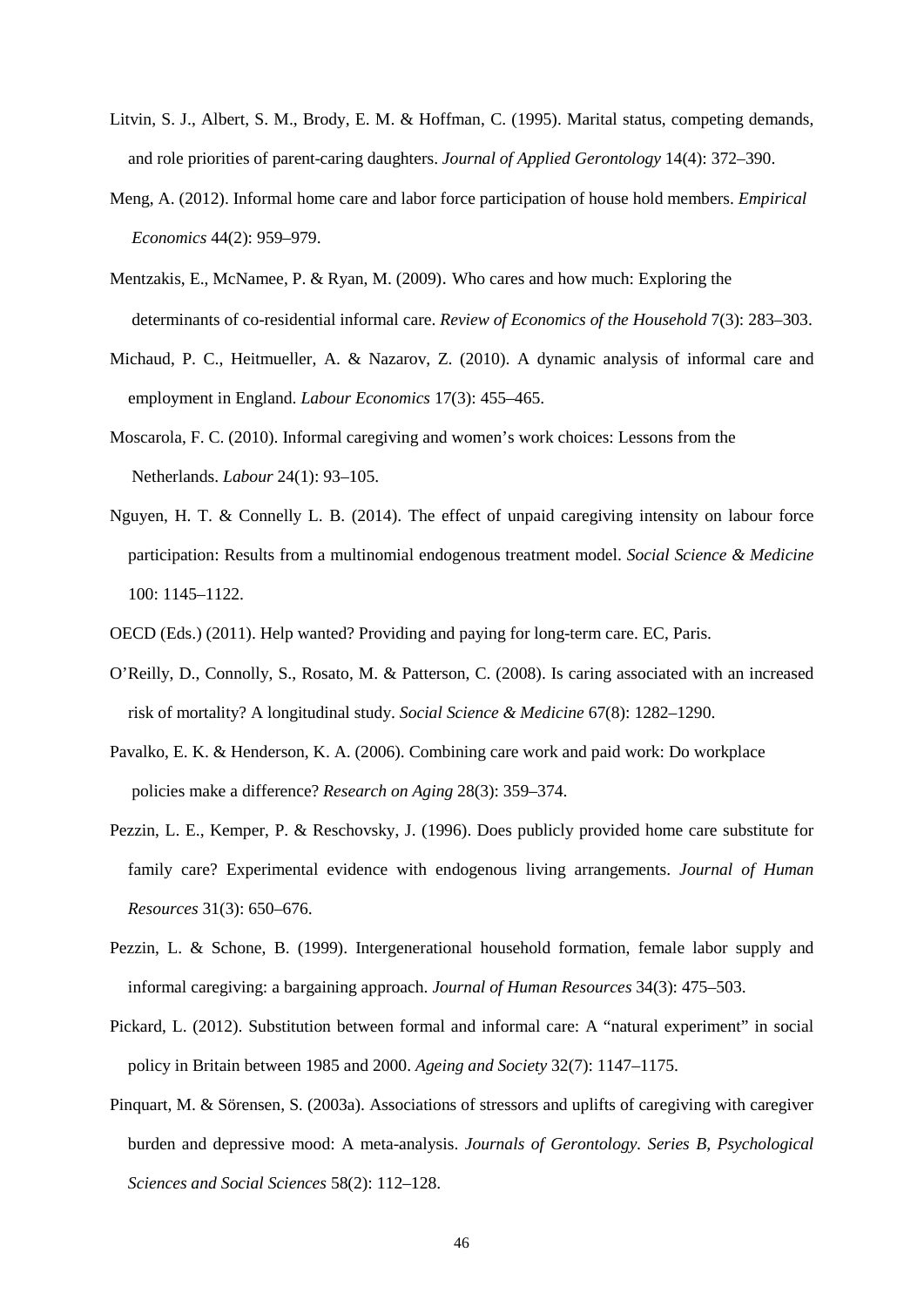Litvin, S. J., Albert, S. M., Brody, E. M. & Hoffman, C. (1995). Marital status, competing demands, and role priorities of parent-caring daughters. *Journal of Applied Gerontology* 14(4): 372–390.

Meng, A. (2012). Informal home care and labor force participation of house hold members. *Empirical Economics* 44(2): 959–979.

Mentzakis, E., McNamee, P. & Ryan, M. (2009). Who cares and how much: Exploring the determinants of co-residential informal care. *Review of Economics of the Household* 7(3): 283–303.

Michaud, P. C., Heitmueller, A. & Nazarov, Z. (2010). A dynamic analysis of informal care and employment in England. *Labour Economics* 17(3): 455–465.

Moscarola, F. C. (2010). Informal caregiving and women's work choices: Lessons from the Netherlands. *Labour* 24(1): 93–105.

Nguyen, H. T. & Connelly L. B. (2014). The effect of unpaid caregiving intensity on labour force participation: Results from a multinomial endogenous treatment model. *Social Science & Medicine* 100: 1145–1122.

OECD (Eds.) (2011). Help wanted? Providing and paying for long-term care. EC, Paris.

O'Reilly, D., Connolly, S., Rosato, M. & Patterson, C. (2008). Is caring associated with an increased risk of mortality? A longitudinal study. *Social Science & Medicine* 67(8): 1282–1290.

Pavalko, E. K. & Henderson, K. A. (2006). Combining care work and paid work: Do workplace policies make a difference? *Research on Aging* 28(3): 359–374.

Pezzin, L. E., Kemper, P. & Reschovsky, J. (1996). Does publicly provided home care substitute for family care? Experimental evidence with endogenous living arrangements. *Journal of Human Resources* 31(3): 650–676.

Pezzin, L. & Schone, B. (1999). Intergenerational household formation, female labor supply and informal caregiving: a bargaining approach. *Journal of Human Resources* 34(3): 475–503.

Pickard, L. (2012). Substitution between formal and informal care: A "natural experiment" in social policy in Britain between 1985 and 2000. *Ageing and Society* 32(7): 1147–1175.

Pinquart, M. & Sörensen, S. (2003a). Associations of stressors and uplifts of caregiving with caregiver burden and depressive mood: A meta-analysis. *Journals of Gerontology. Series B, Psychological Sciences and Social Sciences* 58(2): 112–128.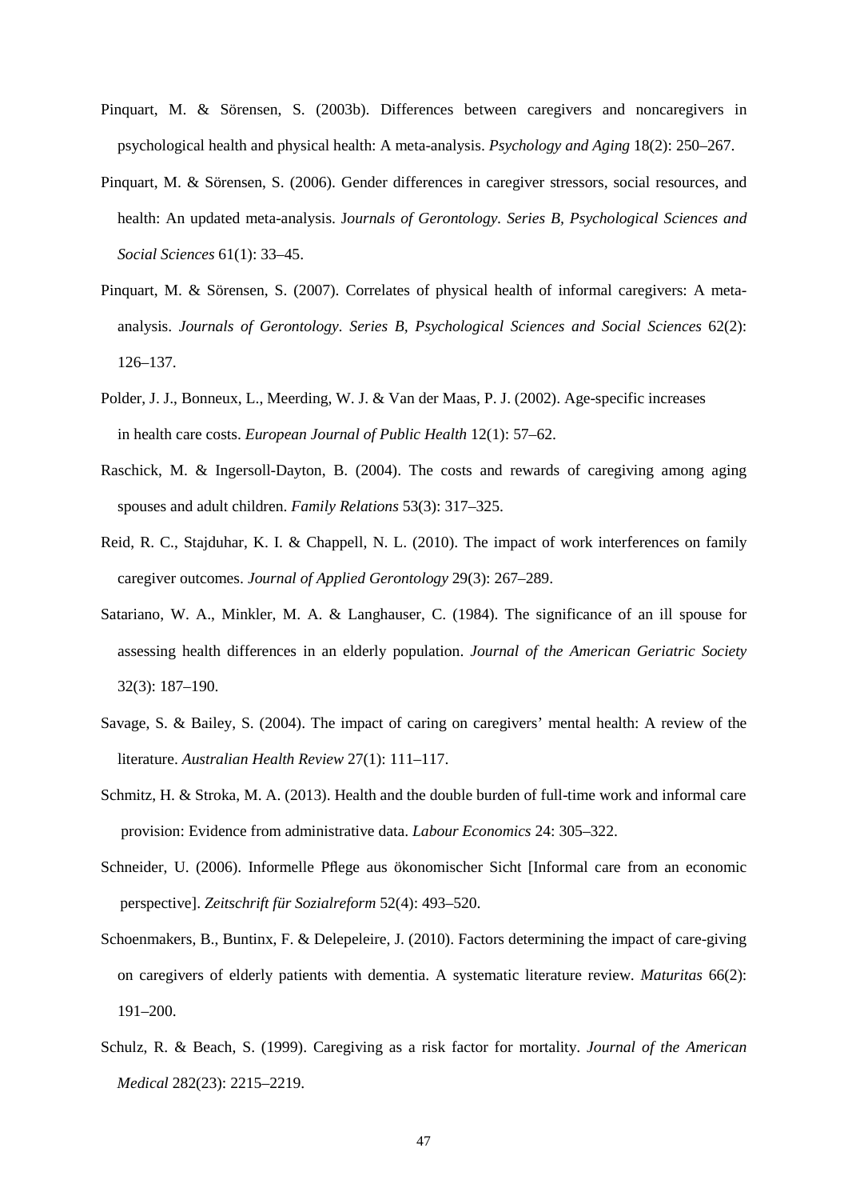Pinquart, M. & Sörensen, S. (2003b). Differences between caregivers and noncaregivers in psychological health and physical health: A meta-analysis. *Psychology and Aging* 18(2): 250–267.

Pinquart, M. & Sörensen, S. (2006). Gender differences in caregiver stressors, social resources, and health: An updated meta-analysis. J*ournals of Gerontology. Series B, Psychological Sciences and Social Sciences* 61(1): 33–45.

Pinquart, M. & Sörensen, S. (2007). Correlates of physical health of informal caregivers: A meta-analysis. *Journals of Gerontology. Series B, Psychological Sciences and Social Sciences* 62(2): 126–137.

Polder, J. J., Bonneux, L., Meerding, W. J. & Van der Maas, P. J. (2002). Age-specific increases in health care costs. *European Journal of Public Health* 12(1): 57–62.

Raschick, M. & Ingersoll-Dayton, B. (2004). The costs and rewards of caregiving among aging spouses and adult children. *Family Relations* 53(3): 317–325.

Reid, R. C., Stajduhar, K. I. & Chappell, N. L. (2010). The impact of work interferences on family caregiver outcomes. *Journal of Applied Gerontology* 29(3): 267–289.

Satariano, W. A., Minkler, M. A. & Langhauser, C. (1984). The significance of an ill spouse for assessing health differences in an elderly population. *Journal of the American Geriatric Society* 32(3): 187–190.

Savage, S. & Bailey, S. (2004). The impact of caring on caregivers' mental health: A review of the literature. *Australian Health Review* 27(1): 111–117.

Schmitz, H. & Stroka, M. A. (2013). Health and the double burden of full-time work and informal care provision: Evidence from administrative data. *Labour Economics* 24: 305–322.

Schneider, U. (2006). Informelle Pflege aus ökonomischer Sicht [Informal care from an economic perspective]. *Zeitschrift für Sozialreform* 52(4): 493–520.

Schoenmakers, B., Buntinx, F. & Delepeleire, J. (2010). Factors determining the impact of care-giving on caregivers of elderly patients with dementia. A systematic literature review. *Maturitas* 66(2): 191–200.

Schulz, R. & Beach, S. (1999). Caregiving as a risk factor for mortality. *Journal of the American Medical* 282(23): 2215–2219.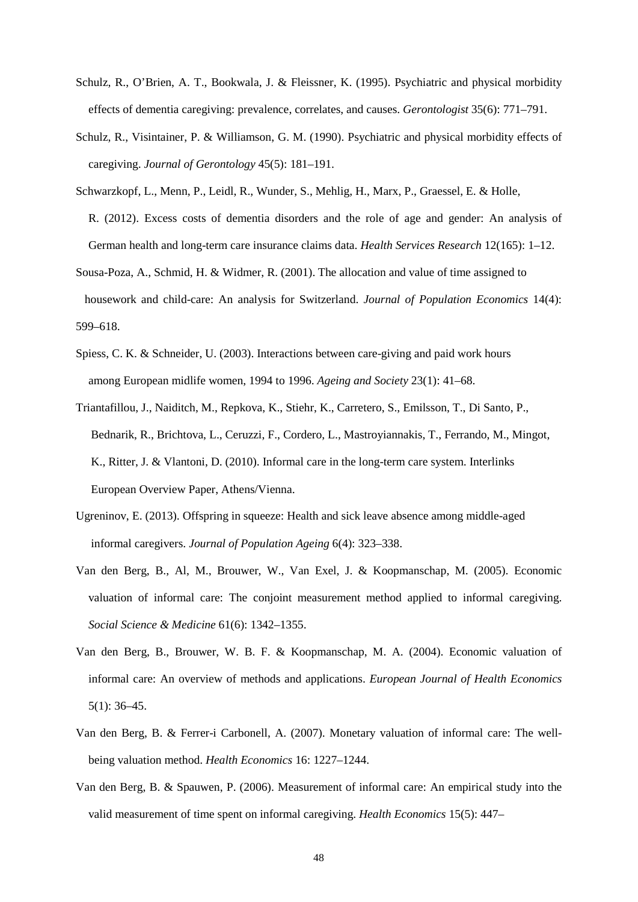Schulz, R., O'Brien, A. T., Bookwala, J. & Fleissner, K. (1995). Psychiatric and physical morbidity effects of dementia caregiving: prevalence, correlates, and causes. *Gerontologist* 35(6): 771–791.

Schulz, R., Visintainer, P. & Williamson, G. M. (1990). Psychiatric and physical morbidity effects of caregiving. *Journal of Gerontology* 45(5): 181–191.

Schwarzkopf, L., Menn, P., Leidl, R., Wunder, S., Mehlig, H., Marx, P., Graessel, E. & Holle, R. (2012). Excess costs of dementia disorders and the role of age and gender: An analysis of German health and long-term care insurance claims data. *Health Services Research* 12(165): 1–12.

Sousa-Poza, A., Schmid, H. & Widmer, R. (2001). The allocation and value of time assigned to housework and child-care: An analysis for Switzerland. *Journal of Population Economics* 14(4): 599–618.

Spiess, C. K. & Schneider, U. (2003). Interactions between care-giving and paid work hours among European midlife women, 1994 to 1996. *Ageing and Society* 23(1): 41–68.

Triantafillou, J., Naiditch, M., Repkova, K., Stiehr, K., Carretero, S., Emilsson, T., Di Santo, P., Bednarik, R., Brichtova, L., Ceruzzi, F., Cordero, L., Mastroyiannakis, T., Ferrando, M., Mingot, K., Ritter, J. & Vlantoni, D. (2010). Informal care in the long-term care system. Interlinks European Overview Paper, Athens/Vienna.

Ugreninov, E. (2013). Offspring in squeeze: Health and sick leave absence among middle-aged informal caregivers. *Journal of Population Ageing* 6(4): 323–338.

Van den Berg, B., Al, M., Brouwer, W., Van Exel, J. & Koopmanschap, M. (2005). Economic valuation of informal care: The conjoint measurement method applied to informal caregiving. *Social Science & Medicine* 61(6): 1342–1355.

Van den Berg, B., Brouwer, W. B. F. & Koopmanschap, M. A. (2004). Economic valuation of informal care: An overview of methods and applications. *European Journal of Health Economics* 5(1): 36–45.

Van den Berg, B. & Ferrer-i Carbonell, A. (2007). Monetary valuation of informal care: The well-being valuation method. *Health Economics* 16: 1227–1244.

Van den Berg, B. & Spauwen, P. (2006). Measurement of informal care: An empirical study into the valid measurement of time spent on informal caregiving. *Health Economics* 15(5): 447–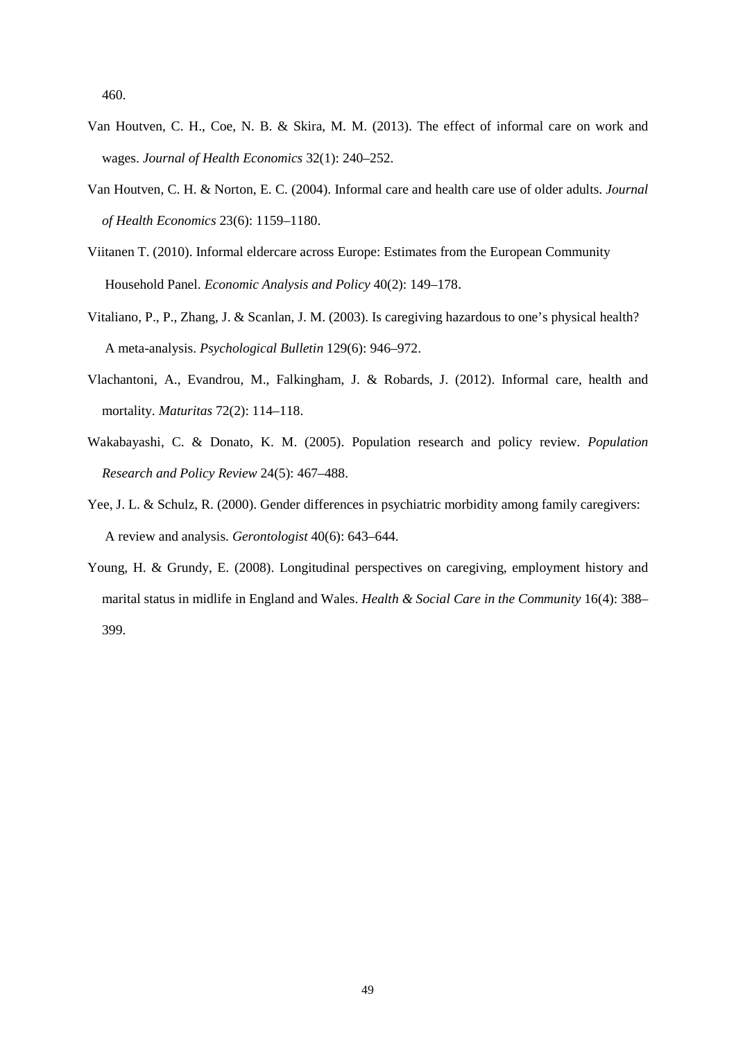460.

Van Houtven, C. H., Coe, N. B. & Skira, M. M. (2013). The effect of informal care on work and wages. *Journal of Health Economics* 32(1): 240–252.

Van Houtven, C. H. & Norton, E. C. (2004). Informal care and health care use of older adults. *Journal of Health Economics* 23(6): 1159–1180.

Viitanen T. (2010). Informal eldercare across Europe: Estimates from the European Community Household Panel. *Economic Analysis and Policy* 40(2): 149–178.

Vitaliano, P., P., Zhang, J. & Scanlan, J. M. (2003). Is caregiving hazardous to one's physical health? A meta-analysis. *Psychological Bulletin* 129(6): 946–972.

Vlachantoni, A., Evandrou, M., Falkingham, J. & Robards, J. (2012). Informal care, health and mortality. *Maturitas* 72(2): 114–118.

Wakabayashi, C. & Donato, K. M. (2005). Population research and policy review. *Population Research and Policy Review* 24(5): 467–488.

Yee, J. L. & Schulz, R. (2000). Gender differences in psychiatric morbidity among family caregivers: A review and analysis. *Gerontologist* 40(6): 643–644.

Young, H. & Grundy, E. (2008). Longitudinal perspectives on caregiving, employment history and marital status in midlife in England and Wales. *Health & Social Care in the Community* 16(4): 388–399.